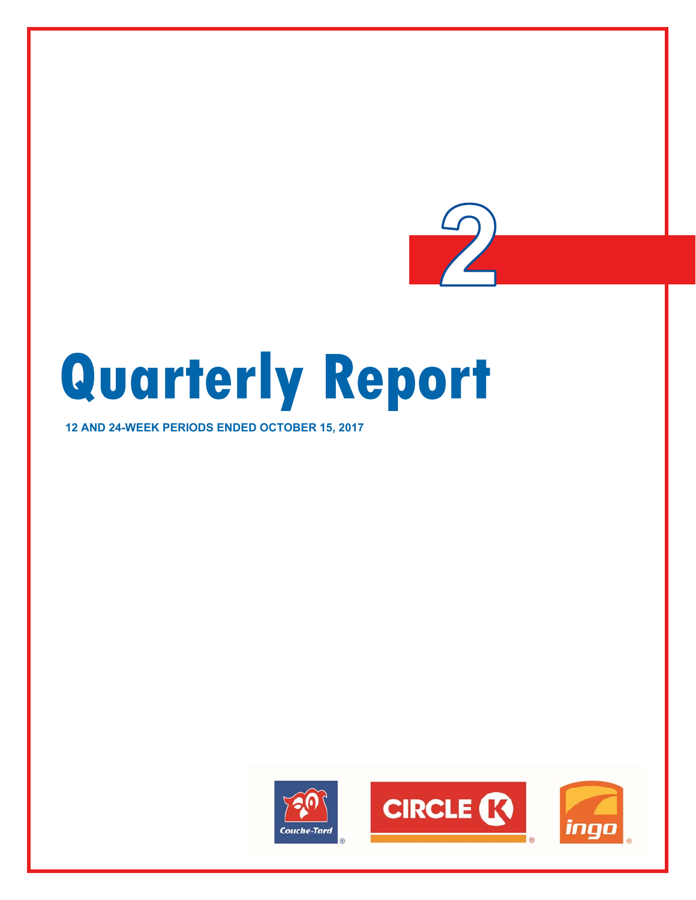2

# Quarterly Report

**12 AND 24-WEEK PERIODS ENDED OCTOBER 15, 2017**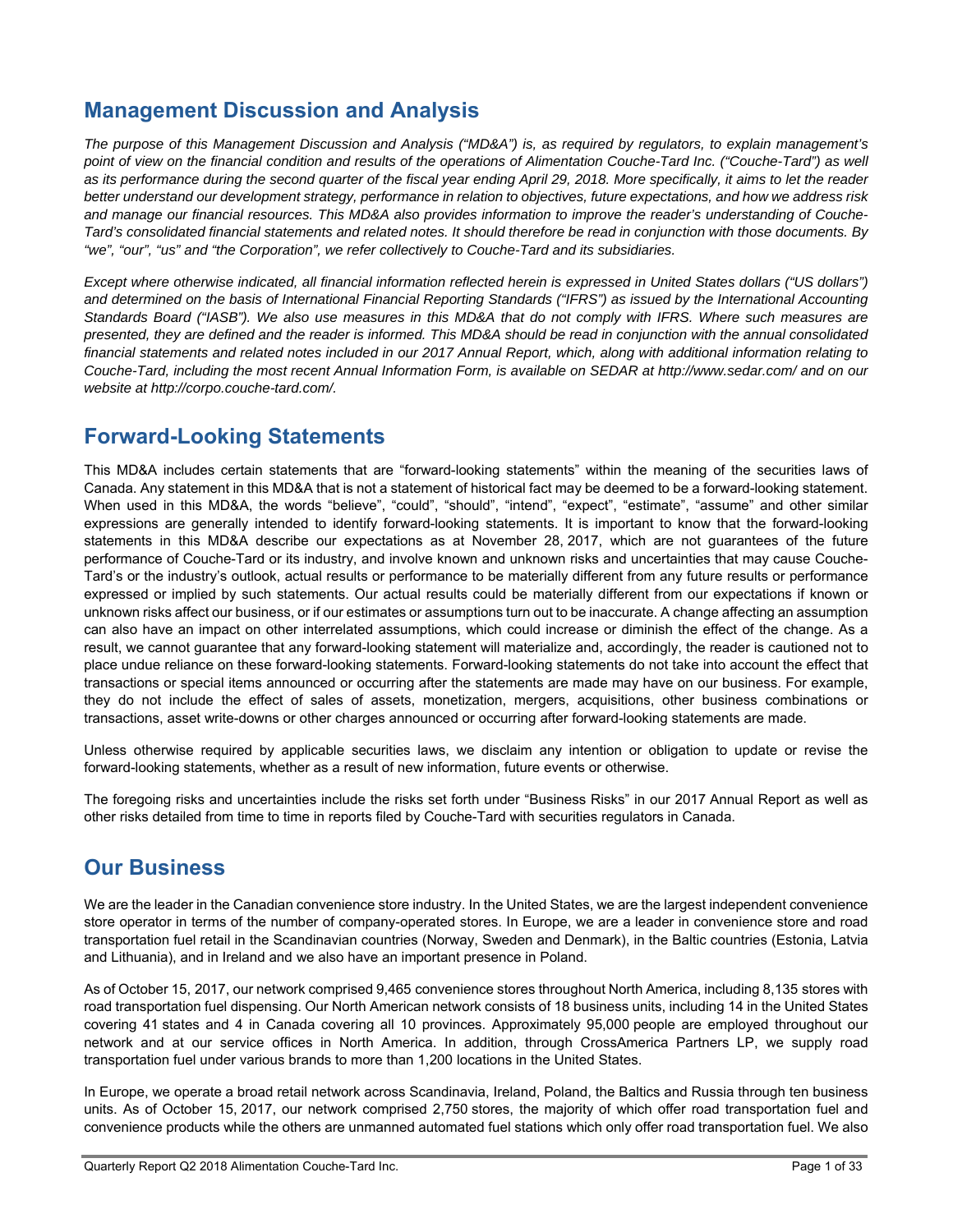## Management Discussion and Analysis

*The purpose of this Management Discussion and Analysis ("MD&A") is, as required by regulators, to explain management's point of view on the financial condition and results of the operations of Alimentation Couche-Tard Inc. ("Couche-Tard") as well as its performance during the second quarter of the fiscal year ending April 29, 2018. More specifically, it aims to let the reader better understand our development strategy, performance in relation to objectives, future expectations, and how we address risk and manage our financial resources. This MD&A also provides information to improve the reader's understanding of Couche-Tard's consolidated financial statements and related notes. It should therefore be read in conjunction with those documents. By "we", "our", "us" and "the Corporation", we refer collectively to Couche-Tard and its subsidiaries.*

*Except where otherwise indicated, all financial information reflected herein is expressed in United States dollars ("US dollars") and determined on the basis of International Financial Reporting Standards ("IFRS") as issued by the International Accounting Standards Board ("IASB"). We also use measures in this MD&A that do not comply with IFRS. Where such measures are presented, they are defined and the reader is informed. This MD&A should be read in conjunction with the annual consolidated financial statements and related notes included in our 2017 Annual Report, which, along with additional information relating to Couche-Tard, including the most recent Annual Information Form, is available on SEDAR at http://www.sedar.com/ and on our website at http://corpo.couche-tard.com/.*

## Forward-Looking Statements

This MD&A includes certain statements that are "forward-looking statements" within the meaning of the securities laws of Canada. Any statement in this MD&A that is not a statement of historical fact may be deemed to be a forward-looking statement. When used in this MD&A, the words "believe", "could", "should", "intend", "expect", "estimate", "assume" and other similar expressions are generally intended to identify forward-looking statements. It is important to know that the forward-looking statements in this MD&A describe our expectations as at November 28, 2017, which are not guarantees of the future performance of Couche-Tard or its industry, and involve known and unknown risks and uncertainties that may cause Couche-Tard's or the industry's outlook, actual results or performance to be materially different from any future results or performance expressed or implied by such statements. Our actual results could be materially different from our expectations if known or unknown risks affect our business, or if our estimates or assumptions turn out to be inaccurate. A change affecting an assumption can also have an impact on other interrelated assumptions, which could increase or diminish the effect of the change. As a result, we cannot guarantee that any forward-looking statement will materialize and, accordingly, the reader is cautioned not to place undue reliance on these forward-looking statements. Forward-looking statements do not take into account the effect that transactions or special items announced or occurring after the statements are made may have on our business. For example, they do not include the effect of sales of assets, monetization, mergers, acquisitions, other business combinations or transactions, asset write-downs or other charges announced or occurring after forward-looking statements are made.

Unless otherwise required by applicable securities laws, we disclaim any intention or obligation to update or revise the forward-looking statements, whether as a result of new information, future events or otherwise.

The foregoing risks and uncertainties include the risks set forth under "Business Risks" in our 2017 Annual Report as well as other risks detailed from time to time in reports filed by Couche-Tard with securities regulators in Canada.

## Our Business

We are the leader in the Canadian convenience store industry. In the United States, we are the largest independent convenience store operator in terms of the number of company-operated stores. In Europe, we are a leader in convenience store and road transportation fuel retail in the Scandinavian countries (Norway, Sweden and Denmark), in the Baltic countries (Estonia, Latvia and Lithuania), and in Ireland and we also have an important presence in Poland.

As of October 15, 2017, our network comprised 9,465 convenience stores throughout North America, including 8,135 stores with road transportation fuel dispensing. Our North American network consists of 18 business units, including 14 in the United States covering 41 states and 4 in Canada covering all 10 provinces. Approximately 95,000 people are employed throughout our network and at our service offices in North America. In addition, through CrossAmerica Partners LP, we supply road transportation fuel under various brands to more than 1,200 locations in the United States.

In Europe, we operate a broad retail network across Scandinavia, Ireland, Poland, the Baltics and Russia through ten business units. As of October 15, 2017, our network comprised 2,750 stores, the majority of which offer road transportation fuel and convenience products while the others are unmanned automated fuel stations which only offer road transportation fuel. We also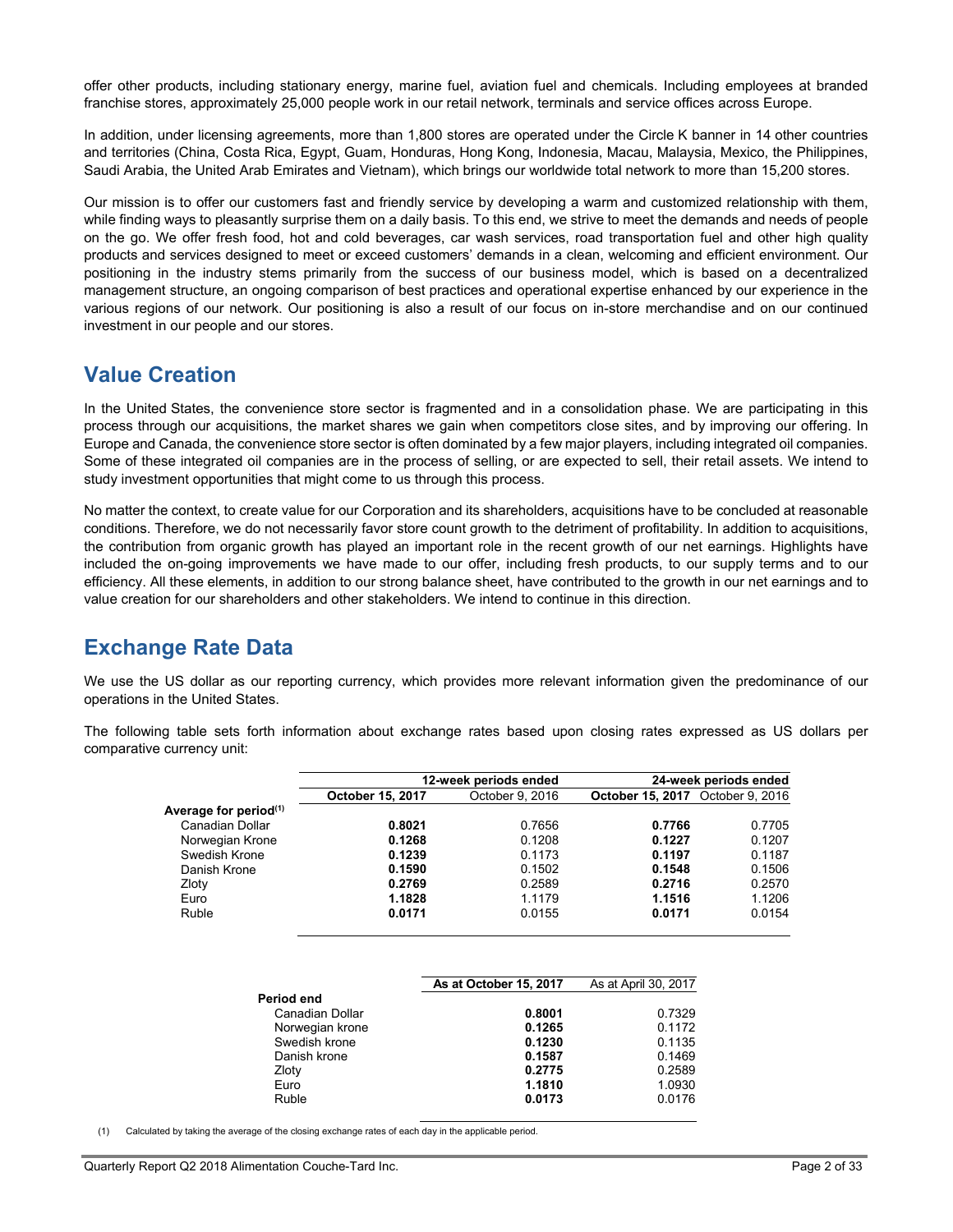offer other products, including stationary energy, marine fuel, aviation fuel and chemicals. Including employees at branded franchise stores, approximately 25,000 people work in our retail network, terminals and service offices across Europe.

In addition, under licensing agreements, more than 1,800 stores are operated under the Circle K banner in 14 other countries and territories (China, Costa Rica, Egypt, Guam, Honduras, Hong Kong, Indonesia, Macau, Malaysia, Mexico, the Philippines, Saudi Arabia, the United Arab Emirates and Vietnam), which brings our worldwide total network to more than 15,200 stores.

Our mission is to offer our customers fast and friendly service by developing a warm and customized relationship with them, while finding ways to pleasantly surprise them on a daily basis. To this end, we strive to meet the demands and needs of people on the go. We offer fresh food, hot and cold beverages, car wash services, road transportation fuel and other high quality products and services designed to meet or exceed customers' demands in a clean, welcoming and efficient environment. Our positioning in the industry stems primarily from the success of our business model, which is based on a decentralized management structure, an ongoing comparison of best practices and operational expertise enhanced by our experience in the various regions of our network. Our positioning is also a result of our focus on in-store merchandise and on our continued investment in our people and our stores.

## Value Creation

In the United States, the convenience store sector is fragmented and in a consolidation phase. We are participating in this process through our acquisitions, the market shares we gain when competitors close sites, and by improving our offering. In Europe and Canada, the convenience store sector is often dominated by a few major players, including integrated oil companies. Some of these integrated oil companies are in the process of selling, or are expected to sell, their retail assets. We intend to study investment opportunities that might come to us through this process.

No matter the context, to create value for our Corporation and its shareholders, acquisitions have to be concluded at reasonable conditions. Therefore, we do not necessarily favor store count growth to the detriment of profitability. In addition to acquisitions, the contribution from organic growth has played an important role in the recent growth of our net earnings. Highlights have included the on-going improvements we have made to our offer, including fresh products, to our supply terms and to our efficiency. All these elements, in addition to our strong balance sheet, have contributed to the growth in our net earnings and to value creation for our shareholders and other stakeholders. We intend to continue in this direction.

## Exchange Rate Data

We use the US dollar as our reporting currency, which provides more relevant information given the predominance of our operations in the United States.

The following table sets forth information about exchange rates based upon closing rates expressed as US dollars per comparative currency unit:

| | 12-week periods ended | | 24-week periods ended | |
|---|---|---|---|---|
| | **October 15, 2017** | October 9, 2016 | **October 15, 2017** | October 9, 2016 |
| **Average for period[(1)]** | | | | |
| Canadian Dollar | **0.8021** | 0.7656 | **0.7766** | 0.7705 |
| Norwegian Krone | **0.1268** | 0.1208 | **0.1227** | 0.1207 |
| Swedish Krone | **0.1239** | 0.1173 | **0.1197** | 0.1187 |
| Danish Krone | **0.1590** | 0.1502 | **0.1548** | 0.1506 |
| Zloty | **0.2769** | 0.2589 | **0.2716** | 0.2570 |
| Euro | **1.1828** | 1.1179 | **1.1516** | 1.1206 |
| Ruble | **0.0171** | 0.0155 | **0.0171** | 0.0154 |

| | **As at October 15, 2017** | As at April 30, 2017 |
|---|---|---|
| **Period end** | | |
| Canadian Dollar | **0.8001** | 0.7329 |
| Norwegian krone | **0.1265** | 0.1172 |
| Swedish krone | **0.1230** | 0.1135 |
| Danish krone | **0.1587** | 0.1469 |
| Zloty | **0.2775** | 0.2589 |
| Euro | **1.1810** | 1.0930 |
| Ruble | **0.0173** | 0.0176 |

(1) Calculated by taking the average of the closing exchange rates of each day in the applicable period.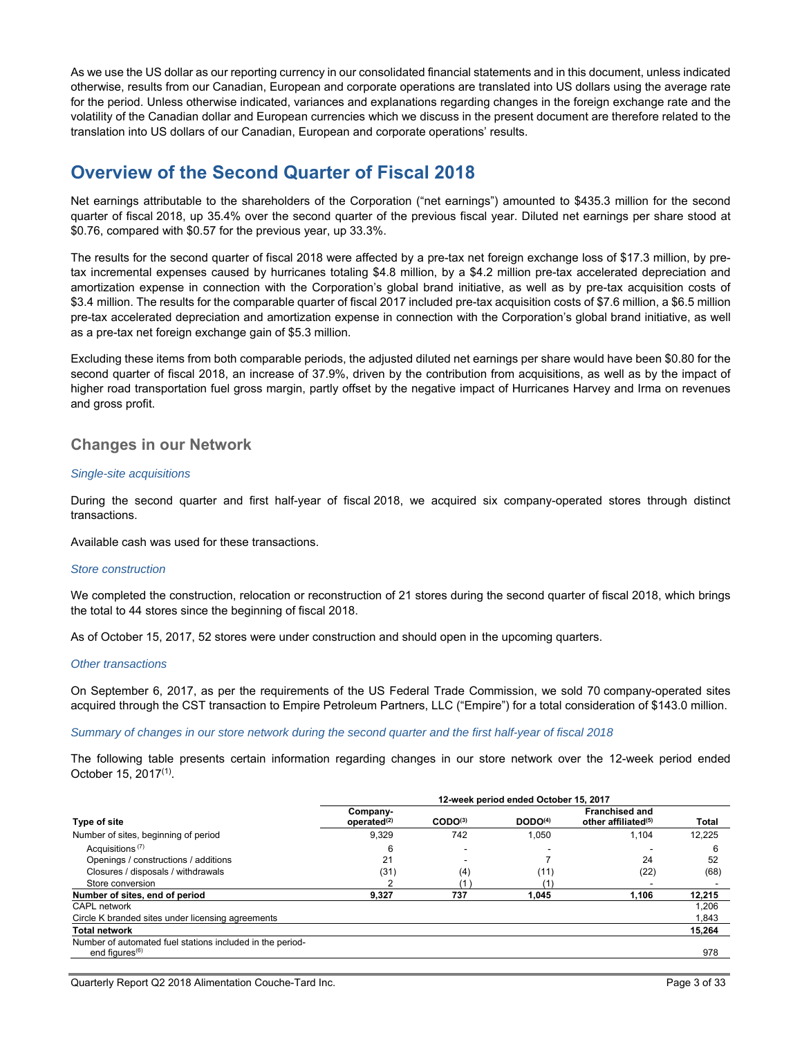As we use the US dollar as our reporting currency in our consolidated financial statements and in this document, unless indicated otherwise, results from our Canadian, European and corporate operations are translated into US dollars using the average rate for the period. Unless otherwise indicated, variances and explanations regarding changes in the foreign exchange rate and the volatility of the Canadian dollar and European currencies which we discuss in the present document are therefore related to the translation into US dollars of our Canadian, European and corporate operations' results.

# Overview of the Second Quarter of Fiscal 2018

Net earnings attributable to the shareholders of the Corporation ("net earnings") amounted to $435.3 million for the second quarter of fiscal 2018, up 35.4% over the second quarter of the previous fiscal year. Diluted net earnings per share stood at $0.76, compared with $0.57 for the previous year, up 33.3%.

The results for the second quarter of fiscal 2018 were affected by a pre-tax net foreign exchange loss of $17.3 million, by pre-tax incremental expenses caused by hurricanes totaling $4.8 million, by a $4.2 million pre-tax accelerated depreciation and amortization expense in connection with the Corporation's global brand initiative, as well as by pre-tax acquisition costs of $3.4 million. The results for the comparable quarter of fiscal 2017 included pre-tax acquisition costs of $7.6 million, a $6.5 million pre-tax accelerated depreciation and amortization expense in connection with the Corporation's global brand initiative, as well as a pre-tax net foreign exchange gain of $5.3 million.

Excluding these items from both comparable periods, the adjusted diluted net earnings per share would have been $0.80 for the second quarter of fiscal 2018, an increase of 37.9%, driven by the contribution from acquisitions, as well as by the impact of higher road transportation fuel gross margin, partly offset by the negative impact of Hurricanes Harvey and Irma on revenues and gross profit.

## Changes in our Network

*Single-site acquisitions*

During the second quarter and first half-year of fiscal 2018, we acquired six company-operated stores through distinct transactions.

Available cash was used for these transactions.

*Store construction*

We completed the construction, relocation or reconstruction of 21 stores during the second quarter of fiscal 2018, which brings the total to 44 stores since the beginning of fiscal 2018.

As of October 15, 2017, 52 stores were under construction and should open in the upcoming quarters.

*Other transactions*

On September 6, 2017, as per the requirements of the US Federal Trade Commission, we sold 70 company-operated sites acquired through the CST transaction to Empire Petroleum Partners, LLC ("Empire") for a total consideration of $143.0 million.

*Summary of changes in our store network during the second quarter and the first half-year of fiscal 2018*

The following table presents certain information regarding changes in our store network over the 12-week period ended October 15, 2017[1].

| | 12-week period ended October 15, 2017 | | | | |
|---|---|---|---|---|---|
| **Type of site** | **Company-operated[2]** | **CODO[3]** | **DODO[4]** | **Franchised and other affiliated[5]** | **Total** |
| Number of sites, beginning of period | 9,329 | 742 | 1,050 | 1,104 | 12,225 |
| Acquisitions [7] | 6 | - | - | - | 6 |
| Openings / constructions / additions | 21 | - | 7 | 24 | 52 |
| Closures / disposals / withdrawals | (31) | (4) | (11) | (22) | (68) |
| Store conversion | 2 | (1) | (1) | - | - |
| **Number of sites, end of period** | **9,327** | **737** | **1,045** | **1,106** | **12,215** |
| CAPL network | | | | | 1,206 |
| Circle K branded sites under licensing agreements | | | | | 1,843 |
| **Total network** | | | | | **15,264** |
| Number of automated fuel stations included in the period-end figures[6] | | | | | 978 |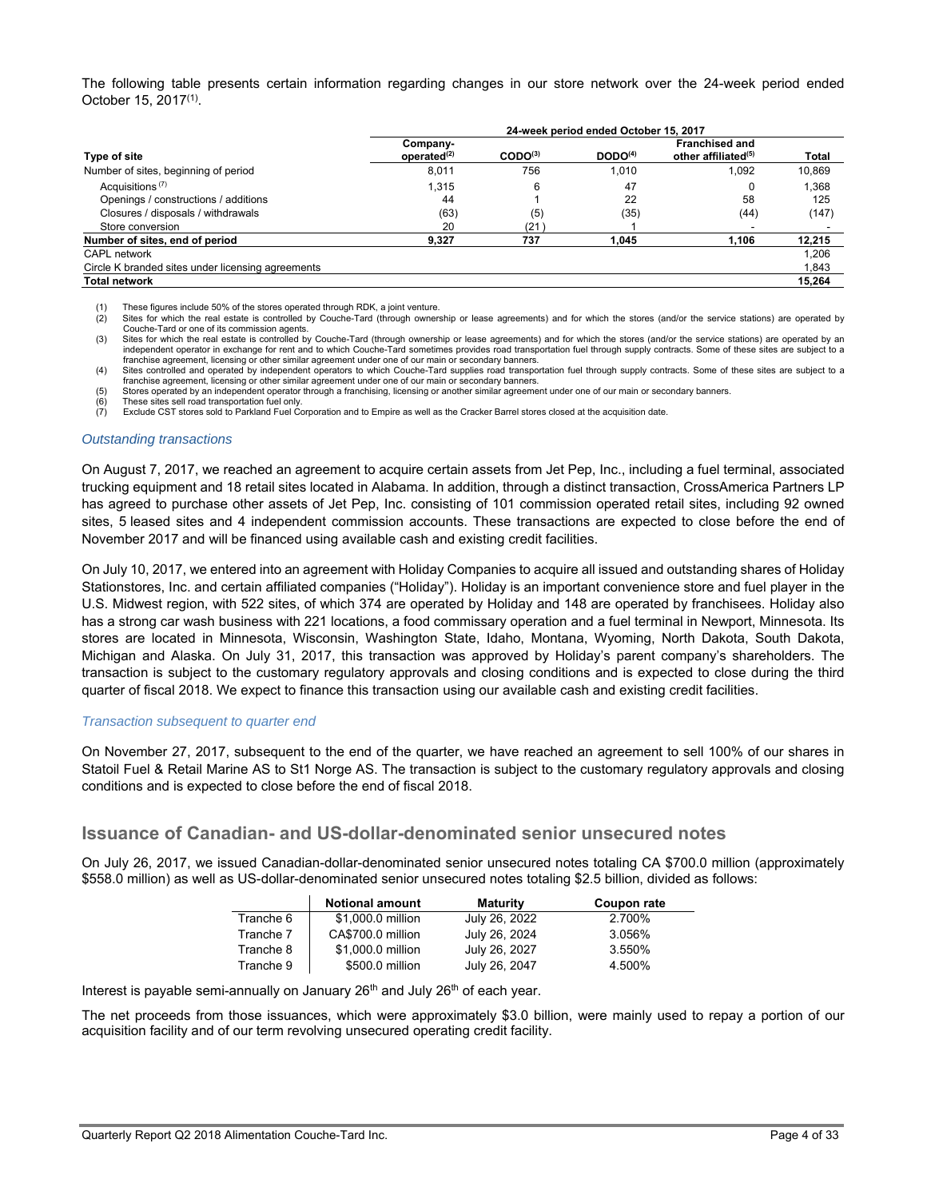The following table presents certain information regarding changes in our store network over the 24-week period ended October 15, 2017[1].

| | 24-week period ended October 15, 2017 | | | | |
|---|---|---|---|---|---|
| **Type of site** | **Company-operated[2]** | **CODO[3]** | **DODO[4]** | **Franchised and other affiliated[5]** | **Total** |
| Number of sites, beginning of period | 8,011 | 756 | 1,010 | 1,092 | 10,869 |
| Acquisitions [7] | 1,315 | 6 | 47 | 0 | 1,368 |
| Openings / constructions / additions | 44 | 1 | 22 | 58 | 125 |
| Closures / disposals / withdrawals | (63) | (5) | (35) | (44) | (147) |
| Store conversion | 20 | (21) | 1 | - | - |
| **Number of sites, end of period** | **9,327** | **737** | **1,045** | **1,106** | **12,215** |
| CAPL network | | | | | 1,206 |
| Circle K branded sites under licensing agreements | | | | | 1,843 |
| **Total network** | | | | | **15,264** |

(1) These figures include 50% of the stores operated through RDK, a joint venture.
(2) Sites for which the real estate is controlled by Couche-Tard (through ownership or lease agreements) and for which the stores (and/or the service stations) are operated by Couche-Tard or one of its commission agents.
(3) Sites for which the real estate is controlled by Couche-Tard (through ownership or lease agreements) and for which the stores (and/or the service stations) are operated by an independent operator in exchange for rent and to which Couche-Tard sometimes provides road transportation fuel through supply contracts. Some of these sites are subject to a franchise agreement, licensing or other similar agreement under one of our main or secondary banners.
(4) Sites controlled and operated by independent operators to which Couche-Tard supplies road transportation fuel through supply contracts. Some of these sites are subject to a franchise agreement, licensing or other similar agreement under one of our main or secondary banners.
(5) Stores operated by an independent operator through a franchising, licensing or another similar agreement under one of our main or secondary banners.
(6) These sites sell road transportation fuel only.
(7) Exclude CST stores sold to Parkland Fuel Corporation and to Empire as well as the Cracker Barrel stores closed at the acquisition date.

### *Outstanding transactions*

On August 7, 2017, we reached an agreement to acquire certain assets from Jet Pep, Inc., including a fuel terminal, associated trucking equipment and 18 retail sites located in Alabama. In addition, through a distinct transaction, CrossAmerica Partners LP has agreed to purchase other assets of Jet Pep, Inc. consisting of 101 commission operated retail sites, including 92 owned sites, 5 leased sites and 4 independent commission accounts. These transactions are expected to close before the end of November 2017 and will be financed using available cash and existing credit facilities.

On July 10, 2017, we entered into an agreement with Holiday Companies to acquire all issued and outstanding shares of Holiday Stationstores, Inc. and certain affiliated companies ("Holiday"). Holiday is an important convenience store and fuel player in the U.S. Midwest region, with 522 sites, of which 374 are operated by Holiday and 148 are operated by franchisees. Holiday also has a strong car wash business with 221 locations, a food commissary operation and a fuel terminal in Newport, Minnesota. Its stores are located in Minnesota, Wisconsin, Washington State, Idaho, Montana, Wyoming, North Dakota, South Dakota, Michigan and Alaska. On July 31, 2017, this transaction was approved by Holiday's parent company's shareholders. The transaction is subject to the customary regulatory approvals and closing conditions and is expected to close during the third quarter of fiscal 2018. We expect to finance this transaction using our available cash and existing credit facilities.

### *Transaction subsequent to quarter end*

On November 27, 2017, subsequent to the end of the quarter, we have reached an agreement to sell 100% of our shares in Statoil Fuel & Retail Marine AS to St1 Norge AS. The transaction is subject to the customary regulatory approvals and closing conditions and is expected to close before the end of fiscal 2018.

## Issuance of Canadian- and US-dollar-denominated senior unsecured notes

On July 26, 2017, we issued Canadian-dollar-denominated senior unsecured notes totaling CA $700.0 million (approximately $558.0 million) as well as US-dollar-denominated senior unsecured notes totaling $2.5 billion, divided as follows:

| | Notional amount | Maturity | Coupon rate |
|---|---|---|---|
| Tranche 6 | $1,000.0 million | July 26, 2022 | 2.700% |
| Tranche 7 | CA$700.0 million | July 26, 2024 | 3.056% |
| Tranche 8 | $1,000.0 million | July 26, 2027 | 3.550% |
| Tranche 9 | $500.0 million | July 26, 2047 | 4.500% |

Interest is payable semi-annually on January 26th and July 26th of each year.

The net proceeds from those issuances, which were approximately $3.0 billion, were mainly used to repay a portion of our acquisition facility and of our term revolving unsecured operating credit facility.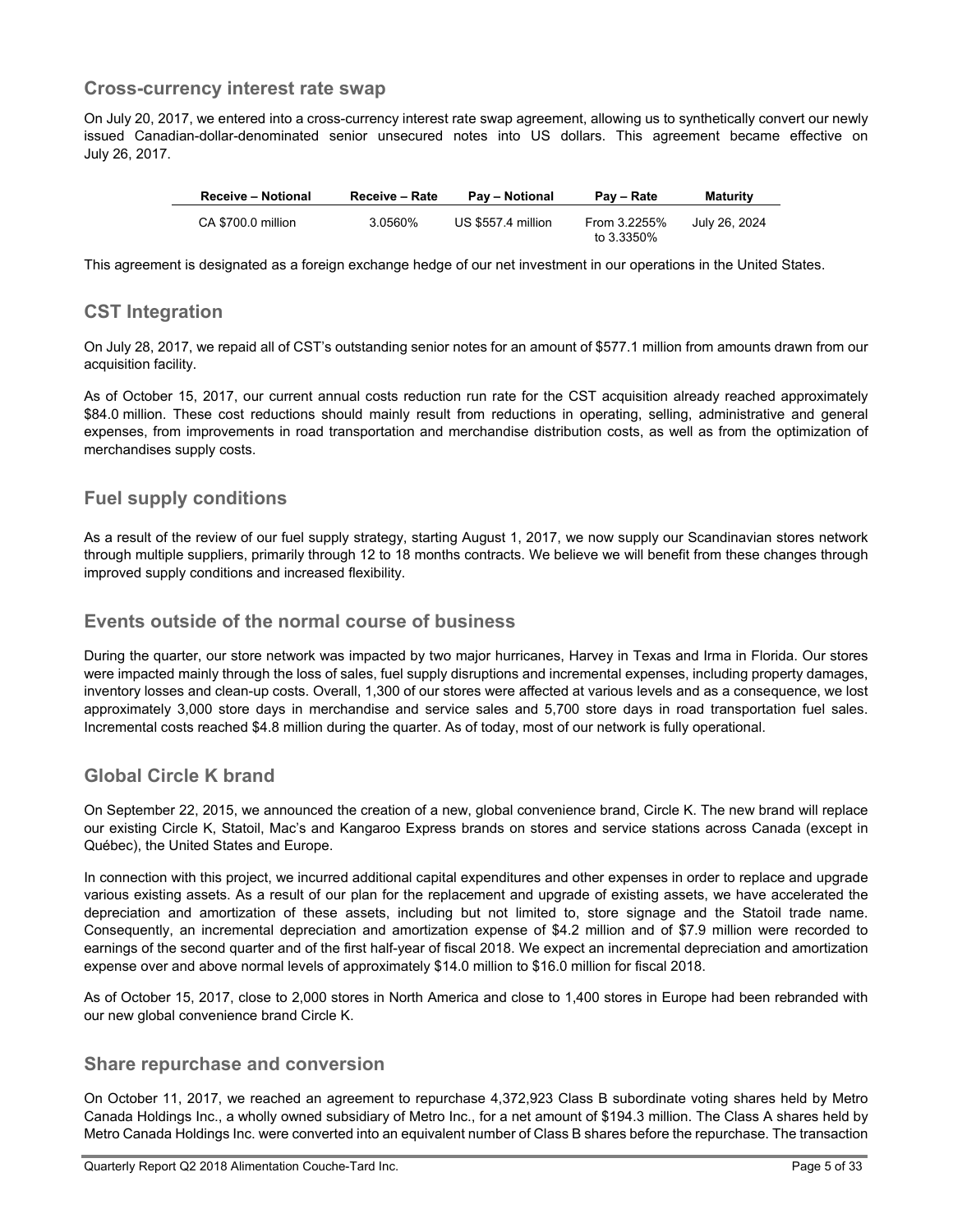## Cross-currency interest rate swap

On July 20, 2017, we entered into a cross-currency interest rate swap agreement, allowing us to synthetically convert our newly issued Canadian-dollar-denominated senior unsecured notes into US dollars. This agreement became effective on July 26, 2017.

| Receive – Notional | Receive – Rate | Pay – Notional | Pay – Rate | Maturity |
|---|---|---|---|---|
| CA $700.0 million | 3.0560% | US $557.4 million | From 3.2255% to 3.3350% | July 26, 2024 |

This agreement is designated as a foreign exchange hedge of our net investment in our operations in the United States.

## CST Integration

On July 28, 2017, we repaid all of CST's outstanding senior notes for an amount of $577.1 million from amounts drawn from our acquisition facility.

As of October 15, 2017, our current annual costs reduction run rate for the CST acquisition already reached approximately $84.0 million. These cost reductions should mainly result from reductions in operating, selling, administrative and general expenses, from improvements in road transportation and merchandise distribution costs, as well as from the optimization of merchandises supply costs.

## Fuel supply conditions

As a result of the review of our fuel supply strategy, starting August 1, 2017, we now supply our Scandinavian stores network through multiple suppliers, primarily through 12 to 18 months contracts. We believe we will benefit from these changes through improved supply conditions and increased flexibility.

## Events outside of the normal course of business

During the quarter, our store network was impacted by two major hurricanes, Harvey in Texas and Irma in Florida. Our stores were impacted mainly through the loss of sales, fuel supply disruptions and incremental expenses, including property damages, inventory losses and clean-up costs. Overall, 1,300 of our stores were affected at various levels and as a consequence, we lost approximately 3,000 store days in merchandise and service sales and 5,700 store days in road transportation fuel sales. Incremental costs reached $4.8 million during the quarter. As of today, most of our network is fully operational.

## Global Circle K brand

On September 22, 2015, we announced the creation of a new, global convenience brand, Circle K. The new brand will replace our existing Circle K, Statoil, Mac's and Kangaroo Express brands on stores and service stations across Canada (except in Québec), the United States and Europe.

In connection with this project, we incurred additional capital expenditures and other expenses in order to replace and upgrade various existing assets. As a result of our plan for the replacement and upgrade of existing assets, we have accelerated the depreciation and amortization of these assets, including but not limited to, store signage and the Statoil trade name. Consequently, an incremental depreciation and amortization expense of $4.2 million and of $7.9 million were recorded to earnings of the second quarter and of the first half-year of fiscal 2018. We expect an incremental depreciation and amortization expense over and above normal levels of approximately $14.0 million to $16.0 million for fiscal 2018.

As of October 15, 2017, close to 2,000 stores in North America and close to 1,400 stores in Europe had been rebranded with our new global convenience brand Circle K.

## Share repurchase and conversion

On October 11, 2017, we reached an agreement to repurchase 4,372,923 Class B subordinate voting shares held by Metro Canada Holdings Inc., a wholly owned subsidiary of Metro Inc., for a net amount of $194.3 million. The Class A shares held by Metro Canada Holdings Inc. were converted into an equivalent number of Class B shares before the repurchase. The transaction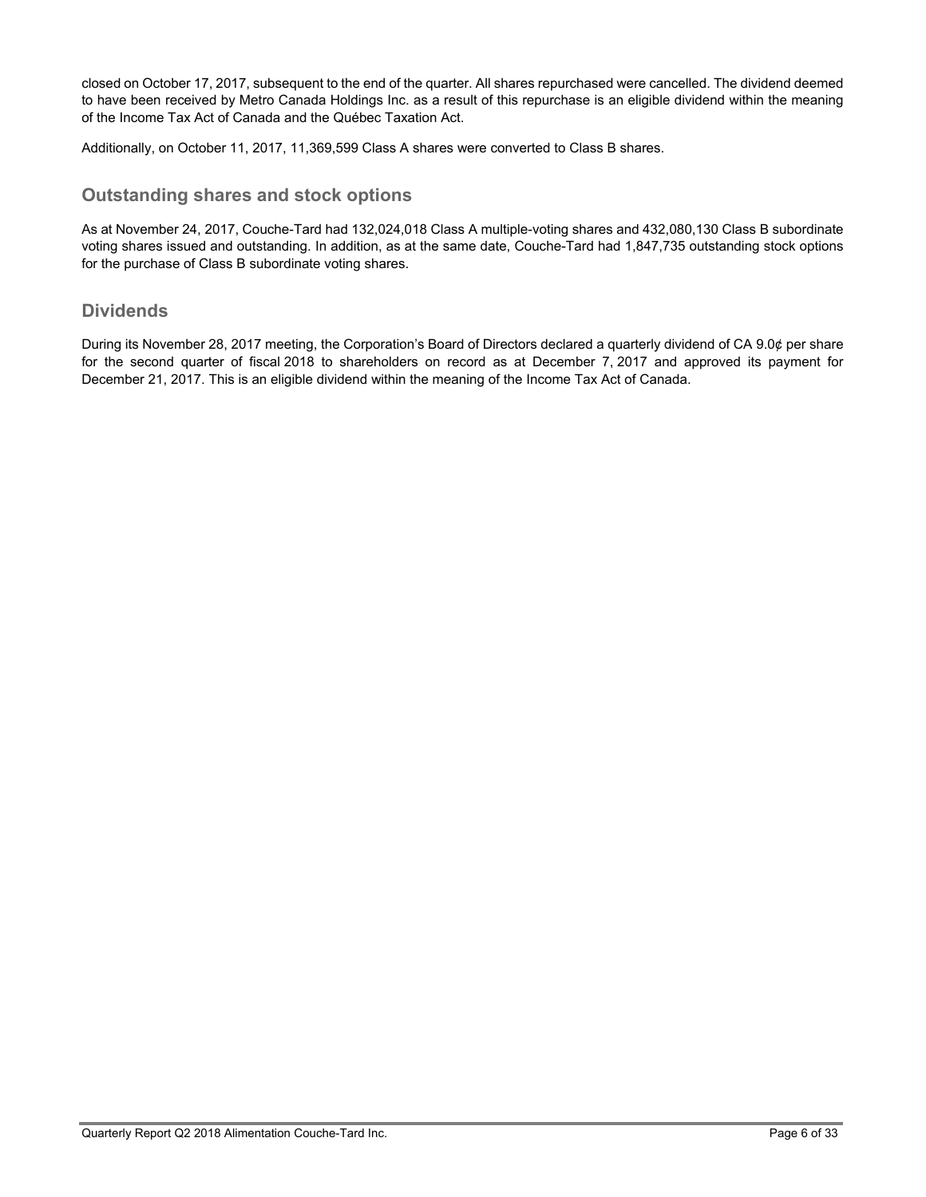closed on October 17, 2017, subsequent to the end of the quarter. All shares repurchased were cancelled. The dividend deemed to have been received by Metro Canada Holdings Inc. as a result of this repurchase is an eligible dividend within the meaning of the Income Tax Act of Canada and the Québec Taxation Act.

Additionally, on October 11, 2017, 11,369,599 Class A shares were converted to Class B shares.

## Outstanding shares and stock options

As at November 24, 2017, Couche-Tard had 132,024,018 Class A multiple-voting shares and 432,080,130 Class B subordinate voting shares issued and outstanding. In addition, as at the same date, Couche-Tard had 1,847,735 outstanding stock options for the purchase of Class B subordinate voting shares.

## Dividends

During its November 28, 2017 meeting, the Corporation's Board of Directors declared a quarterly dividend of CA 9.0¢ per share for the second quarter of fiscal 2018 to shareholders on record as at December 7, 2017 and approved its payment for December 21, 2017. This is an eligible dividend within the meaning of the Income Tax Act of Canada.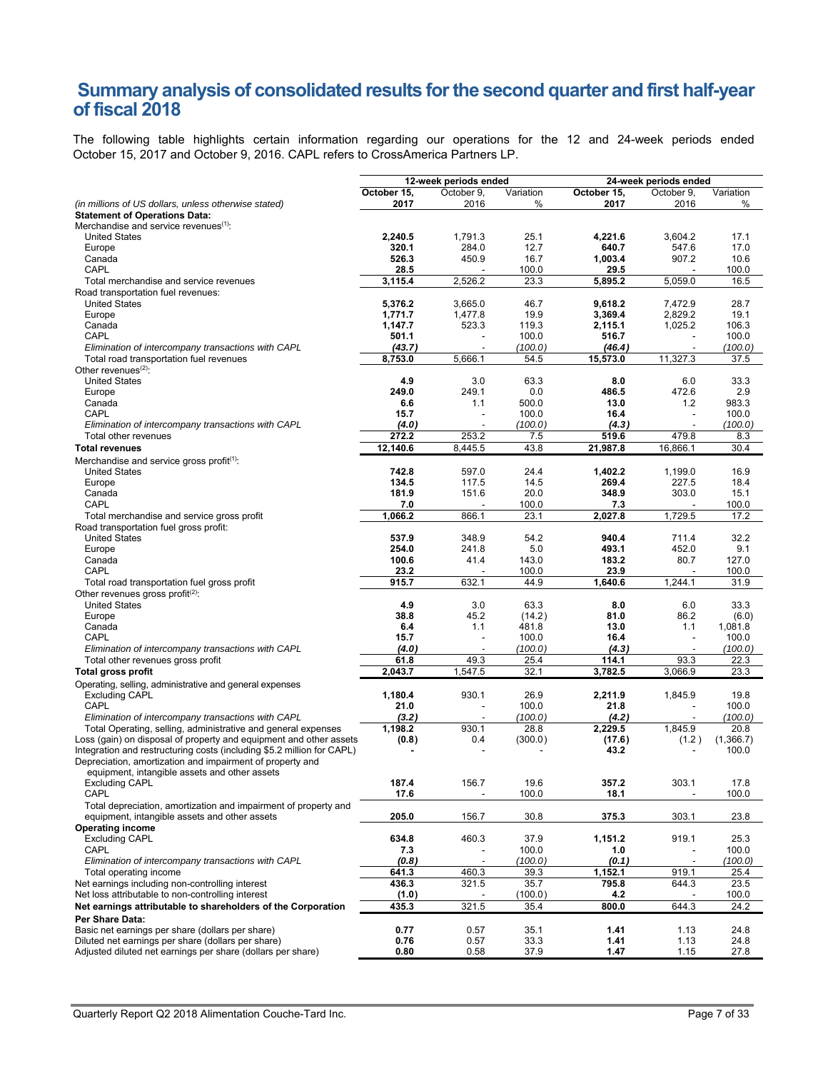# Summary analysis of consolidated results for the second quarter and first half-year of fiscal 2018

The following table highlights certain information regarding our operations for the 12 and 24-week periods ended October 15, 2017 and October 9, 2016. CAPL refers to CrossAmerica Partners LP.

| | 12-week periods ended | | | 24-week periods ended | | |
|---|---|---|---|---|---|---|
| *(in millions of US dollars, unless otherwise stated)* | **October 15, 2017** | October 9, 2016 | Variation % | **October 15, 2017** | October 9, 2016 | Variation % |
| **Statement of Operations Data:** | | | | | | |
| Merchandise and service revenues[(1)]: | | | | | | |
| United States | **2,240.5** | 1,791.3 | 25.1 | **4,221.6** | 3,604.2 | 17.1 |
| Europe | **320.1** | 284.0 | 12.7 | **640.7** | 547.6 | 17.0 |
| Canada | **526.3** | 450.9 | 16.7 | **1,003.4** | 907.2 | 10.6 |
| CAPL | **28.5** | - | 100.0 | **29.5** | - | 100.0 |
| Total merchandise and service revenues | **3,115.4** | 2,526.2 | 23.3 | **5,895.2** | 5,059.0 | 16.5 |
| Road transportation fuel revenues: | | | | | | |
| United States | **5,376.2** | 3,665.0 | 46.7 | **9,618.2** | 7,472.9 | 28.7 |
| Europe | **1,771.7** | 1,477.8 | 19.9 | **3,369.4** | 2,829.2 | 19.1 |
| Canada | **1,147.7** | 523.3 | 119.3 | **2,115.1** | 1,025.2 | 106.3 |
| CAPL | **501.1** | - | 100.0 | **516.7** | - | 100.0 |
| *Elimination of intercompany transactions with CAPL* | ***(43.7)*** | - | *(100.0)* | ***(46.4)*** | - | *(100.0)* |
| Total road transportation fuel revenues | **8,753.0** | 5,666.1 | 54.5 | **15,573.0** | 11,327.3 | 37.5 |
| Other revenues[(2)]: | | | | | | |
| United States | **4.9** | 3.0 | 63.3 | **8.0** | 6.0 | 33.3 |
| Europe | **249.0** | 249.1 | 0.0 | **486.5** | 472.6 | 2.9 |
| Canada | **6.6** | 1.1 | 500.0 | **13.0** | 1.2 | 983.3 |
| CAPL | **15.7** | - | 100.0 | **16.4** | - | 100.0 |
| *Elimination of intercompany transactions with CAPL* | ***(4.0)*** | - | *(100.0)* | ***(4.3)*** | - | *(100.0)* |
| Total other revenues | **272.2** | 253.2 | 7.5 | **519.6** | 479.8 | 8.3 |
| **Total revenues** | **12,140.6** | 8,445.5 | 43.8 | **21,987.8** | 16,866.1 | 30.4 |
| Merchandise and service gross profit[(1)]: | | | | | | |
| United States | **742.8** | 597.0 | 24.4 | **1,402.2** | 1,199.0 | 16.9 |
| Europe | **134.5** | 117.5 | 14.5 | **269.4** | 227.5 | 18.4 |
| Canada | **181.9** | 151.6 | 20.0 | **348.9** | 303.0 | 15.1 |
| CAPL | **7.0** | - | 100.0 | **7.3** | - | 100.0 |
| Total merchandise and service gross profit | **1,066.2** | 866.1 | 23.1 | **2,027.8** | 1,729.5 | 17.2 |
| Road transportation fuel gross profit: | | | | | | |
| United States | **537.9** | 348.9 | 54.2 | **940.4** | 711.4 | 32.2 |
| Europe | **254.0** | 241.8 | 5.0 | **493.1** | 452.0 | 9.1 |
| Canada | **100.6** | 41.4 | 143.0 | **183.2** | 80.7 | 127.0 |
| CAPL | **23.2** | - | 100.0 | **23.9** | - | 100.0 |
| Total road transportation fuel gross profit | **915.7** | 632.1 | 44.9 | **1,640.6** | 1,244.1 | 31.9 |
| Other revenues gross profit[(2)]: | | | | | | |
| United States | **4.9** | 3.0 | 63.3 | **8.0** | 6.0 | 33.3 |
| Europe | **38.8** | 45.2 | (14.2) | **81.0** | 86.2 | (6.0) |
| Canada | **6.4** | 1.1 | 481.8 | **13.0** | 1.1 | 1,081.8 |
| CAPL | **15.7** | - | 100.0 | **16.4** | - | 100.0 |
| *Elimination of intercompany transactions with CAPL* | ***(4.0)*** | - | *(100.0)* | ***(4.3)*** | - | *(100.0)* |
| Total other revenues gross profit | **61.8** | 49.3 | 25.4 | **114.1** | 93.3 | 22.3 |
| **Total gross profit** | **2,043.7** | 1,547.5 | 32.1 | **3,782.5** | 3,066.9 | 23.3 |
| Operating, selling, administrative and general expenses | | | | | | |
| Excluding CAPL | **1,180.4** | 930.1 | 26.9 | **2,211.9** | 1,845.9 | 19.8 |
| CAPL | **21.0** | - | 100.0 | **21.8** | - | 100.0 |
| *Elimination of intercompany transactions with CAPL* | ***(3.2)*** | - | *(100.0)* | ***(4.2)*** | - | *(100.0)* |
| Total Operating, selling, administrative and general expenses | **1,198.2** | 930.1 | 28.8 | **2,229.5** | 1,845.9 | 20.8 |
| Loss (gain) on disposal of property and equipment and other assets | **(0.8)** | 0.4 | (300.0) | **(17.6)** | (1.2) | (1,366.7) |
| Integration and restructuring costs (including $5.2 million for CAPL) | **-** | - | - | **43.2** | - | 100.0 |
| Depreciation, amortization and impairment of property and equipment, intangible assets and other assets | | | | | | |
| Excluding CAPL | **187.4** | 156.7 | 19.6 | **357.2** | 303.1 | 17.8 |
| CAPL | **17.6** | - | 100.0 | **18.1** | - | 100.0 |
| Total depreciation, amortization and impairment of property and equipment, intangible assets and other assets | **205.0** | 156.7 | 30.8 | **375.3** | 303.1 | 23.8 |
| **Operating income** | | | | | | |
| Excluding CAPL | **634.8** | 460.3 | 37.9 | **1,151.2** | 919.1 | 25.3 |
| CAPL | **7.3** | - | 100.0 | **1.0** | - | 100.0 |
| *Elimination of intercompany transactions with CAPL* | ***(0.8)*** | - | *(100.0)* | ***(0.1)*** | - | *(100.0)* |
| Total operating income | **641.3** | 460.3 | 39.3 | **1,152.1** | 919.1 | 25.4 |
| Net earnings including non-controlling interest | **436.3** | 321.5 | 35.7 | **795.8** | 644.3 | 23.5 |
| Net loss attributable to non-controlling interest | **(1.0)** | - | (100.0) | **4.2** | - | 100.0 |
| **Net earnings attributable to shareholders of the Corporation** | **435.3** | 321.5 | 35.4 | **800.0** | 644.3 | 24.2 |
| **Per Share Data:** | | | | | | |
| Basic net earnings per share (dollars per share) | **0.77** | 0.57 | 35.1 | **1.41** | 1.13 | 24.8 |
| Diluted net earnings per share (dollars per share) | **0.76** | 0.57 | 33.3 | **1.41** | 1.13 | 24.8 |
| Adjusted diluted net earnings per share (dollars per share) | **0.80** | 0.58 | 37.9 | **1.47** | 1.15 | 27.8 |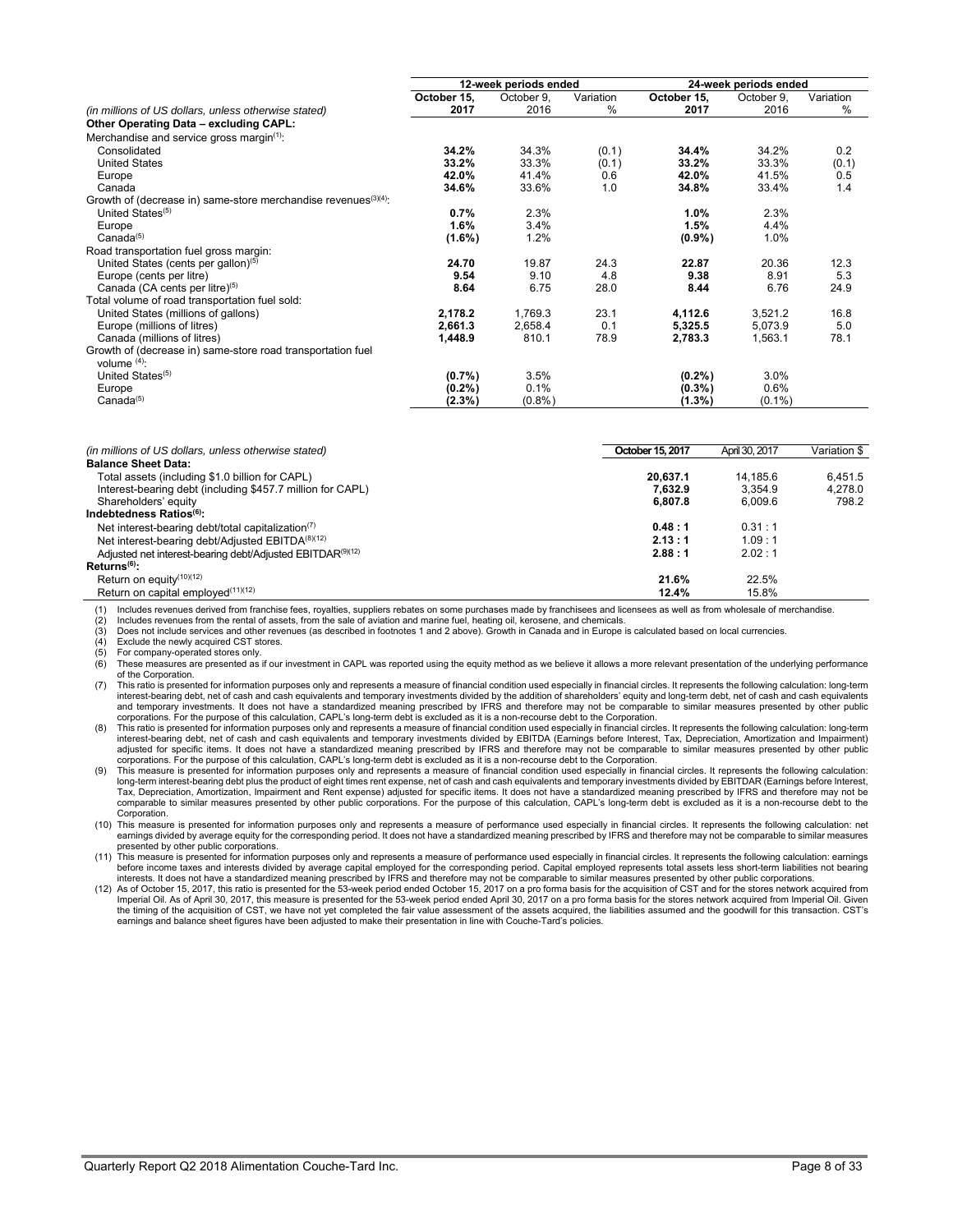| *(in millions of US dollars, unless otherwise stated)* | 12-week periods ended | | | 24-week periods ended | | |
|---|---|---|---|---|---|---|
| | **October 15, 2017** | October 9, 2016 | Variation % | **October 15, 2017** | October 9, 2016 | Variation % |
| **Other Operating Data – excluding CAPL:** | | | | | | |
| Merchandise and service gross margin[1]: | | | | | | |
| Consolidated | **34.2%** | 34.3% | (0.1) | **34.4%** | 34.2% | 0.2 |
| United States | **33.2%** | 33.3% | (0.1) | **33.2%** | 33.3% | (0.1) |
| Europe | **42.0%** | 41.4% | 0.6 | **42.0%** | 41.5% | 0.5 |
| Canada | **34.6%** | 33.6% | 1.0 | **34.8%** | 33.4% | 1.4 |
| Growth of (decrease in) same-store merchandise revenues[3][4]: | | | | | | |
| United States[5] | **0.7%** | 2.3% | | **1.0%** | 2.3% | |
| Europe | **1.6%** | 3.4% | | **1.5%** | 4.4% | |
| Canada[5] | **(1.6%)** | 1.2% | | **(0.9%)** | 1.0% | |
| Road transportation fuel gross margin: | | | | | | |
| United States (cents per gallon)[5] | **24.70** | 19.87 | 24.3 | **22.87** | 20.36 | 12.3 |
| Europe (cents per litre) | **9.54** | 9.10 | 4.8 | **9.38** | 8.91 | 5.3 |
| Canada (CA cents per litre)[5] | **8.64** | 6.75 | 28.0 | **8.44** | 6.76 | 24.9 |
| Total volume of road transportation fuel sold: | | | | | | |
| United States (millions of gallons) | **2,178.2** | 1,769.3 | 23.1 | **4,112.6** | 3,521.2 | 16.8 |
| Europe (millions of litres) | **2,661.3** | 2,658.4 | 0.1 | **5,325.5** | 5,073.9 | 5.0 |
| Canada (millions of litres) | **1,448.9** | 810.1 | 78.9 | **2,783.3** | 1,563.1 | 78.1 |
| Growth of (decrease in) same-store road transportation fuel volume [4]: | | | | | | |
| United States[5] | **(0.7%)** | 3.5% | | **(0.2%)** | 3.0% | |
| Europe | **(0.2%)** | 0.1% | | **(0.3%)** | 0.6% | |
| Canada[5] | **(2.3%)** | (0.8%) | | **(1.3%)** | (0.1%) | |

| *(in millions of US dollars, unless otherwise stated)* | **October 15, 2017** | April 30, 2017 | Variation $ |
|---|---|---|---|
| **Balance Sheet Data:** | | | |
| Total assets (including $1.0 billion for CAPL) | **20,637.1** | 14,185.6 | 6,451.5 |
| Interest-bearing debt (including $457.7 million for CAPL) | **7,632.9** | 3,354.9 | 4,278.0 |
| Shareholders' equity | **6,807.8** | 6,009.6 | 798.2 |
| **Indebtedness Ratios[6]:** | | | |
| Net interest-bearing debt/total capitalization[7] | **0.48 : 1** | 0.31 : 1 | |
| Net interest-bearing debt/Adjusted EBITDA[8][12] | **2.13 : 1** | 1.09 : 1 | |
| Adjusted net interest-bearing debt/Adjusted EBITDAR[9][12] | **2.88 : 1** | 2.02 : 1 | |
| **Returns[6]:** | | | |
| Return on equity[10][12] | **21.6%** | 22.5% | |
| Return on capital employed[11][12] | **12.4%** | 15.8% | |

(1) Includes revenues derived from franchise fees, royalties, suppliers rebates on some purchases made by franchisees and licensees as well as from wholesale of merchandise.

(2) Includes revenues from the rental of assets, from the sale of aviation and marine fuel, heating oil, kerosene, and chemicals.

(3) Does not include services and other revenues (as described in footnotes 1 and 2 above). Growth in Canada and in Europe is calculated based on local currencies.

(4) Exclude the newly acquired CST stores.

(5) For company-operated stores only.

(6) These measures are presented as if our investment in CAPL was reported using the equity method as we believe it allows a more relevant presentation of the underlying performance of the Corporation.

(7) This ratio is presented for information purposes only and represents a measure of financial condition used especially in financial circles. It represents the following calculation: long-term interest-bearing debt, net of cash and cash equivalents and temporary investments divided by the addition of shareholders' equity and long-term debt, net of cash and cash equivalents and temporary investments. It does not have a standardized meaning prescribed by IFRS and therefore may not be comparable to similar measures presented by other public corporations. For the purpose of this calculation, CAPL's long-term debt is excluded as it is a non-recourse debt to the Corporation.

(8) This ratio is presented for information purposes only and represents a measure of financial condition used especially in financial circles. It represents the following calculation: long-term interest-bearing debt, net of cash and cash equivalents and temporary investments divided by EBITDA (Earnings before Interest, Tax, Depreciation, Amortization and Impairment) adjusted for specific items. It does not have a standardized meaning prescribed by IFRS and therefore may not be comparable to similar measures presented by other public corporations. For the purpose of this calculation, CAPL's long-term debt is excluded as it is a non-recourse debt to the Corporation.

(9) This measure is presented for information purposes only and represents a measure of financial condition used especially in financial circles. It represents the following calculation: long-term interest-bearing debt plus the product of eight times rent expense, net of cash and cash equivalents and temporary investments divided by EBITDAR (Earnings before Interest, Tax, Depreciation, Amortization, Impairment and Rent expense) adjusted for specific items. It does not have a standardized meaning prescribed by IFRS and therefore may not be comparable to similar measures presented by other public corporations. For the purpose of this calculation, CAPL's long-term debt is excluded as it is a non-recourse debt to the Corporation.

(10) This measure is presented for information purposes only and represents a measure of performance used especially in financial circles. It represents the following calculation: net earnings divided by average equity for the corresponding period. It does not have a standardized meaning prescribed by IFRS and therefore may not be comparable to similar measures presented by other public corporations.

(11) This measure is presented for information purposes only and represents a measure of performance used especially in financial circles. It represents the following calculation: earnings before income taxes and interests divided by average capital employed for the corresponding period. Capital employed represents total assets less short-term liabilities not bearing interests. It does not have a standardized meaning prescribed by IFRS and therefore may not be comparable to similar measures presented by other public corporations.

(12) As of October 15, 2017, this ratio is presented for the 53-week period ended October 15, 2017 on a pro forma basis for the acquisition of CST and for the stores network acquired from Imperial Oil. As of April 30, 2017, this measure is presented for the 53-week period ended April 30, 2017 on a pro forma basis for the stores network acquired from Imperial Oil. Given the timing of the acquisition of CST, we have not yet completed the fair value assessment of the assets acquired, the liabilities assumed and the goodwill for this transaction. CST's earnings and balance sheet figures have been adjusted to make their presentation in line with Couche-Tard's policies.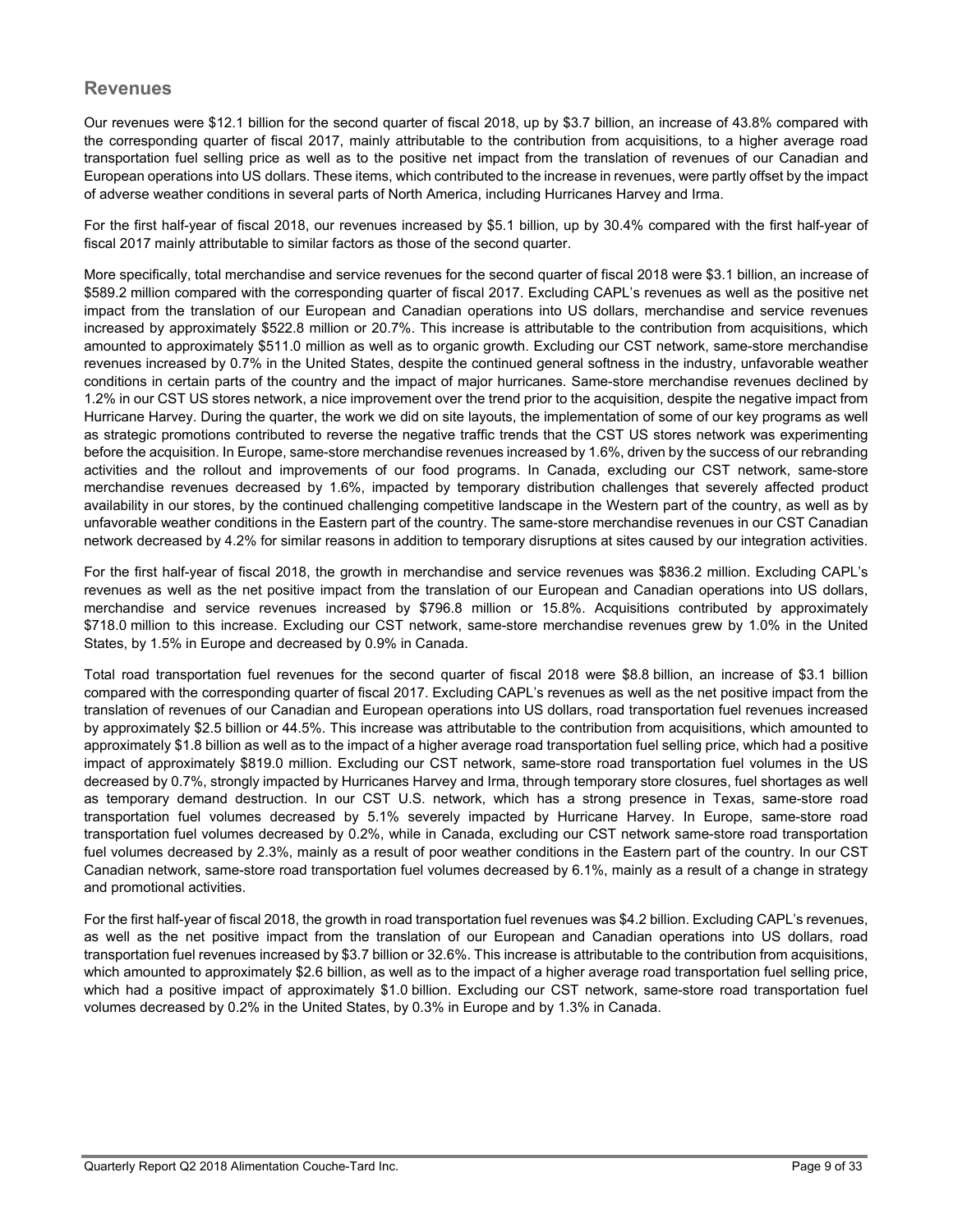## Revenues

Our revenues were $12.1 billion for the second quarter of fiscal 2018, up by $3.7 billion, an increase of 43.8% compared with the corresponding quarter of fiscal 2017, mainly attributable to the contribution from acquisitions, to a higher average road transportation fuel selling price as well as to the positive net impact from the translation of revenues of our Canadian and European operations into US dollars. These items, which contributed to the increase in revenues, were partly offset by the impact of adverse weather conditions in several parts of North America, including Hurricanes Harvey and Irma.

For the first half-year of fiscal 2018, our revenues increased by $5.1 billion, up by 30.4% compared with the first half-year of fiscal 2017 mainly attributable to similar factors as those of the second quarter.

More specifically, total merchandise and service revenues for the second quarter of fiscal 2018 were $3.1 billion, an increase of $589.2 million compared with the corresponding quarter of fiscal 2017. Excluding CAPL's revenues as well as the positive net impact from the translation of our European and Canadian operations into US dollars, merchandise and service revenues increased by approximately $522.8 million or 20.7%. This increase is attributable to the contribution from acquisitions, which amounted to approximately $511.0 million as well as to organic growth. Excluding our CST network, same-store merchandise revenues increased by 0.7% in the United States, despite the continued general softness in the industry, unfavorable weather conditions in certain parts of the country and the impact of major hurricanes. Same-store merchandise revenues declined by 1.2% in our CST US stores network, a nice improvement over the trend prior to the acquisition, despite the negative impact from Hurricane Harvey. During the quarter, the work we did on site layouts, the implementation of some of our key programs as well as strategic promotions contributed to reverse the negative traffic trends that the CST US stores network was experimenting before the acquisition. In Europe, same-store merchandise revenues increased by 1.6%, driven by the success of our rebranding activities and the rollout and improvements of our food programs. In Canada, excluding our CST network, same-store merchandise revenues decreased by 1.6%, impacted by temporary distribution challenges that severely affected product availability in our stores, by the continued challenging competitive landscape in the Western part of the country, as well as by unfavorable weather conditions in the Eastern part of the country. The same-store merchandise revenues in our CST Canadian network decreased by 4.2% for similar reasons in addition to temporary disruptions at sites caused by our integration activities.

For the first half-year of fiscal 2018, the growth in merchandise and service revenues was $836.2 million. Excluding CAPL's revenues as well as the net positive impact from the translation of our European and Canadian operations into US dollars, merchandise and service revenues increased by $796.8 million or 15.8%. Acquisitions contributed by approximately $718.0 million to this increase. Excluding our CST network, same-store merchandise revenues grew by 1.0% in the United States, by 1.5% in Europe and decreased by 0.9% in Canada.

Total road transportation fuel revenues for the second quarter of fiscal 2018 were $8.8 billion, an increase of $3.1 billion compared with the corresponding quarter of fiscal 2017. Excluding CAPL's revenues as well as the net positive impact from the translation of revenues of our Canadian and European operations into US dollars, road transportation fuel revenues increased by approximately $2.5 billion or 44.5%. This increase was attributable to the contribution from acquisitions, which amounted to approximately $1.8 billion as well as to the impact of a higher average road transportation fuel selling price, which had a positive impact of approximately $819.0 million. Excluding our CST network, same-store road transportation fuel volumes in the US decreased by 0.7%, strongly impacted by Hurricanes Harvey and Irma, through temporary store closures, fuel shortages as well as temporary demand destruction. In our CST U.S. network, which has a strong presence in Texas, same-store road transportation fuel volumes decreased by 5.1% severely impacted by Hurricane Harvey. In Europe, same-store road transportation fuel volumes decreased by 0.2%, while in Canada, excluding our CST network same-store road transportation fuel volumes decreased by 2.3%, mainly as a result of poor weather conditions in the Eastern part of the country. In our CST Canadian network, same-store road transportation fuel volumes decreased by 6.1%, mainly as a result of a change in strategy and promotional activities.

For the first half-year of fiscal 2018, the growth in road transportation fuel revenues was $4.2 billion. Excluding CAPL's revenues, as well as the net positive impact from the translation of our European and Canadian operations into US dollars, road transportation fuel revenues increased by $3.7 billion or 32.6%. This increase is attributable to the contribution from acquisitions, which amounted to approximately $2.6 billion, as well as to the impact of a higher average road transportation fuel selling price, which had a positive impact of approximately $1.0 billion. Excluding our CST network, same-store road transportation fuel volumes decreased by 0.2% in the United States, by 0.3% in Europe and by 1.3% in Canada.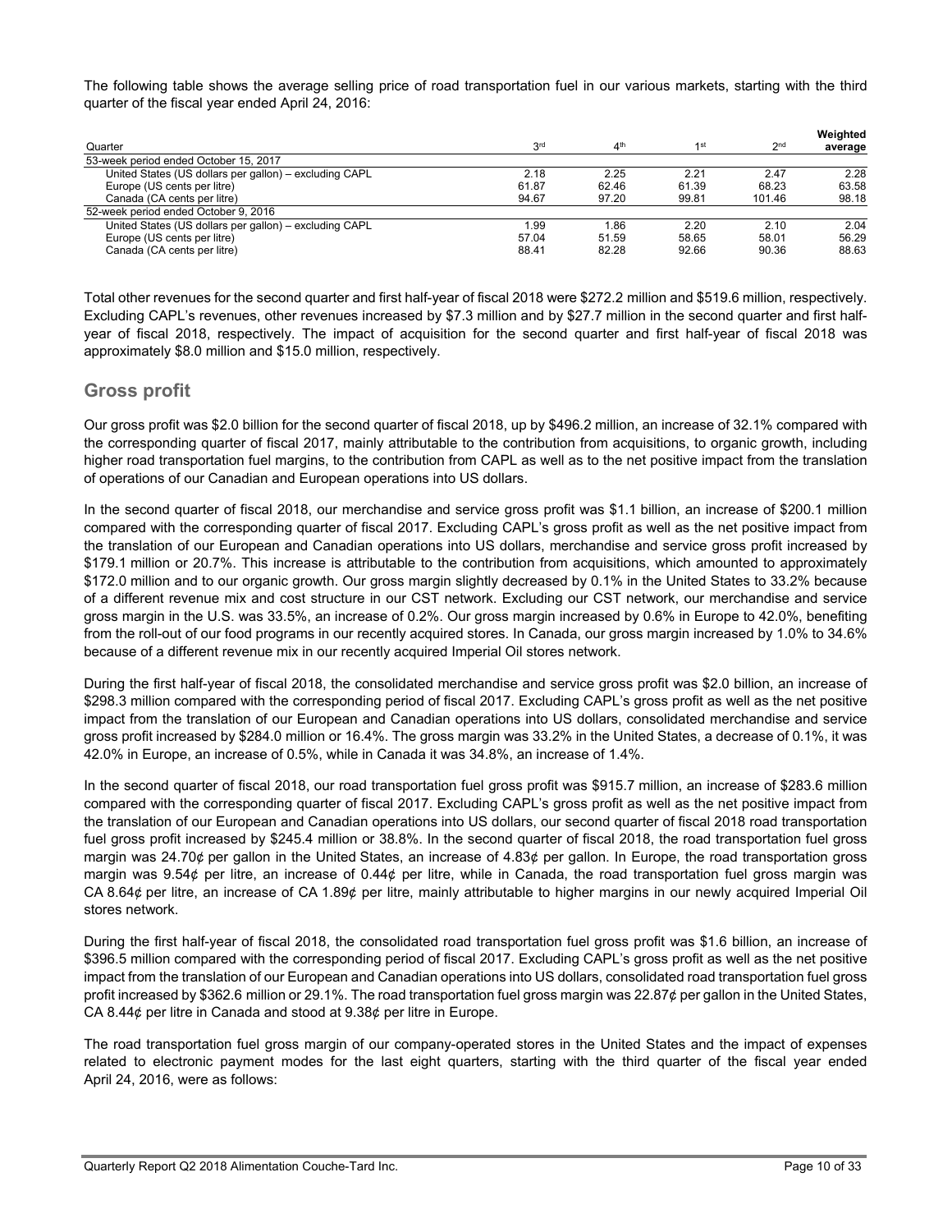The following table shows the average selling price of road transportation fuel in our various markets, starting with the third quarter of the fiscal year ended April 24, 2016:

| Quarter | 3rd | 4th | 1st | 2nd | Weighted average |
|---|---|---|---|---|---|
| 53-week period ended October 15, 2017 | | | | | |
| United States (US dollars per gallon) – excluding CAPL | 2.18 | 2.25 | 2.21 | 2.47 | 2.28 |
| Europe (US cents per litre) | 61.87 | 62.46 | 61.39 | 68.23 | 63.58 |
| Canada (CA cents per litre) | 94.67 | 97.20 | 99.81 | 101.46 | 98.18 |
| 52-week period ended October 9, 2016 | | | | | |
| United States (US dollars per gallon) – excluding CAPL | 1.99 | 1.86 | 2.20 | 2.10 | 2.04 |
| Europe (US cents per litre) | 57.04 | 51.59 | 58.65 | 58.01 | 56.29 |
| Canada (CA cents per litre) | 88.41 | 82.28 | 92.66 | 90.36 | 88.63 |

Total other revenues for the second quarter and first half-year of fiscal 2018 were $272.2 million and $519.6 million, respectively. Excluding CAPL's revenues, other revenues increased by $7.3 million and by $27.7 million in the second quarter and first half-year of fiscal 2018, respectively. The impact of acquisition for the second quarter and first half-year of fiscal 2018 was approximately $8.0 million and $15.0 million, respectively.

## Gross profit

Our gross profit was $2.0 billion for the second quarter of fiscal 2018, up by $496.2 million, an increase of 32.1% compared with the corresponding quarter of fiscal 2017, mainly attributable to the contribution from acquisitions, to organic growth, including higher road transportation fuel margins, to the contribution from CAPL as well as to the net positive impact from the translation of operations of our Canadian and European operations into US dollars.

In the second quarter of fiscal 2018, our merchandise and service gross profit was $1.1 billion, an increase of $200.1 million compared with the corresponding quarter of fiscal 2017. Excluding CAPL's gross profit as well as the net positive impact from the translation of our European and Canadian operations into US dollars, merchandise and service gross profit increased by $179.1 million or 20.7%. This increase is attributable to the contribution from acquisitions, which amounted to approximately $172.0 million and to our organic growth. Our gross margin slightly decreased by 0.1% in the United States to 33.2% because of a different revenue mix and cost structure in our CST network. Excluding our CST network, our merchandise and service gross margin in the U.S. was 33.5%, an increase of 0.2%. Our gross margin increased by 0.6% in Europe to 42.0%, benefiting from the roll-out of our food programs in our recently acquired stores. In Canada, our gross margin increased by 1.0% to 34.6% because of a different revenue mix in our recently acquired Imperial Oil stores network.

During the first half-year of fiscal 2018, the consolidated merchandise and service gross profit was $2.0 billion, an increase of $298.3 million compared with the corresponding period of fiscal 2017. Excluding CAPL's gross profit as well as the net positive impact from the translation of our European and Canadian operations into US dollars, consolidated merchandise and service gross profit increased by $284.0 million or 16.4%. The gross margin was 33.2% in the United States, a decrease of 0.1%, it was 42.0% in Europe, an increase of 0.5%, while in Canada it was 34.8%, an increase of 1.4%.

In the second quarter of fiscal 2018, our road transportation fuel gross profit was $915.7 million, an increase of $283.6 million compared with the corresponding quarter of fiscal 2017. Excluding CAPL's gross profit as well as the net positive impact from the translation of our European and Canadian operations into US dollars, our second quarter of fiscal 2018 road transportation fuel gross profit increased by $245.4 million or 38.8%. In the second quarter of fiscal 2018, the road transportation fuel gross margin was 24.70¢ per gallon in the United States, an increase of 4.83¢ per gallon. In Europe, the road transportation gross margin was 9.54¢ per litre, an increase of 0.44¢ per litre, while in Canada, the road transportation fuel gross margin was CA 8.64¢ per litre, an increase of CA 1.89¢ per litre, mainly attributable to higher margins in our newly acquired Imperial Oil stores network.

During the first half-year of fiscal 2018, the consolidated road transportation fuel gross profit was $1.6 billion, an increase of $396.5 million compared with the corresponding period of fiscal 2017. Excluding CAPL's gross profit as well as the net positive impact from the translation of our European and Canadian operations into US dollars, consolidated road transportation fuel gross profit increased by $362.6 million or 29.1%. The road transportation fuel gross margin was 22.87¢ per gallon in the United States, CA 8.44¢ per litre in Canada and stood at 9.38¢ per litre in Europe.

The road transportation fuel gross margin of our company-operated stores in the United States and the impact of expenses related to electronic payment modes for the last eight quarters, starting with the third quarter of the fiscal year ended April 24, 2016, were as follows: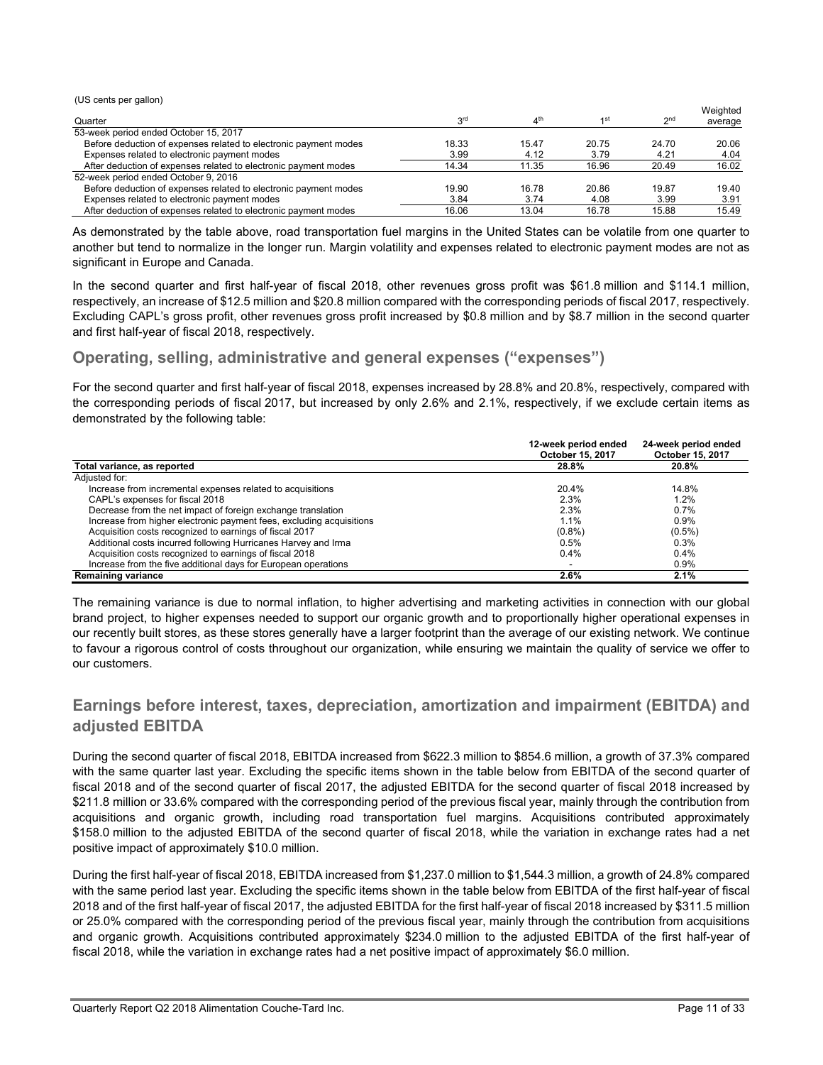(US cents per gallon)

| Quarter | 3rd | 4th | 1st | 2nd | Weighted average |
|---|---|---|---|---|---|
| 53-week period ended October 15, 2017 | | | | | |
| Before deduction of expenses related to electronic payment modes | 18.33 | 15.47 | 20.75 | 24.70 | 20.06 |
| Expenses related to electronic payment modes | 3.99 | 4.12 | 3.79 | 4.21 | 4.04 |
| After deduction of expenses related to electronic payment modes | 14.34 | 11.35 | 16.96 | 20.49 | 16.02 |
| 52-week period ended October 9, 2016 | | | | | |
| Before deduction of expenses related to electronic payment modes | 19.90 | 16.78 | 20.86 | 19.87 | 19.40 |
| Expenses related to electronic payment modes | 3.84 | 3.74 | 4.08 | 3.99 | 3.91 |
| After deduction of expenses related to electronic payment modes | 16.06 | 13.04 | 16.78 | 15.88 | 15.49 |

As demonstrated by the table above, road transportation fuel margins in the United States can be volatile from one quarter to another but tend to normalize in the longer run. Margin volatility and expenses related to electronic payment modes are not as significant in Europe and Canada.

In the second quarter and first half-year of fiscal 2018, other revenues gross profit was $61.8 million and $114.1 million, respectively, an increase of $12.5 million and $20.8 million compared with the corresponding periods of fiscal 2017, respectively. Excluding CAPL's gross profit, other revenues gross profit increased by $0.8 million and by $8.7 million in the second quarter and first half-year of fiscal 2018, respectively.

## Operating, selling, administrative and general expenses ("expenses")

For the second quarter and first half-year of fiscal 2018, expenses increased by 28.8% and 20.8%, respectively, compared with the corresponding periods of fiscal 2017, but increased by only 2.6% and 2.1%, respectively, if we exclude certain items as demonstrated by the following table:

| | 12-week period ended October 15, 2017 | 24-week period ended October 15, 2017 |
|---|---|---|
| **Total variance, as reported** | **28.8%** | **20.8%** |
| Adjusted for: | | |
| Increase from incremental expenses related to acquisitions | 20.4% | 14.8% |
| CAPL's expenses for fiscal 2018 | 2.3% | 1.2% |
| Decrease from the net impact of foreign exchange translation | 2.3% | 0.7% |
| Increase from higher electronic payment fees, excluding acquisitions | 1.1% | 0.9% |
| Acquisition costs recognized to earnings of fiscal 2017 | (0.8%) | (0.5%) |
| Additional costs incurred following Hurricanes Harvey and Irma | 0.5% | 0.3% |
| Acquisition costs recognized to earnings of fiscal 2018 | 0.4% | 0.4% |
| Increase from the five additional days for European operations | - | 0.9% |
| **Remaining variance** | **2.6%** | **2.1%** |

The remaining variance is due to normal inflation, to higher advertising and marketing activities in connection with our global brand project, to higher expenses needed to support our organic growth and to proportionally higher operational expenses in our recently built stores, as these stores generally have a larger footprint than the average of our existing network. We continue to favour a rigorous control of costs throughout our organization, while ensuring we maintain the quality of service we offer to our customers.

## Earnings before interest, taxes, depreciation, amortization and impairment (EBITDA) and adjusted EBITDA

During the second quarter of fiscal 2018, EBITDA increased from $622.3 million to $854.6 million, a growth of 37.3% compared with the same quarter last year. Excluding the specific items shown in the table below from EBITDA of the second quarter of fiscal 2018 and of the second quarter of fiscal 2017, the adjusted EBITDA for the second quarter of fiscal 2018 increased by $211.8 million or 33.6% compared with the corresponding period of the previous fiscal year, mainly through the contribution from acquisitions and organic growth, including road transportation fuel margins. Acquisitions contributed approximately $158.0 million to the adjusted EBITDA of the second quarter of fiscal 2018, while the variation in exchange rates had a net positive impact of approximately $10.0 million.

During the first half-year of fiscal 2018, EBITDA increased from $1,237.0 million to $1,544.3 million, a growth of 24.8% compared with the same period last year. Excluding the specific items shown in the table below from EBITDA of the first half-year of fiscal 2018 and of the first half-year of fiscal 2017, the adjusted EBITDA for the first half-year of fiscal 2018 increased by $311.5 million or 25.0% compared with the corresponding period of the previous fiscal year, mainly through the contribution from acquisitions and organic growth. Acquisitions contributed approximately $234.0 million to the adjusted EBITDA of the first half-year of fiscal 2018, while the variation in exchange rates had a net positive impact of approximately $6.0 million.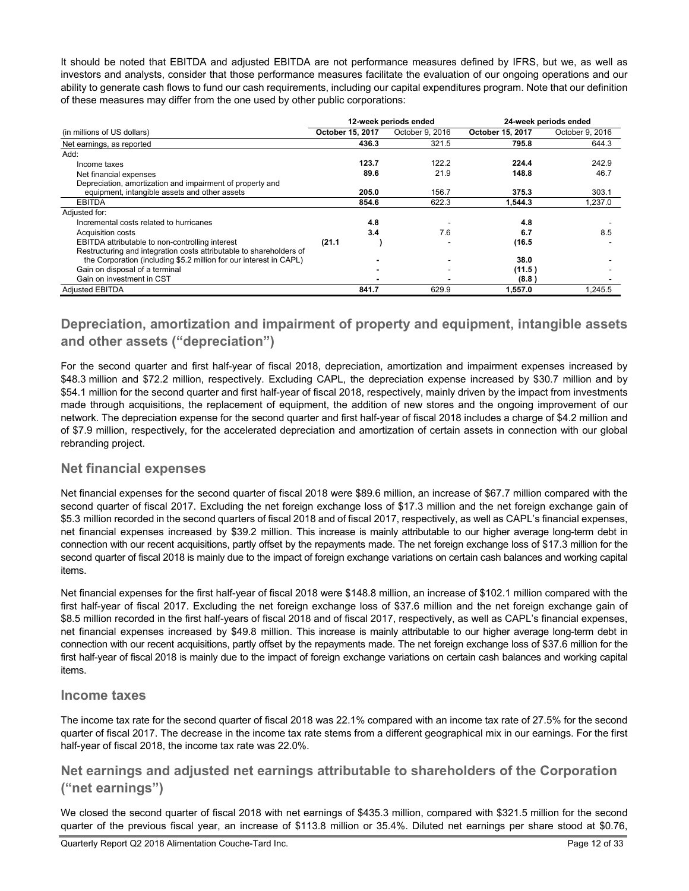It should be noted that EBITDA and adjusted EBITDA are not performance measures defined by IFRS, but we, as well as investors and analysts, consider that those performance measures facilitate the evaluation of our ongoing operations and our ability to generate cash flows to fund our cash requirements, including our capital expenditures program. Note that our definition of these measures may differ from the one used by other public corporations:

| | 12-week periods ended | | 24-week periods ended | |
|---|---|---|---|---|
| (in millions of US dollars) | **October 15, 2017** | October 9, 2016 | **October 15, 2017** | October 9, 2016 |
| Net earnings, as reported | **436.3** | 321.5 | **795.8** | 644.3 |
| Add: | | | | |
| Income taxes | **123.7** | 122.2 | **224.4** | 242.9 |
| Net financial expenses | **89.6** | 21.9 | **148.8** | 46.7 |
| Depreciation, amortization and impairment of property and equipment, intangible assets and other assets | **205.0** | 156.7 | **375.3** | 303.1 |
| EBITDA | **854.6** | 622.3 | **1,544.3** | 1,237.0 |
| Adjusted for: | | | | |
| Incremental costs related to hurricanes | **4.8** | - | **4.8** | - |
| Acquisition costs | **3.4** | 7.6 | **6.7** | 8.5 |
| EBITDA attributable to non-controlling interest | **(21.1 )** | - | **(16.5** | - |
| Restructuring and integration costs attributable to shareholders of the Corporation (including $5.2 million for our interest in CAPL) | **-** | - | **38.0** | - |
| Gain on disposal of a terminal | **-** | - | **(11.5 )** | - |
| Gain on investment in CST | **-** | - | **(8.8 )** | - |
| Adjusted EBITDA | **841.7** | 629.9 | **1,557.0** | 1,245.5 |

## Depreciation, amortization and impairment of property and equipment, intangible assets and other assets ("depreciation")

For the second quarter and first half-year of fiscal 2018, depreciation, amortization and impairment expenses increased by $48.3 million and $72.2 million, respectively. Excluding CAPL, the depreciation expense increased by $30.7 million and by $54.1 million for the second quarter and first half-year of fiscal 2018, respectively, mainly driven by the impact from investments made through acquisitions, the replacement of equipment, the addition of new stores and the ongoing improvement of our network. The depreciation expense for the second quarter and first half-year of fiscal 2018 includes a charge of $4.2 million and of $7.9 million, respectively, for the accelerated depreciation and amortization of certain assets in connection with our global rebranding project.

## Net financial expenses

Net financial expenses for the second quarter of fiscal 2018 were $89.6 million, an increase of $67.7 million compared with the second quarter of fiscal 2017. Excluding the net foreign exchange loss of $17.3 million and the net foreign exchange gain of $5.3 million recorded in the second quarters of fiscal 2018 and of fiscal 2017, respectively, as well as CAPL's financial expenses, net financial expenses increased by $39.2 million. This increase is mainly attributable to our higher average long-term debt in connection with our recent acquisitions, partly offset by the repayments made. The net foreign exchange loss of $17.3 million for the second quarter of fiscal 2018 is mainly due to the impact of foreign exchange variations on certain cash balances and working capital items.

Net financial expenses for the first half-year of fiscal 2018 were $148.8 million, an increase of $102.1 million compared with the first half-year of fiscal 2017. Excluding the net foreign exchange loss of $37.6 million and the net foreign exchange gain of $8.5 million recorded in the first half-years of fiscal 2018 and of fiscal 2017, respectively, as well as CAPL's financial expenses, net financial expenses increased by $49.8 million. This increase is mainly attributable to our higher average long-term debt in connection with our recent acquisitions, partly offset by the repayments made. The net foreign exchange loss of $37.6 million for the first half-year of fiscal 2018 is mainly due to the impact of foreign exchange variations on certain cash balances and working capital items.

## Income taxes

The income tax rate for the second quarter of fiscal 2018 was 22.1% compared with an income tax rate of 27.5% for the second quarter of fiscal 2017. The decrease in the income tax rate stems from a different geographical mix in our earnings. For the first half-year of fiscal 2018, the income tax rate was 22.0%.

## Net earnings and adjusted net earnings attributable to shareholders of the Corporation ("net earnings")

We closed the second quarter of fiscal 2018 with net earnings of $435.3 million, compared with $321.5 million for the second quarter of the previous fiscal year, an increase of $113.8 million or 35.4%. Diluted net earnings per share stood at $0.76,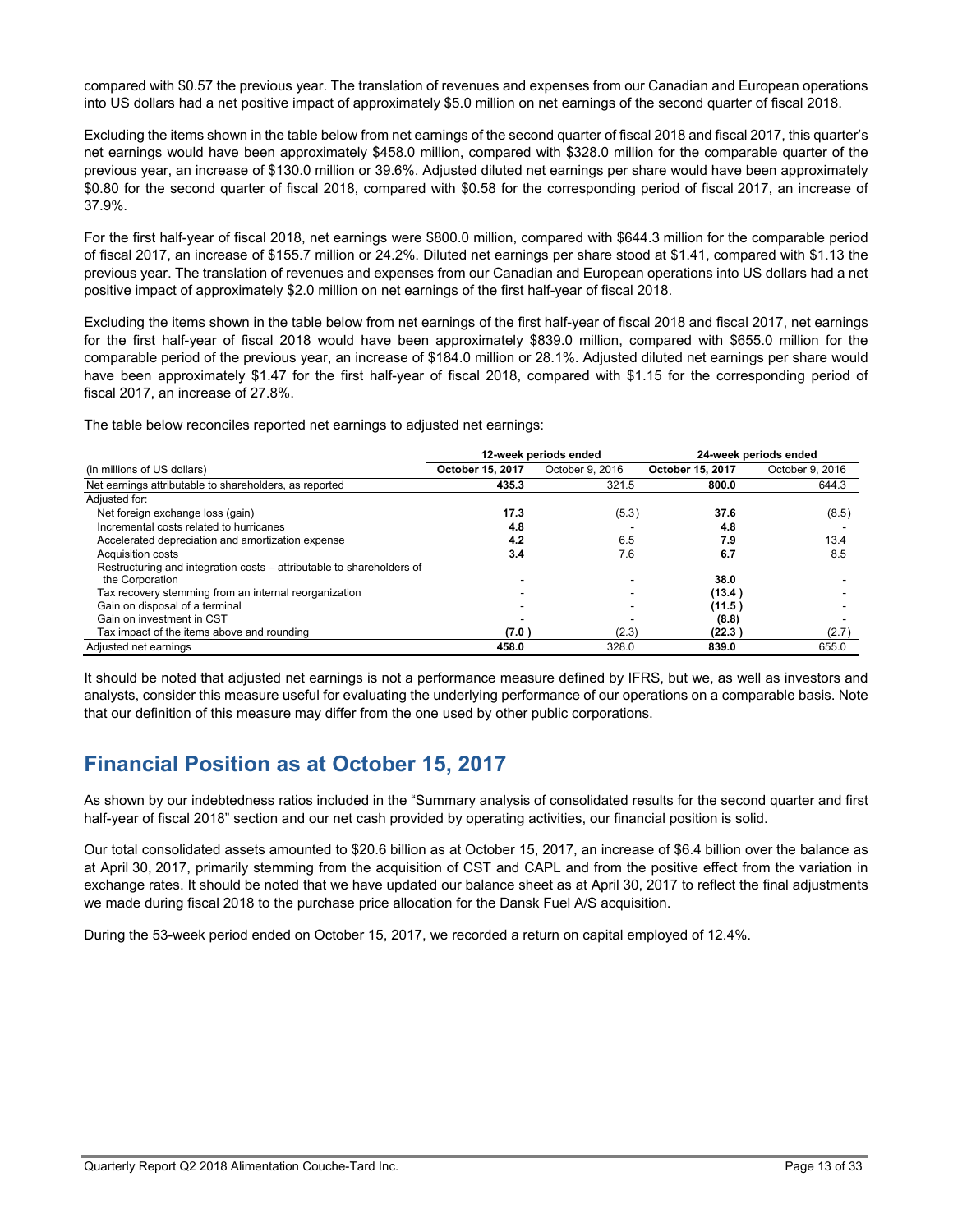compared with $0.57 the previous year. The translation of revenues and expenses from our Canadian and European operations into US dollars had a net positive impact of approximately $5.0 million on net earnings of the second quarter of fiscal 2018.

Excluding the items shown in the table below from net earnings of the second quarter of fiscal 2018 and fiscal 2017, this quarter's net earnings would have been approximately $458.0 million, compared with $328.0 million for the comparable quarter of the previous year, an increase of $130.0 million or 39.6%. Adjusted diluted net earnings per share would have been approximately $0.80 for the second quarter of fiscal 2018, compared with $0.58 for the corresponding period of fiscal 2017, an increase of 37.9%.

For the first half-year of fiscal 2018, net earnings were $800.0 million, compared with $644.3 million for the comparable period of fiscal 2017, an increase of $155.7 million or 24.2%. Diluted net earnings per share stood at $1.41, compared with $1.13 the previous year. The translation of revenues and expenses from our Canadian and European operations into US dollars had a net positive impact of approximately $2.0 million on net earnings of the first half-year of fiscal 2018.

Excluding the items shown in the table below from net earnings of the first half-year of fiscal 2018 and fiscal 2017, net earnings for the first half-year of fiscal 2018 would have been approximately $839.0 million, compared with $655.0 million for the comparable period of the previous year, an increase of $184.0 million or 28.1%. Adjusted diluted net earnings per share would have been approximately $1.47 for the first half-year of fiscal 2018, compared with $1.15 for the corresponding period of fiscal 2017, an increase of 27.8%.

The table below reconciles reported net earnings to adjusted net earnings:

| | 12-week periods ended | | 24-week periods ended | |
|---|---|---|---|---|
| (in millions of US dollars) | **October 15, 2017** | October 9, 2016 | **October 15, 2017** | October 9, 2016 |
| Net earnings attributable to shareholders, as reported | **435.3** | 321.5 | **800.0** | 644.3 |
| Adjusted for: | | | | |
| Net foreign exchange loss (gain) | **17.3** | (5.3) | **37.6** | (8.5) |
| Incremental costs related to hurricanes | **4.8** | - | **4.8** | - |
| Accelerated depreciation and amortization expense | **4.2** | 6.5 | **7.9** | 13.4 |
| Acquisition costs | **3.4** | 7.6 | **6.7** | 8.5 |
| Restructuring and integration costs – attributable to shareholders of the Corporation | **-** | - | **38.0** | - |
| Tax recovery stemming from an internal reorganization | **-** | - | **(13.4)** | - |
| Gain on disposal of a terminal | **-** | - | **(11.5)** | - |
| Gain on investment in CST | **-** | - | **(8.8)** | - |
| Tax impact of the items above and rounding | **(7.0)** | (2.3) | **(22.3)** | (2.7) |
| Adjusted net earnings | **458.0** | 328.0 | **839.0** | 655.0 |

It should be noted that adjusted net earnings is not a performance measure defined by IFRS, but we, as well as investors and analysts, consider this measure useful for evaluating the underlying performance of our operations on a comparable basis. Note that our definition of this measure may differ from the one used by other public corporations.

## Financial Position as at October 15, 2017

As shown by our indebtedness ratios included in the "Summary analysis of consolidated results for the second quarter and first half-year of fiscal 2018" section and our net cash provided by operating activities, our financial position is solid.

Our total consolidated assets amounted to $20.6 billion as at October 15, 2017, an increase of $6.4 billion over the balance as at April 30, 2017, primarily stemming from the acquisition of CST and CAPL and from the positive effect from the variation in exchange rates. It should be noted that we have updated our balance sheet as at April 30, 2017 to reflect the final adjustments we made during fiscal 2018 to the purchase price allocation for the Dansk Fuel A/S acquisition.

During the 53-week period ended on October 15, 2017, we recorded a return on capital employed of 12.4%.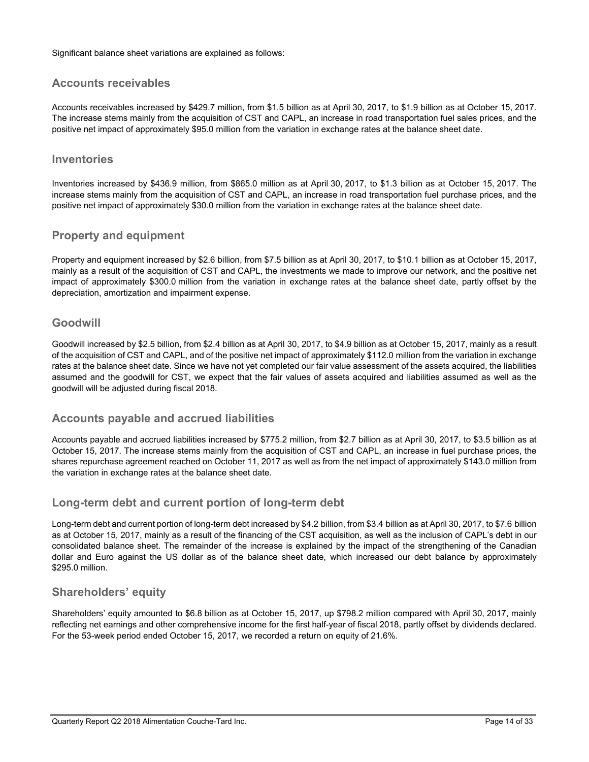Significant balance sheet variations are explained as follows:

## Accounts receivables

Accounts receivables increased by $429.7 million, from $1.5 billion as at April 30, 2017, to $1.9 billion as at October 15, 2017. The increase stems mainly from the acquisition of CST and CAPL, an increase in road transportation fuel sales prices, and the positive net impact of approximately $95.0 million from the variation in exchange rates at the balance sheet date.

## Inventories

Inventories increased by $436.9 million, from $865.0 million as at April 30, 2017, to $1.3 billion as at October 15, 2017. The increase stems mainly from the acquisition of CST and CAPL, an increase in road transportation fuel purchase prices, and the positive net impact of approximately $30.0 million from the variation in exchange rates at the balance sheet date.

## Property and equipment

Property and equipment increased by $2.6 billion, from $7.5 billion as at April 30, 2017, to $10.1 billion as at October 15, 2017, mainly as a result of the acquisition of CST and CAPL, the investments we made to improve our network, and the positive net impact of approximately $300.0 million from the variation in exchange rates at the balance sheet date, partly offset by the depreciation, amortization and impairment expense.

## Goodwill

Goodwill increased by $2.5 billion, from $2.4 billion as at April 30, 2017, to $4.9 billion as at October 15, 2017, mainly as a result of the acquisition of CST and CAPL, and of the positive net impact of approximately $112.0 million from the variation in exchange rates at the balance sheet date. Since we have not yet completed our fair value assessment of the assets acquired, the liabilities assumed and the goodwill for CST, we expect that the fair values of assets acquired and liabilities assumed as well as the goodwill will be adjusted during fiscal 2018.

## Accounts payable and accrued liabilities

Accounts payable and accrued liabilities increased by $775.2 million, from $2.7 billion as at April 30, 2017, to $3.5 billion as at October 15, 2017. The increase stems mainly from the acquisition of CST and CAPL, an increase in fuel purchase prices, the shares repurchase agreement reached on October 11, 2017 as well as from the net impact of approximately $143.0 million from the variation in exchange rates at the balance sheet date.

## Long-term debt and current portion of long-term debt

Long-term debt and current portion of long-term debt increased by $4.2 billion, from $3.4 billion as at April 30, 2017, to $7.6 billion as at October 15, 2017, mainly as a result of the financing of the CST acquisition, as well as the inclusion of CAPL's debt in our consolidated balance sheet. The remainder of the increase is explained by the impact of the strengthening of the Canadian dollar and Euro against the US dollar as of the balance sheet date, which increased our debt balance by approximately $295.0 million.

## Shareholders' equity

Shareholders' equity amounted to $6.8 billion as at October 15, 2017, up $798.2 million compared with April 30, 2017, mainly reflecting net earnings and other comprehensive income for the first half-year of fiscal 2018, partly offset by dividends declared. For the 53-week period ended October 15, 2017, we recorded a return on equity of 21.6%.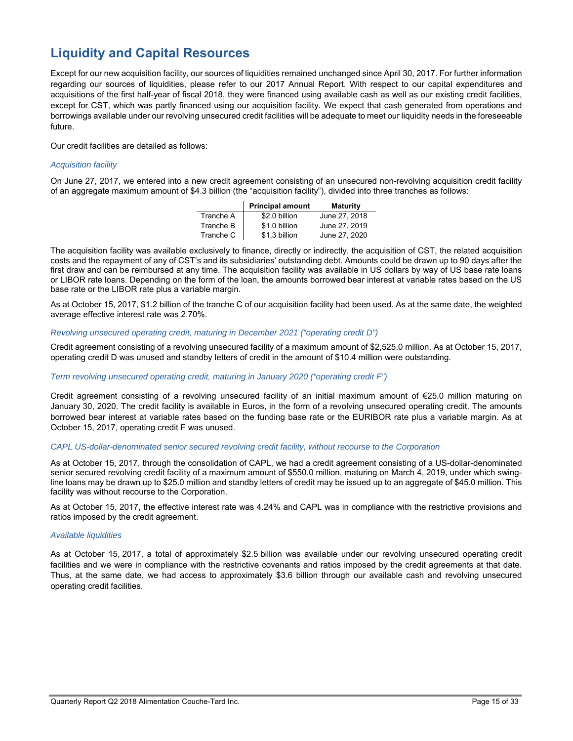## Liquidity and Capital Resources

Except for our new acquisition facility, our sources of liquidities remained unchanged since April 30, 2017. For further information regarding our sources of liquidities, please refer to our 2017 Annual Report. With respect to our capital expenditures and acquisitions of the first half-year of fiscal 2018, they were financed using available cash as well as our existing credit facilities, except for CST, which was partly financed using our acquisition facility. We expect that cash generated from operations and borrowings available under our revolving unsecured credit facilities will be adequate to meet our liquidity needs in the foreseeable future.

Our credit facilities are detailed as follows:

*Acquisition facility*

On June 27, 2017, we entered into a new credit agreement consisting of an unsecured non-revolving acquisition credit facility of an aggregate maximum amount of $4.3 billion (the "acquisition facility"), divided into three tranches as follows:

| | Principal amount | Maturity |
|---|---|---|
| Tranche A | $2.0 billion | June 27, 2018 |
| Tranche B | $1.0 billion | June 27, 2019 |
| Tranche C | $1.3 billion | June 27, 2020 |

The acquisition facility was available exclusively to finance, directly or indirectly, the acquisition of CST, the related acquisition costs and the repayment of any of CST's and its subsidiaries' outstanding debt. Amounts could be drawn up to 90 days after the first draw and can be reimbursed at any time. The acquisition facility was available in US dollars by way of US base rate loans or LIBOR rate loans. Depending on the form of the loan, the amounts borrowed bear interest at variable rates based on the US base rate or the LIBOR rate plus a variable margin.

As at October 15, 2017, $1.2 billion of the tranche C of our acquisition facility had been used. As at the same date, the weighted average effective interest rate was 2.70%.

*Revolving unsecured operating credit, maturing in December 2021 ("operating credit D")*

Credit agreement consisting of a revolving unsecured facility of a maximum amount of $2,525.0 million. As at October 15, 2017, operating credit D was unused and standby letters of credit in the amount of $10.4 million were outstanding.

*Term revolving unsecured operating credit, maturing in January 2020 ("operating credit F")*

Credit agreement consisting of a revolving unsecured facility of an initial maximum amount of €25.0 million maturing on January 30, 2020. The credit facility is available in Euros, in the form of a revolving unsecured operating credit. The amounts borrowed bear interest at variable rates based on the funding base rate or the EURIBOR rate plus a variable margin. As at October 15, 2017, operating credit F was unused.

*CAPL US-dollar-denominated senior secured revolving credit facility, without recourse to the Corporation*

As at October 15, 2017, through the consolidation of CAPL, we had a credit agreement consisting of a US-dollar-denominated senior secured revolving credit facility of a maximum amount of $550.0 million, maturing on March 4, 2019, under which swing-line loans may be drawn up to $25.0 million and standby letters of credit may be issued up to an aggregate of $45.0 million. This facility was without recourse to the Corporation.

As at October 15, 2017, the effective interest rate was 4.24% and CAPL was in compliance with the restrictive provisions and ratios imposed by the credit agreement.

*Available liquidities*

As at October 15, 2017, a total of approximately $2.5 billion was available under our revolving unsecured operating credit facilities and we were in compliance with the restrictive covenants and ratios imposed by the credit agreements at that date. Thus, at the same date, we had access to approximately $3.6 billion through our available cash and revolving unsecured operating credit facilities.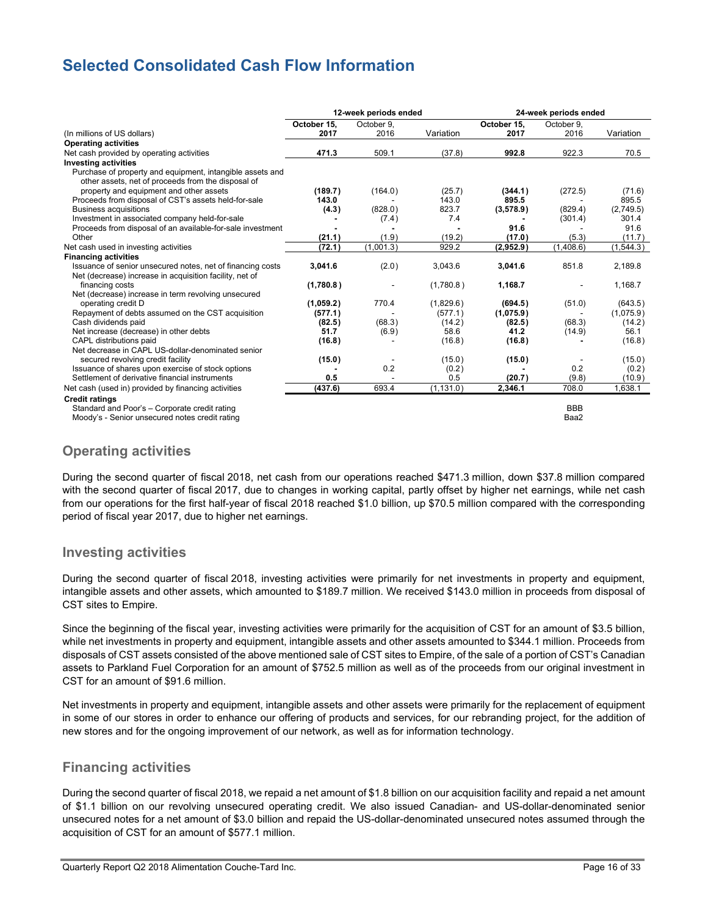# Selected Consolidated Cash Flow Information

| | 12-week periods ended | | | 24-week periods ended | | |
|---|---|---|---|---|---|---|
| (In millions of US dollars) | **October 15, 2017** | October 9, 2016 | Variation | **October 15, 2017** | October 9, 2016 | Variation |
| **Operating activities** | | | | | | |
| Net cash provided by operating activities | **471.3** | 509.1 | (37.8) | **992.8** | 922.3 | 70.5 |
| **Investing activities** | | | | | | |
| Purchase of property and equipment, intangible assets and other assets, net of proceeds from the disposal of property and equipment and other assets | **(189.7)** | (164.0) | (25.7) | **(344.1)** | (272.5) | (71.6) |
| Proceeds from disposal of CST's assets held-for-sale | **143.0** | - | 143.0 | **895.5** | - | 895.5 |
| Business acquisitions | **(4.3)** | (828.0) | 823.7 | **(3,578.9)** | (829.4) | (2,749.5) |
| Investment in associated company held-for-sale | **-** | (7.4) | 7.4 | **-** | (301.4) | 301.4 |
| Proceeds from disposal of an available-for-sale investment | **-** | - | - | **91.6** | - | 91.6 |
| Other | **(21.1)** | (1.9) | (19.2) | **(17.0)** | (5.3) | (11.7) |
| Net cash used in investing activities | **(72.1)** | (1,001.3) | 929.2 | **(2,952.9)** | (1,408.6) | (1,544.3) |
| **Financing activities** | | | | | | |
| Issuance of senior unsecured notes, net of financing costs | **3,041.6** | (2.0) | 3,043.6 | **3,041.6** | 851.8 | 2,189.8 |
| Net (decrease) increase in acquisition facility, net of financing costs | **(1,780.8)** | - | (1,780.8) | **1,168.7** | - | 1,168.7 |
| Net (decrease) increase in term revolving unsecured operating credit D | **(1,059.2)** | 770.4 | (1,829.6) | **(694.5)** | (51.0) | (643.5) |
| Repayment of debts assumed on the CST acquisition | **(577.1)** | - | (577.1) | **(1,075.9)** | - | (1,075.9) |
| Cash dividends paid | **(82.5)** | (68.3) | (14.2) | **(82.5)** | (68.3) | (14.2) |
| Net increase (decrease) in other debts | **51.7** | (6.9) | 58.6 | **41.2** | (14.9) | 56.1 |
| CAPL distributions paid | **(16.8)** | - | (16.8) | **(16.8)** | - | (16.8) |
| Net decrease in CAPL US-dollar-denominated senior secured revolving credit facility | **(15.0)** | - | (15.0) | **(15.0)** | - | (15.0) |
| Issuance of shares upon exercise of stock options | **-** | 0.2 | (0.2) | **-** | 0.2 | (0.2) |
| Settlement of derivative financial instruments | **0.5** | - | 0.5 | **(20.7)** | (9.8) | (10.9) |
| Net cash (used in) provided by financing activities | **(437.6)** | 693.4 | (1,131.0) | **2,346.1** | 708.0 | 1,638.1 |
| **Credit ratings** | | | | | | |
| Standard and Poor's – Corporate credit rating | | | | | BBB | |
| Moody's - Senior unsecured notes credit rating | | | | | Baa2 | |

## Operating activities

During the second quarter of fiscal 2018, net cash from our operations reached $471.3 million, down $37.8 million compared with the second quarter of fiscal 2017, due to changes in working capital, partly offset by higher net earnings, while net cash from our operations for the first half-year of fiscal 2018 reached $1.0 billion, up $70.5 million compared with the corresponding period of fiscal year 2017, due to higher net earnings.

## Investing activities

During the second quarter of fiscal 2018, investing activities were primarily for net investments in property and equipment, intangible assets and other assets, which amounted to $189.7 million. We received $143.0 million in proceeds from disposal of CST sites to Empire.

Since the beginning of the fiscal year, investing activities were primarily for the acquisition of CST for an amount of $3.5 billion, while net investments in property and equipment, intangible assets and other assets amounted to $344.1 million. Proceeds from disposals of CST assets consisted of the above mentioned sale of CST sites to Empire, of the sale of a portion of CST's Canadian assets to Parkland Fuel Corporation for an amount of $752.5 million as well as of the proceeds from our original investment in CST for an amount of $91.6 million.

Net investments in property and equipment, intangible assets and other assets were primarily for the replacement of equipment in some of our stores in order to enhance our offering of products and services, for our rebranding project, for the addition of new stores and for the ongoing improvement of our network, as well as for information technology.

## Financing activities

During the second quarter of fiscal 2018, we repaid a net amount of $1.8 billion on our acquisition facility and repaid a net amount of $1.1 billion on our revolving unsecured operating credit. We also issued Canadian- and US-dollar-denominated senior unsecured notes for a net amount of $3.0 billion and repaid the US-dollar-denominated unsecured notes assumed through the acquisition of CST for an amount of $577.1 million.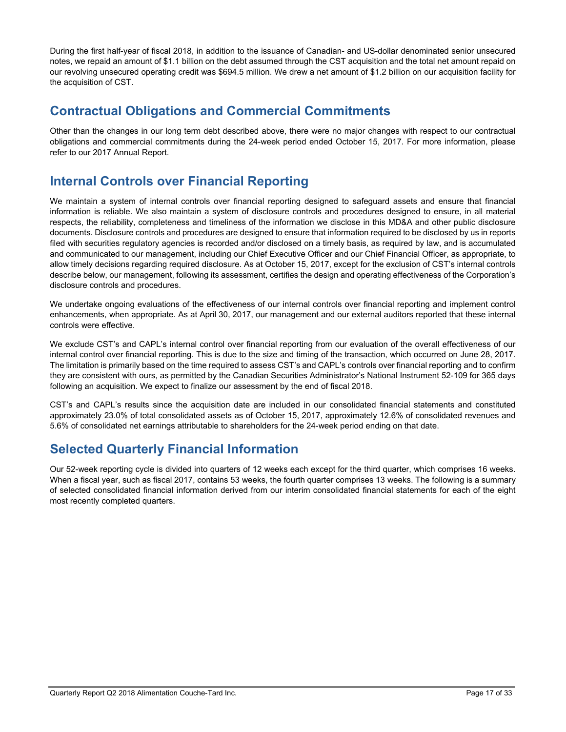During the first half-year of fiscal 2018, in addition to the issuance of Canadian- and US-dollar denominated senior unsecured notes, we repaid an amount of $1.1 billion on the debt assumed through the CST acquisition and the total net amount repaid on our revolving unsecured operating credit was $694.5 million. We drew a net amount of $1.2 billion on our acquisition facility for the acquisition of CST.

## Contractual Obligations and Commercial Commitments

Other than the changes in our long term debt described above, there were no major changes with respect to our contractual obligations and commercial commitments during the 24-week period ended October 15, 2017. For more information, please refer to our 2017 Annual Report.

## Internal Controls over Financial Reporting

We maintain a system of internal controls over financial reporting designed to safeguard assets and ensure that financial information is reliable. We also maintain a system of disclosure controls and procedures designed to ensure, in all material respects, the reliability, completeness and timeliness of the information we disclose in this MD&A and other public disclosure documents. Disclosure controls and procedures are designed to ensure that information required to be disclosed by us in reports filed with securities regulatory agencies is recorded and/or disclosed on a timely basis, as required by law, and is accumulated and communicated to our management, including our Chief Executive Officer and our Chief Financial Officer, as appropriate, to allow timely decisions regarding required disclosure. As at October 15, 2017, except for the exclusion of CST's internal controls describe below, our management, following its assessment, certifies the design and operating effectiveness of the Corporation's disclosure controls and procedures.

We undertake ongoing evaluations of the effectiveness of our internal controls over financial reporting and implement control enhancements, when appropriate. As at April 30, 2017, our management and our external auditors reported that these internal controls were effective.

We exclude CST's and CAPL's internal control over financial reporting from our evaluation of the overall effectiveness of our internal control over financial reporting. This is due to the size and timing of the transaction, which occurred on June 28, 2017. The limitation is primarily based on the time required to assess CST's and CAPL's controls over financial reporting and to confirm they are consistent with ours, as permitted by the Canadian Securities Administrator's National Instrument 52-109 for 365 days following an acquisition. We expect to finalize our assessment by the end of fiscal 2018.

CST's and CAPL's results since the acquisition date are included in our consolidated financial statements and constituted approximately 23.0% of total consolidated assets as of October 15, 2017, approximately 12.6% of consolidated revenues and 5.6% of consolidated net earnings attributable to shareholders for the 24-week period ending on that date.

## Selected Quarterly Financial Information

Our 52-week reporting cycle is divided into quarters of 12 weeks each except for the third quarter, which comprises 16 weeks. When a fiscal year, such as fiscal 2017, contains 53 weeks, the fourth quarter comprises 13 weeks. The following is a summary of selected consolidated financial information derived from our interim consolidated financial statements for each of the eight most recently completed quarters.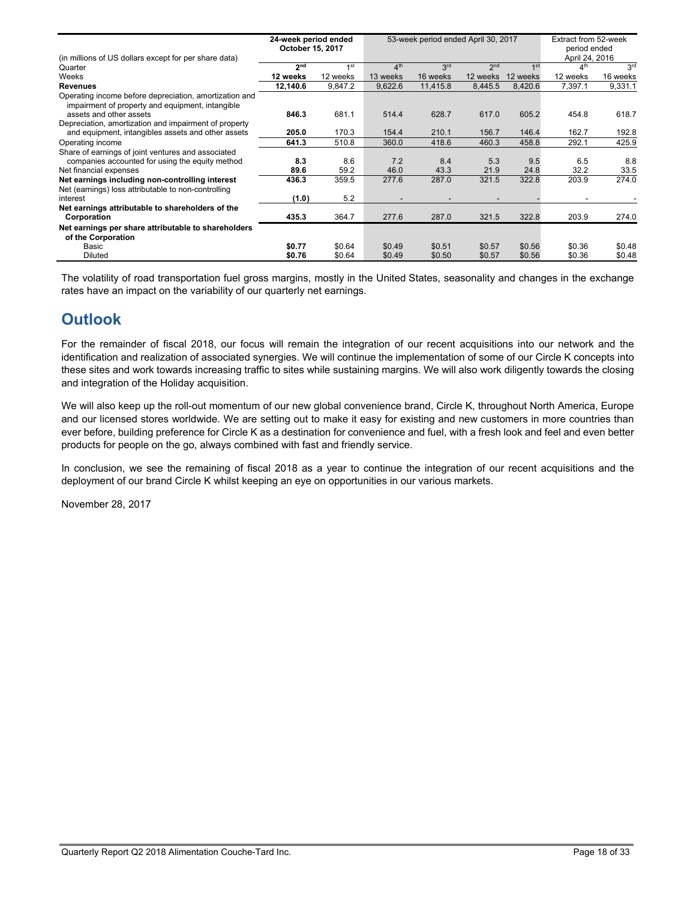| (in millions of US dollars except for per share data) | 24-week period ended October 15, 2017 | | 53-week period ended April 30, 2017 | | | | Extract from 52-week period ended April 24, 2016 | |
|---|---|---|---|---|---|---|---|---|
| Quarter | **2nd** | 1st | 4th | 3rd | 2nd | 1st | 4th | 3rd |
| Weeks | **12 weeks** | 12 weeks | 13 weeks | 16 weeks | 12 weeks | 12 weeks | 12 weeks | 16 weeks |
| **Revenues** | **12,140.6** | 9,847.2 | 9,622.6 | 11,415.8 | 8,445.5 | 8,420.6 | 7,397.1 | 9,331.1 |
| Operating income before depreciation, amortization and impairment of property and equipment, intangible assets and other assets | **846.3** | 681.1 | 514.4 | 628.7 | 617.0 | 605.2 | 454.8 | 618.7 |
| Depreciation, amortization and impairment of property and equipment, intangibles assets and other assets | **205.0** | 170.3 | 154.4 | 210.1 | 156.7 | 146.4 | 162.7 | 192.8 |
| Operating income | **641.3** | 510.8 | 360.0 | 418.6 | 460.3 | 458.8 | 292.1 | 425.9 |
| Share of earnings of joint ventures and associated companies accounted for using the equity method | **8.3** | 8.6 | 7.2 | 8.4 | 5.3 | 9.5 | 6.5 | 8.8 |
| Net financial expenses | **89.6** | 59.2 | 46.0 | 43.3 | 21.9 | 24.8 | 32.2 | 33.5 |
| **Net earnings including non-controlling interest** | **436.3** | 359.5 | 277.6 | 287.0 | 321.5 | 322.8 | 203.9 | 274.0 |
| Net (earnings) loss attributable to non-controlling interest | **(1.0)** | 5.2 | - | - | - | - | - | - |
| **Net earnings attributable to shareholders of the Corporation** | **435.3** | 364.7 | 277.6 | 287.0 | 321.5 | 322.8 | 203.9 | 274.0 |
| **Net earnings per share attributable to shareholders of the Corporation** | | | | | | | | |
| Basic | **$0.77** | $0.64 | $0.49 | $0.51 | $0.57 | $0.56 | $0.36 | $0.48 |
| Diluted | **$0.76** | $0.64 | $0.49 | $0.50 | $0.57 | $0.56 | $0.36 | $0.48 |

The volatility of road transportation fuel gross margins, mostly in the United States, seasonality and changes in the exchange rates have an impact on the variability of our quarterly net earnings.

## Outlook

For the remainder of fiscal 2018, our focus will remain the integration of our recent acquisitions into our network and the identification and realization of associated synergies. We will continue the implementation of some of our Circle K concepts into these sites and work towards increasing traffic to sites while sustaining margins. We will also work diligently towards the closing and integration of the Holiday acquisition.

We will also keep up the roll-out momentum of our new global convenience brand, Circle K, throughout North America, Europe and our licensed stores worldwide. We are setting out to make it easy for existing and new customers in more countries than ever before, building preference for Circle K as a destination for convenience and fuel, with a fresh look and feel and even better products for people on the go, always combined with fast and friendly service.

In conclusion, we see the remaining of fiscal 2018 as a year to continue the integration of our recent acquisitions and the deployment of our brand Circle K whilst keeping an eye on opportunities in our various markets.

November 28, 2017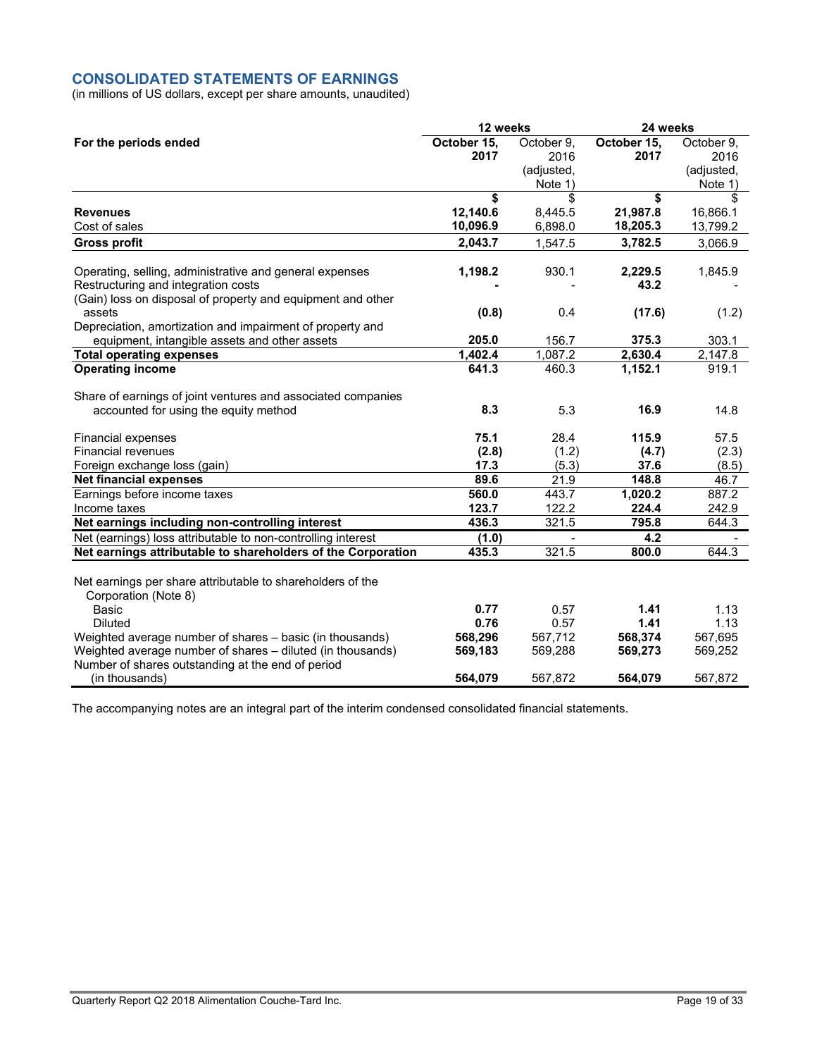## CONSOLIDATED STATEMENTS OF EARNINGS

(in millions of US dollars, except per share amounts, unaudited)

| For the periods ended | 12 weeks | | 24 weeks | |
|---|---|---|---|---|
| | **October 15, 2017** | October 9, 2016 (adjusted, Note 1) | **October 15, 2017** | October 9, 2016 (adjusted, Note 1) |
| | **$** | $ | **$** | $ |
| **Revenues** | **12,140.6** | 8,445.5 | **21,987.8** | 16,866.1 |
| Cost of sales | **10,096.9** | 6,898.0 | **18,205.3** | 13,799.2 |
| **Gross profit** | **2,043.7** | 1,547.5 | **3,782.5** | 3,066.9 |
| Operating, selling, administrative and general expenses | **1,198.2** | 930.1 | **2,229.5** | 1,845.9 |
| Restructuring and integration costs | **-** | - | **43.2** | - |
| (Gain) loss on disposal of property and equipment and other assets | **(0.8)** | 0.4 | **(17.6)** | (1.2) |
| Depreciation, amortization and impairment of property and equipment, intangible assets and other assets | **205.0** | 156.7 | **375.3** | 303.1 |
| **Total operating expenses** | **1,402.4** | 1,087.2 | **2,630.4** | 2,147.8 |
| **Operating income** | **641.3** | 460.3 | **1,152.1** | 919.1 |
| Share of earnings of joint ventures and associated companies accounted for using the equity method | **8.3** | 5.3 | **16.9** | 14.8 |
| Financial expenses | **75.1** | 28.4 | **115.9** | 57.5 |
| Financial revenues | **(2.8)** | (1.2) | **(4.7)** | (2.3) |
| Foreign exchange loss (gain) | **17.3** | (5.3) | **37.6** | (8.5) |
| **Net financial expenses** | **89.6** | 21.9 | **148.8** | 46.7 |
| Earnings before income taxes | **560.0** | 443.7 | **1,020.2** | 887.2 |
| Income taxes | **123.7** | 122.2 | **224.4** | 242.9 |
| **Net earnings including non-controlling interest** | **436.3** | 321.5 | **795.8** | 644.3 |
| Net (earnings) loss attributable to non-controlling interest | **(1.0)** | - | **4.2** | - |
| **Net earnings attributable to shareholders of the Corporation** | **435.3** | 321.5 | **800.0** | 644.3 |
| Net earnings per share attributable to shareholders of the Corporation (Note 8) | | | | |
| Basic | **0.77** | 0.57 | **1.41** | 1.13 |
| Diluted | **0.76** | 0.57 | **1.41** | 1.13 |
| Weighted average number of shares – basic (in thousands) | **568,296** | 567,712 | **568,374** | 567,695 |
| Weighted average number of shares – diluted (in thousands) | **569,183** | 569,288 | **569,273** | 569,252 |
| Number of shares outstanding at the end of period (in thousands) | **564,079** | 567,872 | **564,079** | 567,872 |

The accompanying notes are an integral part of the interim condensed consolidated financial statements.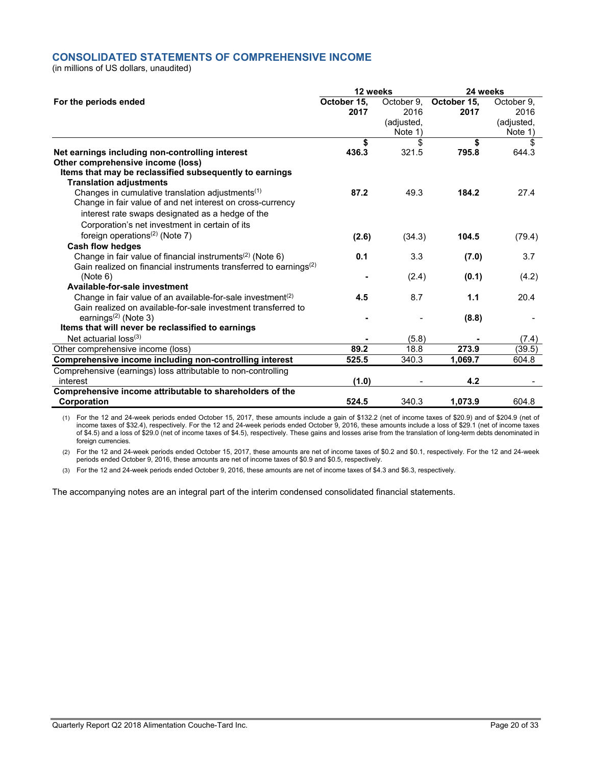## CONSOLIDATED STATEMENTS OF COMPREHENSIVE INCOME

(in millions of US dollars, unaudited)

| For the periods ended | 12 weeks | | 24 weeks | |
|---|---|---|---|---|
| | **October 15, 2017** | October 9, 2016 (adjusted, Note 1) | **October 15, 2017** | October 9, 2016 (adjusted, Note 1) |
| | **$** | $ | **$** | $ |
| **Net earnings including non-controlling interest** | **436.3** | 321.5 | **795.8** | 644.3 |
| **Other comprehensive income (loss)** | | | | |
| **Items that may be reclassified subsequently to earnings** | | | | |
| **Translation adjustments** | | | | |
| Changes in cumulative translation adjustments[(1)] | **87.2** | 49.3 | **184.2** | 27.4 |
| Change in fair value of and net interest on cross-currency interest rate swaps designated as a hedge of the Corporation's net investment in certain of its foreign operations[(2)] (Note 7) | **(2.6)** | (34.3) | **104.5** | (79.4) |
| **Cash flow hedges** | | | | |
| Change in fair value of financial instruments[(2)] (Note 6) | **0.1** | 3.3 | **(7.0)** | 3.7 |
| Gain realized on financial instruments transferred to earnings[(2)] (Note 6) | **-** | (2.4) | **(0.1)** | (4.2) |
| **Available-for-sale investment** | | | | |
| Change in fair value of an available-for-sale investment[(2)] | **4.5** | 8.7 | **1.1** | 20.4 |
| Gain realized on available-for-sale investment transferred to earnings[(2)] (Note 3) | **-** | - | **(8.8)** | - |
| **Items that will never be reclassified to earnings** | | | | |
| Net actuarial loss[(3)] | **-** | (5.8) | **-** | (7.4) |
| Other comprehensive income (loss) | **89.2** | 18.8 | **273.9** | (39.5) |
| **Comprehensive income including non-controlling interest** | **525.5** | 340.3 | **1,069.7** | 604.8 |
| Comprehensive (earnings) loss attributable to non-controlling interest | **(1.0)** | - | **4.2** | - |
| **Comprehensive income attributable to shareholders of the Corporation** | **524.5** | 340.3 | **1,073.9** | 604.8 |

(1) For the 12 and 24-week periods ended October 15, 2017, these amounts include a gain of $132.2 (net of income taxes of $20.9) and of $204.9 (net of income taxes of $32.4), respectively. For the 12 and 24-week periods ended October 9, 2016, these amounts include a loss of $29.1 (net of income taxes of $4.5) and a loss of $29.0 (net of income taxes of $4.5), respectively. These gains and losses arise from the translation of long-term debts denominated in foreign currencies.

(2) For the 12 and 24-week periods ended October 15, 2017, these amounts are net of income taxes of $0.2 and $0.1, respectively. For the 12 and 24-week periods ended October 9, 2016, these amounts are net of income taxes of $0.9 and $0.5, respectively.

(3) For the 12 and 24-week periods ended October 9, 2016, these amounts are net of income taxes of $4.3 and $6.3, respectively.

The accompanying notes are an integral part of the interim condensed consolidated financial statements.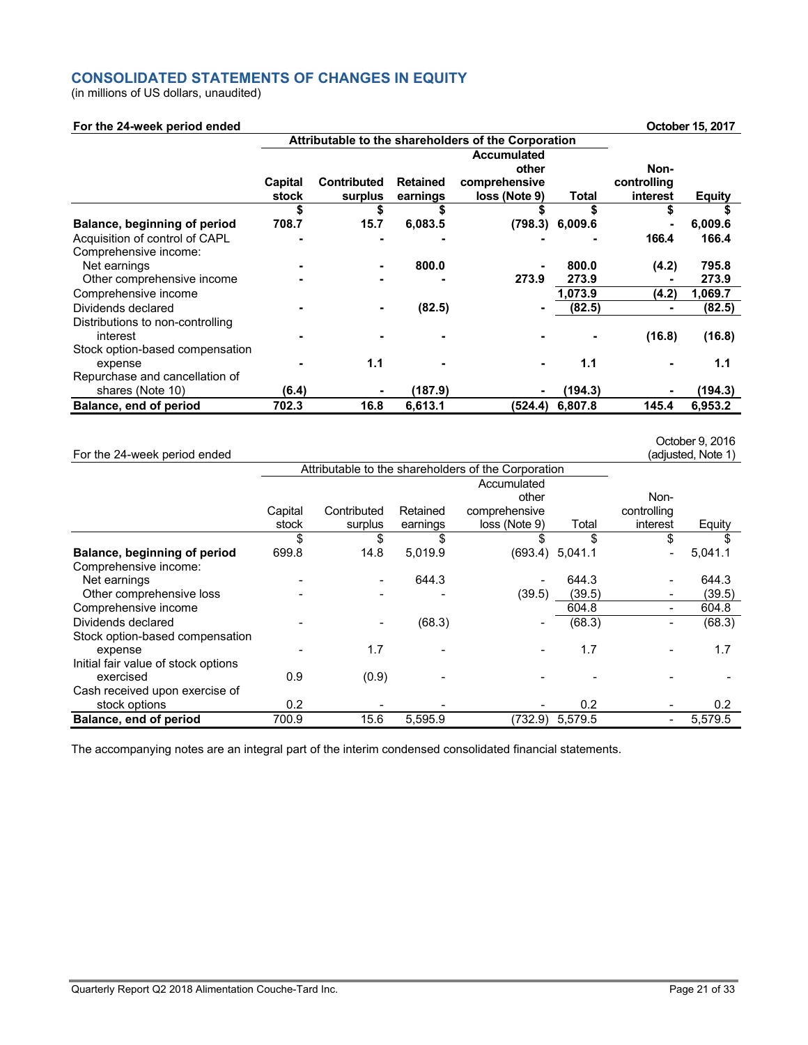## CONSOLIDATED STATEMENTS OF CHANGES IN EQUITY

(in millions of US dollars, unaudited)

**For the 24-week period ended October 15, 2017**

| | Attributable to the shareholders of the Corporation | | | | | | |
|---|---|---|---|---|---|---|---|
| | **Capital stock** | **Contributed surplus** | **Retained earnings** | **Accumulated other comprehensive loss (Note 9)** | **Total** | **Non-controlling interest** | **Equity** |
| | **$** | **$** | **$** | **$** | **$** | **$** | **$** |
| **Balance, beginning of period** | **708.7** | **15.7** | **6,083.5** | **(798.3)** | **6,009.6** | **-** | **6,009.6** |
| Acquisition of control of CAPL | **-** | **-** | **-** | **-** | **-** | **166.4** | **166.4** |
| Comprehensive income: | | | | | | | |
| Net earnings | **-** | **-** | **800.0** | **-** | **800.0** | **(4.2)** | **795.8** |
| Other comprehensive income | **-** | **-** | **-** | **273.9** | **273.9** | **-** | **273.9** |
| Comprehensive income | | | | | **1,073.9** | **(4.2)** | **1,069.7** |
| Dividends declared | **-** | **-** | **(82.5)** | **-** | **(82.5)** | **-** | **(82.5)** |
| Distributions to non-controlling interest | **-** | **-** | **-** | **-** | **-** | **(16.8)** | **(16.8)** |
| Stock option-based compensation expense | **-** | **1.1** | **-** | **-** | **1.1** | **-** | **1.1** |
| Repurchase and cancellation of shares (Note 10) | **(6.4)** | **-** | **(187.9)** | **-** | **(194.3)** | **-** | **(194.3)** |
| **Balance, end of period** | **702.3** | **16.8** | **6,613.1** | **(524.4)** | **6,807.8** | **145.4** | **6,953.2** |

For the 24-week period ended October 9, 2016 (adjusted, Note 1)

| | Attributable to the shareholders of the Corporation | | | | | | |
|---|---|---|---|---|---|---|---|
| | Capital stock | Contributed surplus | Retained earnings | Accumulated other comprehensive loss (Note 9) | Total | Non-controlling interest | Equity |
| | $ | $ | $ | $ | $ | $ | $ |
| **Balance, beginning of period** | 699.8 | 14.8 | 5,019.9 | (693.4) | 5,041.1 | - | 5,041.1 |
| Comprehensive income: | | | | | | | |
| Net earnings | - | - | 644.3 | - | 644.3 | - | 644.3 |
| Other comprehensive loss | - | - | - | (39.5) | (39.5) | - | (39.5) |
| Comprehensive income | | | | | 604.8 | - | 604.8 |
| Dividends declared | - | - | (68.3) | - | (68.3) | - | (68.3) |
| Stock option-based compensation expense | - | 1.7 | - | - | 1.7 | - | 1.7 |
| Initial fair value of stock options exercised | 0.9 | (0.9) | - | - | - | - | - |
| Cash received upon exercise of stock options | 0.2 | - | - | - | 0.2 | - | 0.2 |
| **Balance, end of period** | 700.9 | 15.6 | 5,595.9 | (732.9) | 5,579.5 | - | 5,579.5 |

The accompanying notes are an integral part of the interim condensed consolidated financial statements.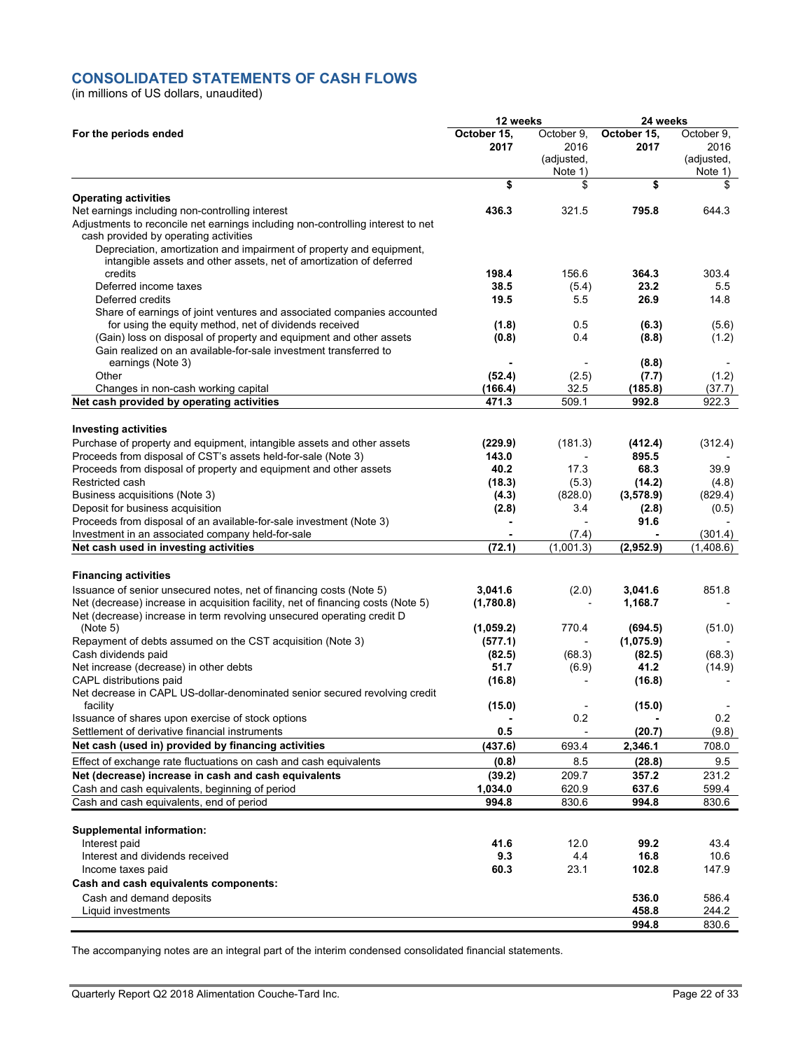## CONSOLIDATED STATEMENTS OF CASH FLOWS

(in millions of US dollars, unaudited)

| | 12 weeks | | 24 weeks | |
|---|---|---|---|---|
| **For the periods ended** | **October 15, 2017** | October 9, 2016 (adjusted, Note 1) | **October 15, 2017** | October 9, 2016 (adjusted, Note 1) |
| | **$** | $ | **$** | $ |
| **Operating activities** | | | | |
| Net earnings including non-controlling interest | **436.3** | 321.5 | **795.8** | 644.3 |
| Adjustments to reconcile net earnings including non-controlling interest to net cash provided by operating activities | | | | |
| Depreciation, amortization and impairment of property and equipment, intangible assets and other assets, net of amortization of deferred credits | **198.4** | 156.6 | **364.3** | 303.4 |
| Deferred income taxes | **38.5** | (5.4) | **23.2** | 5.5 |
| Deferred credits | **19.5** | 5.5 | **26.9** | 14.8 |
| Share of earnings of joint ventures and associated companies accounted for using the equity method, net of dividends received | **(1.8)** | 0.5 | **(6.3)** | (5.6) |
| (Gain) loss on disposal of property and equipment and other assets | **(0.8)** | 0.4 | **(8.8)** | (1.2) |
| Gain realized on an available-for-sale investment transferred to earnings (Note 3) | **-** | - | **(8.8)** | - |
| Other | **(52.4)** | (2.5) | **(7.7)** | (1.2) |
| Changes in non-cash working capital | **(166.4)** | 32.5 | **(185.8)** | (37.7) |
| **Net cash provided by operating activities** | **471.3** | 509.1 | **992.8** | 922.3 |
| **Investing activities** | | | | |
| Purchase of property and equipment, intangible assets and other assets | **(229.9)** | (181.3) | **(412.4)** | (312.4) |
| Proceeds from disposal of CST's assets held-for-sale (Note 3) | **143.0** | - | **895.5** | - |
| Proceeds from disposal of property and equipment and other assets | **40.2** | 17.3 | **68.3** | 39.9 |
| Restricted cash | **(18.3)** | (5.3) | **(14.2)** | (4.8) |
| Business acquisitions (Note 3) | **(4.3)** | (828.0) | **(3,578.9)** | (829.4) |
| Deposit for business acquisition | **(2.8)** | 3.4 | **(2.8)** | (0.5) |
| Proceeds from disposal of an available-for-sale investment (Note 3) | **-** | - | **91.6** | - |
| Investment in an associated company held-for-sale | **-** | (7.4) | **-** | (301.4) |
| **Net cash used in investing activities** | **(72.1)** | (1,001.3) | **(2,952.9)** | (1,408.6) |
| **Financing activities** | | | | |
| Issuance of senior unsecured notes, net of financing costs (Note 5) | **3,041.6** | (2.0) | **3,041.6** | 851.8 |
| Net (decrease) increase in acquisition facility, net of financing costs (Note 5) | **(1,780.8)** | - | **1,168.7** | - |
| Net (decrease) increase in term revolving unsecured operating credit D (Note 5) | **(1,059.2)** | 770.4 | **(694.5)** | (51.0) |
| Repayment of debts assumed on the CST acquisition (Note 3) | **(577.1)** | - | **(1,075.9)** | - |
| Cash dividends paid | **(82.5)** | (68.3) | **(82.5)** | (68.3) |
| Net increase (decrease) in other debts | **51.7** | (6.9) | **41.2** | (14.9) |
| CAPL distributions paid | **(16.8)** | - | **(16.8)** | - |
| Net decrease in CAPL US-dollar-denominated senior secured revolving credit facility | **(15.0)** | - | **(15.0)** | - |
| Issuance of shares upon exercise of stock options | **-** | 0.2 | **-** | 0.2 |
| Settlement of derivative financial instruments | **0.5** | - | **(20.7)** | (9.8) |
| **Net cash (used in) provided by financing activities** | **(437.6)** | 693.4 | **2,346.1** | 708.0 |
| Effect of exchange rate fluctuations on cash and cash equivalents | **(0.8)** | 8.5 | **(28.8)** | 9.5 |
| **Net (decrease) increase in cash and cash equivalents** | **(39.2)** | 209.7 | **357.2** | 231.2 |
| Cash and cash equivalents, beginning of period | **1,034.0** | 620.9 | **637.6** | 599.4 |
| Cash and cash equivalents, end of period | **994.8** | 830.6 | **994.8** | 830.6 |
| **Supplemental information:** | | | | |
| Interest paid | **41.6** | 12.0 | **99.2** | 43.4 |
| Interest and dividends received | **9.3** | 4.4 | **16.8** | 10.6 |
| Income taxes paid | **60.3** | 23.1 | **102.8** | 147.9 |
| **Cash and cash equivalents components:** | | | | |
| Cash and demand deposits | | | **536.0** | 586.4 |
| Liquid investments | | | **458.8** | 244.2 |
| | | | **994.8** | 830.6 |

The accompanying notes are an integral part of the interim condensed consolidated financial statements.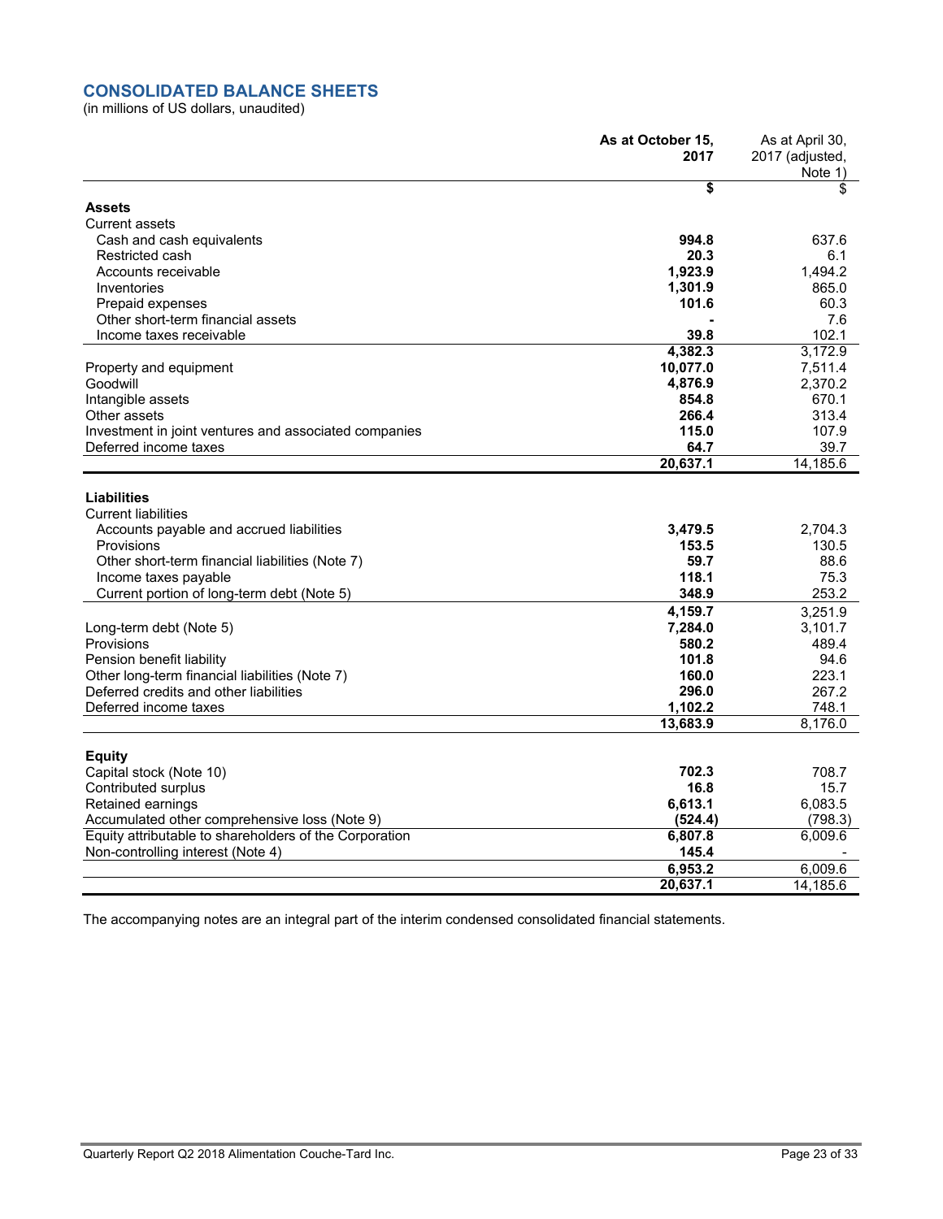## CONSOLIDATED BALANCE SHEETS

(in millions of US dollars, unaudited)

| | As at October 15, 2017 | As at April 30, 2017 (adjusted, Note 1) |
|---|---|---|
| | **$** | $ |
| **Assets** | | |
| Current assets | | |
| Cash and cash equivalents | **994.8** | 637.6 |
| Restricted cash | **20.3** | 6.1 |
| Accounts receivable | **1,923.9** | 1,494.2 |
| Inventories | **1,301.9** | 865.0 |
| Prepaid expenses | **101.6** | 60.3 |
| Other short-term financial assets | **-** | 7.6 |
| Income taxes receivable | **39.8** | 102.1 |
| | **4,382.3** | 3,172.9 |
| Property and equipment | **10,077.0** | 7,511.4 |
| Goodwill | **4,876.9** | 2,370.2 |
| Intangible assets | **854.8** | 670.1 |
| Other assets | **266.4** | 313.4 |
| Investment in joint ventures and associated companies | **115.0** | 107.9 |
| Deferred income taxes | **64.7** | 39.7 |
| | **20,637.1** | 14,185.6 |
| **Liabilities** | | |
| Current liabilities | | |
| Accounts payable and accrued liabilities | **3,479.5** | 2,704.3 |
| Provisions | **153.5** | 130.5 |
| Other short-term financial liabilities (Note 7) | **59.7** | 88.6 |
| Income taxes payable | **118.1** | 75.3 |
| Current portion of long-term debt (Note 5) | **348.9** | 253.2 |
| | **4,159.7** | 3,251.9 |
| Long-term debt (Note 5) | **7,284.0** | 3,101.7 |
| Provisions | **580.2** | 489.4 |
| Pension benefit liability | **101.8** | 94.6 |
| Other long-term financial liabilities (Note 7) | **160.0** | 223.1 |
| Deferred credits and other liabilities | **296.0** | 267.2 |
| Deferred income taxes | **1,102.2** | 748.1 |
| | **13,683.9** | 8,176.0 |
| **Equity** | | |
| Capital stock (Note 10) | **702.3** | 708.7 |
| Contributed surplus | **16.8** | 15.7 |
| Retained earnings | **6,613.1** | 6,083.5 |
| Accumulated other comprehensive loss (Note 9) | **(524.4)** | (798.3) |
| Equity attributable to shareholders of the Corporation | **6,807.8** | 6,009.6 |
| Non-controlling interest (Note 4) | **145.4** | - |
| | **6,953.2** | 6,009.6 |
| | **20,637.1** | 14,185.6 |

The accompanying notes are an integral part of the interim condensed consolidated financial statements.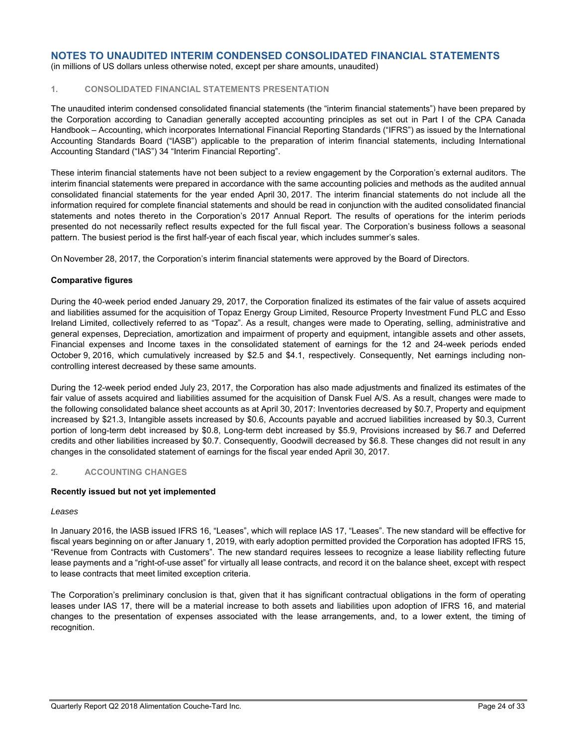## NOTES TO UNAUDITED INTERIM CONDENSED CONSOLIDATED FINANCIAL STATEMENTS

(in millions of US dollars unless otherwise noted, except per share amounts, unaudited)

### 1. CONSOLIDATED FINANCIAL STATEMENTS PRESENTATION

The unaudited interim condensed consolidated financial statements (the "interim financial statements") have been prepared by the Corporation according to Canadian generally accepted accounting principles as set out in Part I of the CPA Canada Handbook – Accounting, which incorporates International Financial Reporting Standards ("IFRS") as issued by the International Accounting Standards Board ("IASB") applicable to the preparation of interim financial statements, including International Accounting Standard ("IAS") 34 "Interim Financial Reporting".

These interim financial statements have not been subject to a review engagement by the Corporation's external auditors. The interim financial statements were prepared in accordance with the same accounting policies and methods as the audited annual consolidated financial statements for the year ended April 30, 2017. The interim financial statements do not include all the information required for complete financial statements and should be read in conjunction with the audited consolidated financial statements and notes thereto in the Corporation's 2017 Annual Report. The results of operations for the interim periods presented do not necessarily reflect results expected for the full fiscal year. The Corporation's business follows a seasonal pattern. The busiest period is the first half-year of each fiscal year, which includes summer's sales.

On November 28, 2017, the Corporation's interim financial statements were approved by the Board of Directors.

**Comparative figures**

During the 40-week period ended January 29, 2017, the Corporation finalized its estimates of the fair value of assets acquired and liabilities assumed for the acquisition of Topaz Energy Group Limited, Resource Property Investment Fund PLC and Esso Ireland Limited, collectively referred to as "Topaz". As a result, changes were made to Operating, selling, administrative and general expenses, Depreciation, amortization and impairment of property and equipment, intangible assets and other assets, Financial expenses and Income taxes in the consolidated statement of earnings for the 12 and 24-week periods ended October 9, 2016, which cumulatively increased by $2.5 and $4.1, respectively. Consequently, Net earnings including non-controlling interest decreased by these same amounts.

During the 12-week period ended July 23, 2017, the Corporation has also made adjustments and finalized its estimates of the fair value of assets acquired and liabilities assumed for the acquisition of Dansk Fuel A/S. As a result, changes were made to the following consolidated balance sheet accounts as at April 30, 2017: Inventories decreased by $0.7, Property and equipment increased by $21.3, Intangible assets increased by $0.6, Accounts payable and accrued liabilities increased by $0.3, Current portion of long-term debt increased by $0.8, Long-term debt increased by $5.9, Provisions increased by $6.7 and Deferred credits and other liabilities increased by $0.7. Consequently, Goodwill decreased by $6.8. These changes did not result in any changes in the consolidated statement of earnings for the fiscal year ended April 30, 2017.

### 2. ACCOUNTING CHANGES

**Recently issued but not yet implemented**

*Leases*

In January 2016, the IASB issued IFRS 16, "Leases", which will replace IAS 17, "Leases". The new standard will be effective for fiscal years beginning on or after January 1, 2019, with early adoption permitted provided the Corporation has adopted IFRS 15, "Revenue from Contracts with Customers". The new standard requires lessees to recognize a lease liability reflecting future lease payments and a "right-of-use asset" for virtually all lease contracts, and record it on the balance sheet, except with respect to lease contracts that meet limited exception criteria.

The Corporation's preliminary conclusion is that, given that it has significant contractual obligations in the form of operating leases under IAS 17, there will be a material increase to both assets and liabilities upon adoption of IFRS 16, and material changes to the presentation of expenses associated with the lease arrangements, and, to a lower extent, the timing of recognition.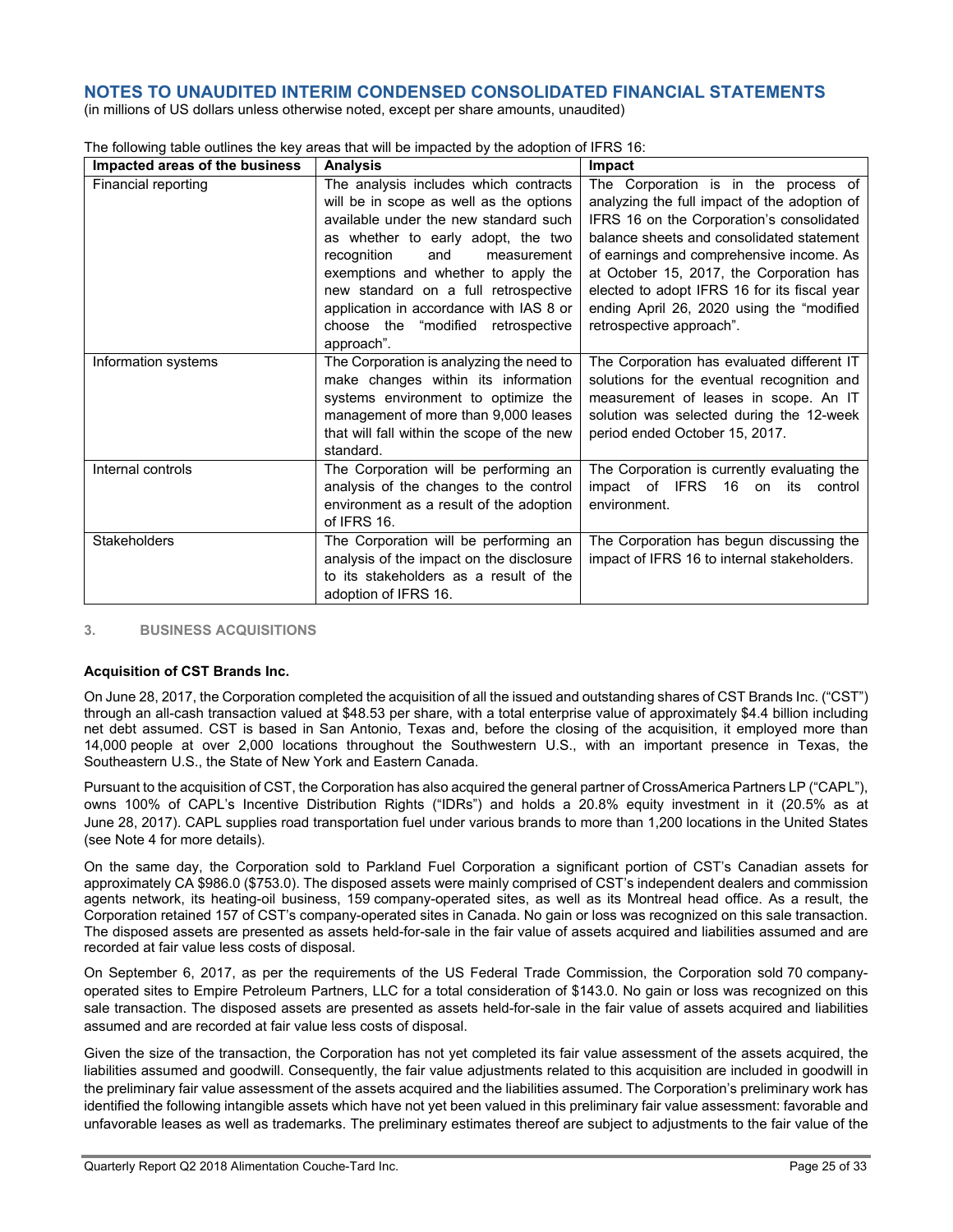## NOTES TO UNAUDITED INTERIM CONDENSED CONSOLIDATED FINANCIAL STATEMENTS

(in millions of US dollars unless otherwise noted, except per share amounts, unaudited)

The following table outlines the key areas that will be impacted by the adoption of IFRS 16:

| Impacted areas of the business | Analysis | Impact |
|---|---|---|
| Financial reporting | The analysis includes which contracts will be in scope as well as the options available under the new standard such as whether to early adopt, the two recognition and measurement exemptions and whether to apply the new standard on a full retrospective application in accordance with IAS 8 or choose the "modified retrospective approach". | The Corporation is in the process of analyzing the full impact of the adoption of IFRS 16 on the Corporation's consolidated balance sheets and consolidated statement of earnings and comprehensive income. As at October 15, 2017, the Corporation has elected to adopt IFRS 16 for its fiscal year ending April 26, 2020 using the "modified retrospective approach". |
| Information systems | The Corporation is analyzing the need to make changes within its information systems environment to optimize the management of more than 9,000 leases that will fall within the scope of the new standard. | The Corporation has evaluated different IT solutions for the eventual recognition and measurement of leases in scope. An IT solution was selected during the 12-week period ended October 15, 2017. |
| Internal controls | The Corporation will be performing an analysis of the changes to the control environment as a result of the adoption of IFRS 16. | The Corporation is currently evaluating the impact of IFRS 16 on its control environment. |
| Stakeholders | The Corporation will be performing an analysis of the impact on the disclosure to its stakeholders as a result of the adoption of IFRS 16. | The Corporation has begun discussing the impact of IFRS 16 to internal stakeholders. |

### 3. BUSINESS ACQUISITIONS

**Acquisition of CST Brands Inc.**

On June 28, 2017, the Corporation completed the acquisition of all the issued and outstanding shares of CST Brands Inc. ("CST") through an all-cash transaction valued at $48.53 per share, with a total enterprise value of approximately $4.4 billion including net debt assumed. CST is based in San Antonio, Texas and, before the closing of the acquisition, it employed more than 14,000 people at over 2,000 locations throughout the Southwestern U.S., with an important presence in Texas, the Southeastern U.S., the State of New York and Eastern Canada.

Pursuant to the acquisition of CST, the Corporation has also acquired the general partner of CrossAmerica Partners LP ("CAPL"), owns 100% of CAPL's Incentive Distribution Rights ("IDRs") and holds a 20.8% equity investment in it (20.5% as at June 28, 2017). CAPL supplies road transportation fuel under various brands to more than 1,200 locations in the United States (see Note 4 for more details).

On the same day, the Corporation sold to Parkland Fuel Corporation a significant portion of CST's Canadian assets for approximately CA $986.0 ($753.0). The disposed assets were mainly comprised of CST's independent dealers and commission agents network, its heating-oil business, 159 company-operated sites, as well as its Montreal head office. As a result, the Corporation retained 157 of CST's company-operated sites in Canada. No gain or loss was recognized on this sale transaction. The disposed assets are presented as assets held-for-sale in the fair value of assets acquired and liabilities assumed and are recorded at fair value less costs of disposal.

On September 6, 2017, as per the requirements of the US Federal Trade Commission, the Corporation sold 70 company-operated sites to Empire Petroleum Partners, LLC for a total consideration of $143.0. No gain or loss was recognized on this sale transaction. The disposed assets are presented as assets held-for-sale in the fair value of assets acquired and liabilities assumed and are recorded at fair value less costs of disposal.

Given the size of the transaction, the Corporation has not yet completed its fair value assessment of the assets acquired, the liabilities assumed and goodwill. Consequently, the fair value adjustments related to this acquisition are included in goodwill in the preliminary fair value assessment of the assets acquired and the liabilities assumed. The Corporation's preliminary work has identified the following intangible assets which have not yet been valued in this preliminary fair value assessment: favorable and unfavorable leases as well as trademarks. The preliminary estimates thereof are subject to adjustments to the fair value of the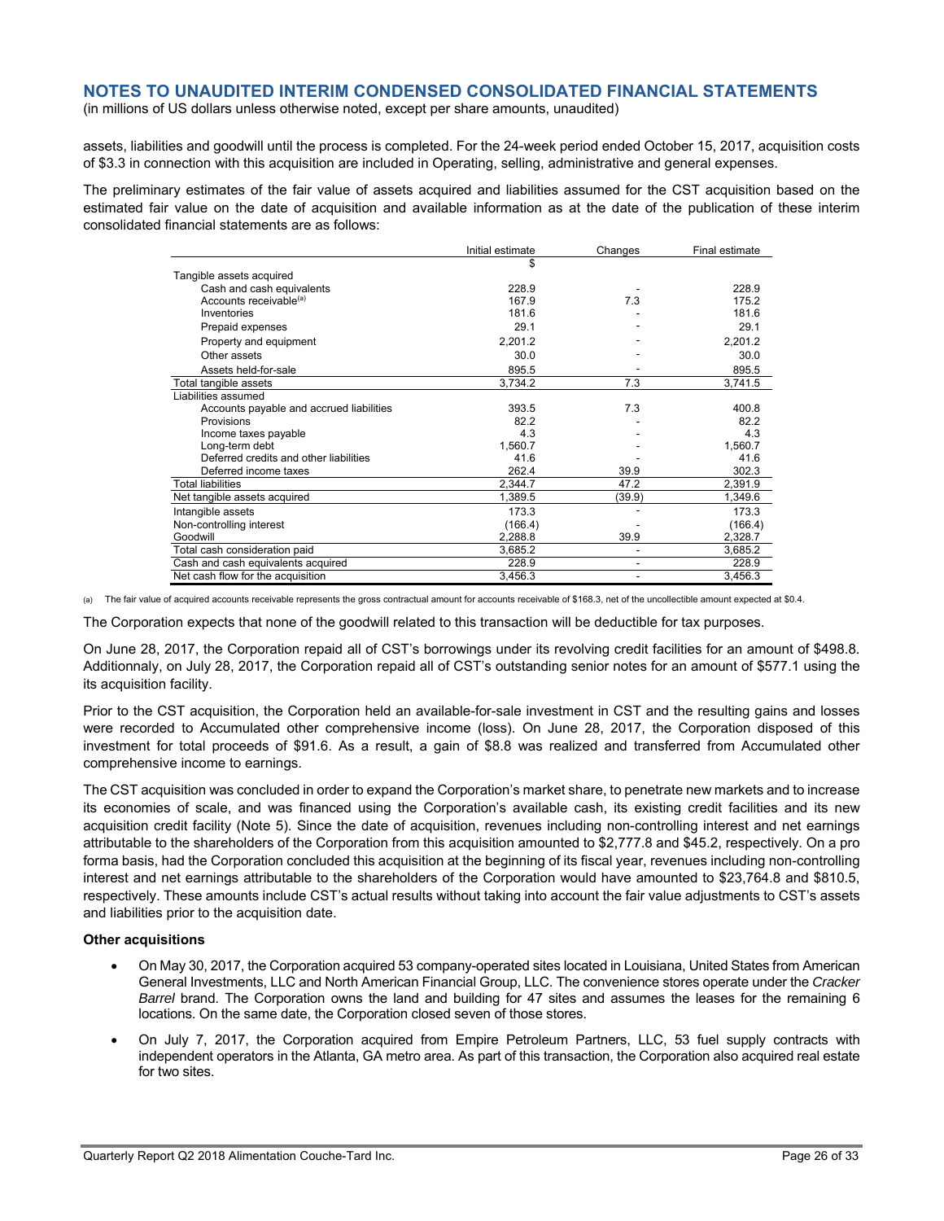## NOTES TO UNAUDITED INTERIM CONDENSED CONSOLIDATED FINANCIAL STATEMENTS

(in millions of US dollars unless otherwise noted, except per share amounts, unaudited)

assets, liabilities and goodwill until the process is completed. For the 24-week period ended October 15, 2017, acquisition costs of $3.3 in connection with this acquisition are included in Operating, selling, administrative and general expenses.

The preliminary estimates of the fair value of assets acquired and liabilities assumed for the CST acquisition based on the estimated fair value on the date of acquisition and available information as at the date of the publication of these interim consolidated financial statements are as follows:

| | Initial estimate | Changes | Final estimate |
|---|---|---|---|
| | $ | | |
| Tangible assets acquired | | | |
| Cash and cash equivalents | 228.9 | - | 228.9 |
| Accounts receivable[(a)] | 167.9 | 7.3 | 175.2 |
| Inventories | 181.6 | - | 181.6 |
| Prepaid expenses | 29.1 | - | 29.1 |
| Property and equipment | 2,201.2 | - | 2,201.2 |
| Other assets | 30.0 | - | 30.0 |
| Assets held-for-sale | 895.5 | - | 895.5 |
| Total tangible assets | 3,734.2 | 7.3 | 3,741.5 |
| Liabilities assumed | | | |
| Accounts payable and accrued liabilities | 393.5 | 7.3 | 400.8 |
| Provisions | 82.2 | - | 82.2 |
| Income taxes payable | 4.3 | - | 4.3 |
| Long-term debt | 1,560.7 | - | 1,560.7 |
| Deferred credits and other liabilities | 41.6 | - | 41.6 |
| Deferred income taxes | 262.4 | 39.9 | 302.3 |
| Total liabilities | 2,344.7 | 47.2 | 2,391.9 |
| Net tangible assets acquired | 1,389.5 | (39.9) | 1,349.6 |
| Intangible assets | 173.3 | - | 173.3 |
| Non-controlling interest | (166.4) | - | (166.4) |
| Goodwill | 2,288.8 | 39.9 | 2,328.7 |
| Total cash consideration paid | 3,685.2 | - | 3,685.2 |
| Cash and cash equivalents acquired | 228.9 | - | 228.9 |
| Net cash flow for the acquisition | 3,456.3 | - | 3,456.3 |

(a) The fair value of acquired accounts receivable represents the gross contractual amount for accounts receivable of $168.3, net of the uncollectible amount expected at $0.4.

The Corporation expects that none of the goodwill related to this transaction will be deductible for tax purposes.

On June 28, 2017, the Corporation repaid all of CST's borrowings under its revolving credit facilities for an amount of $498.8. Additionnaly, on July 28, 2017, the Corporation repaid all of CST's outstanding senior notes for an amount of $577.1 using the its acquisition facility.

Prior to the CST acquisition, the Corporation held an available-for-sale investment in CST and the resulting gains and losses were recorded to Accumulated other comprehensive income (loss). On June 28, 2017, the Corporation disposed of this investment for total proceeds of $91.6. As a result, a gain of $8.8 was realized and transferred from Accumulated other comprehensive income to earnings.

The CST acquisition was concluded in order to expand the Corporation's market share, to penetrate new markets and to increase its economies of scale, and was financed using the Corporation's available cash, its existing credit facilities and its new acquisition credit facility (Note 5). Since the date of acquisition, revenues including non-controlling interest and net earnings attributable to the shareholders of the Corporation from this acquisition amounted to $2,777.8 and $45.2, respectively. On a pro forma basis, had the Corporation concluded this acquisition at the beginning of its fiscal year, revenues including non-controlling interest and net earnings attributable to the shareholders of the Corporation would have amounted to $23,764.8 and $810.5, respectively. These amounts include CST's actual results without taking into account the fair value adjustments to CST's assets and liabilities prior to the acquisition date.

**Other acquisitions**

- On May 30, 2017, the Corporation acquired 53 company-operated sites located in Louisiana, United States from American General Investments, LLC and North American Financial Group, LLC. The convenience stores operate under the *Cracker Barrel* brand. The Corporation owns the land and building for 47 sites and assumes the leases for the remaining 6 locations. On the same date, the Corporation closed seven of those stores.
- On July 7, 2017, the Corporation acquired from Empire Petroleum Partners, LLC, 53 fuel supply contracts with independent operators in the Atlanta, GA metro area. As part of this transaction, the Corporation also acquired real estate for two sites.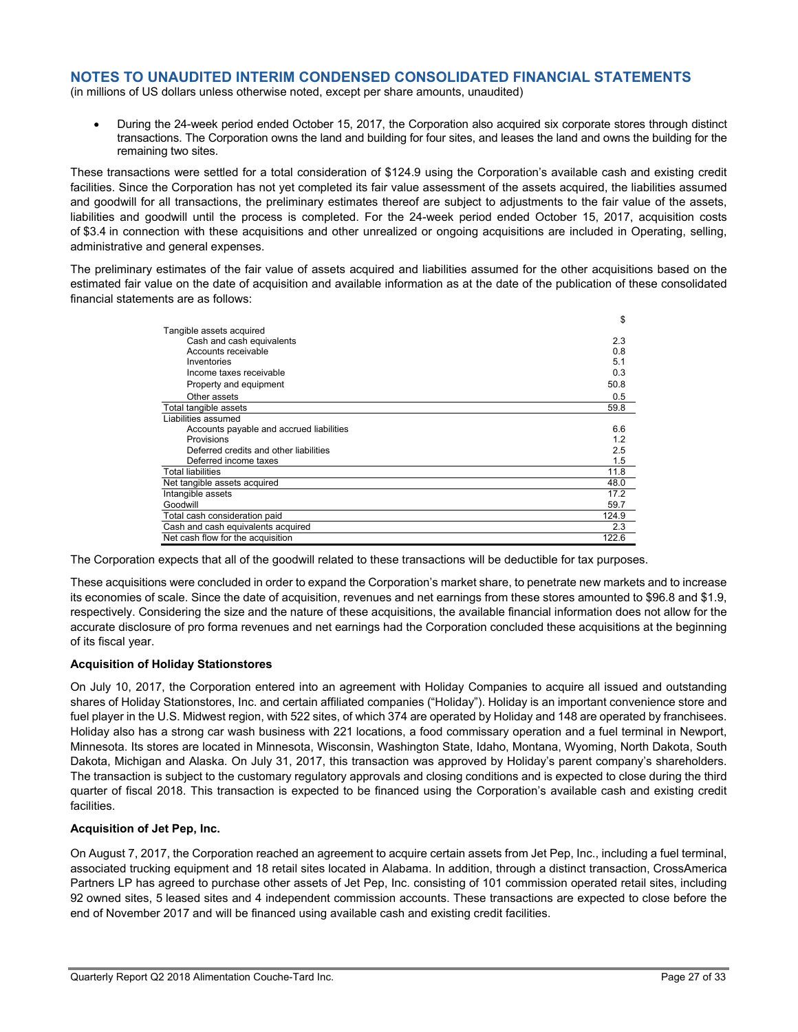## NOTES TO UNAUDITED INTERIM CONDENSED CONSOLIDATED FINANCIAL STATEMENTS

(in millions of US dollars unless otherwise noted, except per share amounts, unaudited)

- During the 24-week period ended October 15, 2017, the Corporation also acquired six corporate stores through distinct transactions. The Corporation owns the land and building for four sites, and leases the land and owns the building for the remaining two sites.

These transactions were settled for a total consideration of $124.9 using the Corporation's available cash and existing credit facilities. Since the Corporation has not yet completed its fair value assessment of the assets acquired, the liabilities assumed and goodwill for all transactions, the preliminary estimates thereof are subject to adjustments to the fair value of the assets, liabilities and goodwill until the process is completed. For the 24-week period ended October 15, 2017, acquisition costs of $3.4 in connection with these acquisitions and other unrealized or ongoing acquisitions are included in Operating, selling, administrative and general expenses.

The preliminary estimates of the fair value of assets acquired and liabilities assumed for the other acquisitions based on the estimated fair value on the date of acquisition and available information as at the date of the publication of these consolidated financial statements are as follows:

| | $ |
|---|---|
| Tangible assets acquired | |
| Cash and cash equivalents | 2.3 |
| Accounts receivable | 0.8 |
| Inventories | 5.1 |
| Income taxes receivable | 0.3 |
| Property and equipment | 50.8 |
| Other assets | 0.5 |
| Total tangible assets | 59.8 |
| Liabilities assumed | |
| Accounts payable and accrued liabilities | 6.6 |
| Provisions | 1.2 |
| Deferred credits and other liabilities | 2.5 |
| Deferred income taxes | 1.5 |
| Total liabilities | 11.8 |
| Net tangible assets acquired | 48.0 |
| Intangible assets | 17.2 |
| Goodwill | 59.7 |
| Total cash consideration paid | 124.9 |
| Cash and cash equivalents acquired | 2.3 |
| Net cash flow for the acquisition | 122.6 |

The Corporation expects that all of the goodwill related to these transactions will be deductible for tax purposes.

These acquisitions were concluded in order to expand the Corporation's market share, to penetrate new markets and to increase its economies of scale. Since the date of acquisition, revenues and net earnings from these stores amounted to $96.8 and $1.9, respectively. Considering the size and the nature of these acquisitions, the available financial information does not allow for the accurate disclosure of pro forma revenues and net earnings had the Corporation concluded these acquisitions at the beginning of its fiscal year.

### Acquisition of Holiday Stationstores

On July 10, 2017, the Corporation entered into an agreement with Holiday Companies to acquire all issued and outstanding shares of Holiday Stationstores, Inc. and certain affiliated companies ("Holiday"). Holiday is an important convenience store and fuel player in the U.S. Midwest region, with 522 sites, of which 374 are operated by Holiday and 148 are operated by franchisees. Holiday also has a strong car wash business with 221 locations, a food commissary operation and a fuel terminal in Newport, Minnesota. Its stores are located in Minnesota, Wisconsin, Washington State, Idaho, Montana, Wyoming, North Dakota, South Dakota, Michigan and Alaska. On July 31, 2017, this transaction was approved by Holiday's parent company's shareholders. The transaction is subject to the customary regulatory approvals and closing conditions and is expected to close during the third quarter of fiscal 2018. This transaction is expected to be financed using the Corporation's available cash and existing credit facilities.

### Acquisition of Jet Pep, Inc.

On August 7, 2017, the Corporation reached an agreement to acquire certain assets from Jet Pep, Inc., including a fuel terminal, associated trucking equipment and 18 retail sites located in Alabama. In addition, through a distinct transaction, CrossAmerica Partners LP has agreed to purchase other assets of Jet Pep, Inc. consisting of 101 commission operated retail sites, including 92 owned sites, 5 leased sites and 4 independent commission accounts. These transactions are expected to close before the end of November 2017 and will be financed using available cash and existing credit facilities.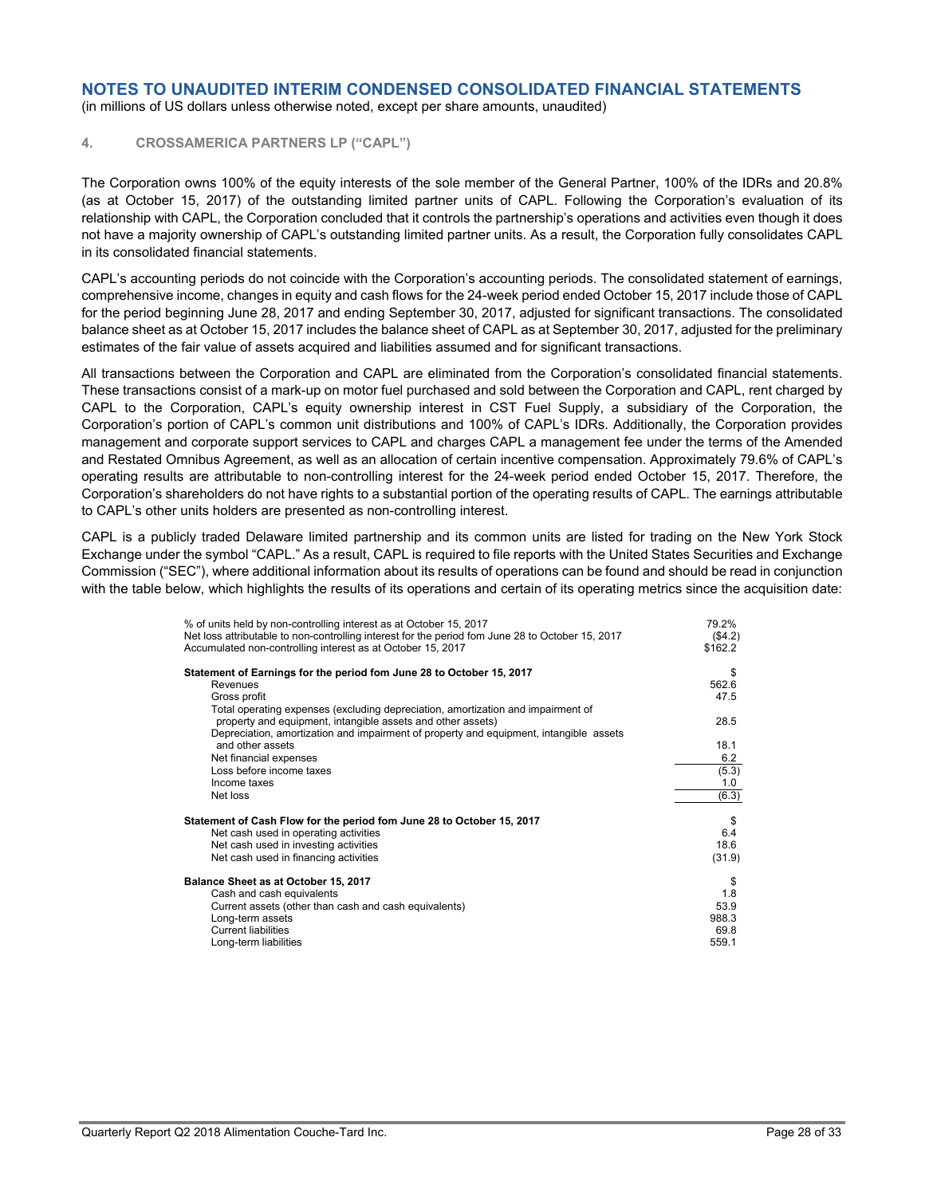## NOTES TO UNAUDITED INTERIM CONDENSED CONSOLIDATED FINANCIAL STATEMENTS

(in millions of US dollars unless otherwise noted, except per share amounts, unaudited)

### 4. CROSSAMERICA PARTNERS LP ("CAPL")

The Corporation owns 100% of the equity interests of the sole member of the General Partner, 100% of the IDRs and 20.8% (as at October 15, 2017) of the outstanding limited partner units of CAPL. Following the Corporation's evaluation of its relationship with CAPL, the Corporation concluded that it controls the partnership's operations and activities even though it does not have a majority ownership of CAPL's outstanding limited partner units. As a result, the Corporation fully consolidates CAPL in its consolidated financial statements.

CAPL's accounting periods do not coincide with the Corporation's accounting periods. The consolidated statement of earnings, comprehensive income, changes in equity and cash flows for the 24-week period ended October 15, 2017 include those of CAPL for the period beginning June 28, 2017 and ending September 30, 2017, adjusted for significant transactions. The consolidated balance sheet as at October 15, 2017 includes the balance sheet of CAPL as at September 30, 2017, adjusted for the preliminary estimates of the fair value of assets acquired and liabilities assumed and for significant transactions.

All transactions between the Corporation and CAPL are eliminated from the Corporation's consolidated financial statements. These transactions consist of a mark-up on motor fuel purchased and sold between the Corporation and CAPL, rent charged by CAPL to the Corporation, CAPL's equity ownership interest in CST Fuel Supply, a subsidiary of the Corporation, the Corporation's portion of CAPL's common unit distributions and 100% of CAPL's IDRs. Additionally, the Corporation provides management and corporate support services to CAPL and charges CAPL a management fee under the terms of the Amended and Restated Omnibus Agreement, as well as an allocation of certain incentive compensation. Approximately 79.6% of CAPL's operating results are attributable to non-controlling interest for the 24-week period ended October 15, 2017. Therefore, the Corporation's shareholders do not have rights to a substantial portion of the operating results of CAPL. The earnings attributable to CAPL's other units holders are presented as non-controlling interest.

CAPL is a publicly traded Delaware limited partnership and its common units are listed for trading on the New York Stock Exchange under the symbol "CAPL." As a result, CAPL is required to file reports with the United States Securities and Exchange Commission ("SEC"), where additional information about its results of operations can be found and should be read in conjunction with the table below, which highlights the results of its operations and certain of its operating metrics since the acquisition date:

| | |
|---|---|
| % of units held by non-controlling interest as at October 15, 2017 | 79.2% |
| Net loss attributable to non-controlling interest for the period fom June 28 to October 15, 2017 | ($4.2) |
| Accumulated non-controlling interest as at October 15, 2017 | $162.2 |
| **Statement of Earnings for the period fom June 28 to October 15, 2017** | $ |
| Revenues | 562.6 |
| Gross profit | 47.5 |
| Total operating expenses (excluding depreciation, amortization and impairment of property and equipment, intangible assets and other assets) | 28.5 |
| Depreciation, amortization and impairment of property and equipment, intangible assets and other assets | 18.1 |
| Net financial expenses | 6.2 |
| Loss before income taxes | (5.3) |
| Income taxes | 1.0 |
| Net loss | (6.3) |
| **Statement of Cash Flow for the period fom June 28 to October 15, 2017** | $ |
| Net cash used in operating activities | 6.4 |
| Net cash used in investing activities | 18.6 |
| Net cash used in financing activities | (31.9) |
| **Balance Sheet as at October 15, 2017** | $ |
| Cash and cash equivalents | 1.8 |
| Current assets (other than cash and cash equivalents) | 53.9 |
| Long-term assets | 988.3 |
| Current liabilities | 69.8 |
| Long-term liabilities | 559.1 |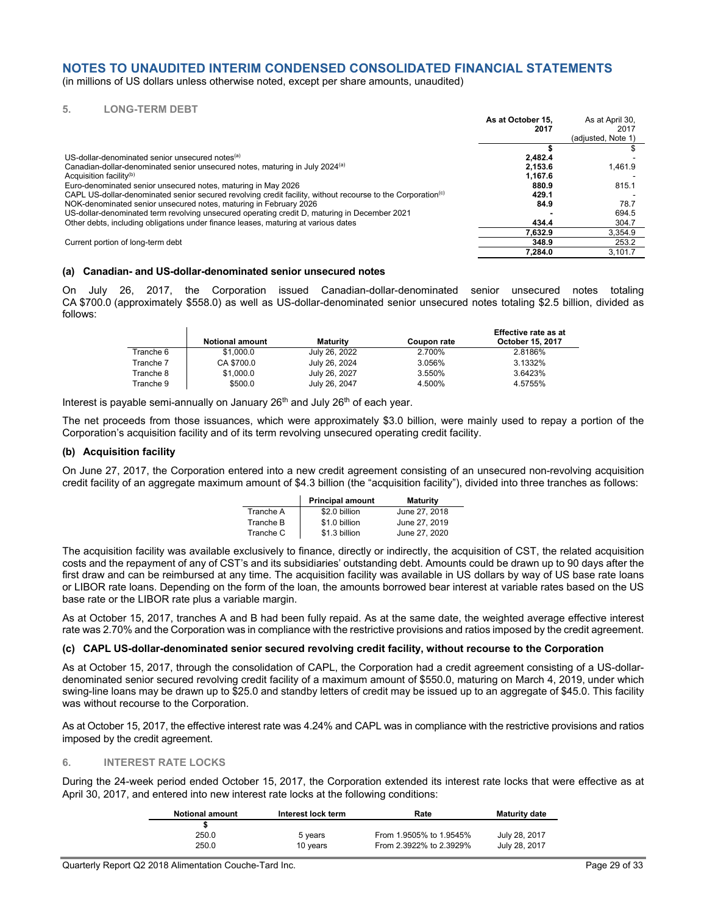# NOTES TO UNAUDITED INTERIM CONDENSED CONSOLIDATED FINANCIAL STATEMENTS

(in millions of US dollars unless otherwise noted, except per share amounts, unaudited)

## 5. LONG-TERM DEBT

| | As at October 15, 2017 | As at April 30, 2017 (adjusted, Note 1) |
|---|---|---|
| | $ | $ |
| US-dollar-denominated senior unsecured notes[(a)] | 2,482.4 | - |
| Canadian-dollar-denominated senior unsecured notes, maturing in July 2024[(a)] | 2,153.6 | 1,461.9 |
| Acquisition facility[(b)] | 1,167.6 | - |
| Euro-denominated senior unsecured notes, maturing in May 2026 | 880.9 | 815.1 |
| CAPL US-dollar-denominated senior secured revolving credit facility, without recourse to the Corporation[(c)] | 429.1 | - |
| NOK-denominated senior unsecured notes, maturing in February 2026 | 84.9 | 78.7 |
| US-dollar-denominated term revolving unsecured operating credit D, maturing in December 2021 | - | 694.5 |
| Other debts, including obligations under finance leases, maturing at various dates | 434.4 | 304.7 |
| | 7,632.9 | 3,354.9 |
| Current portion of long-term debt | 348.9 | 253.2 |
| | 7,284.0 | 3,101.7 |

### (a) Canadian- and US-dollar-denominated senior unsecured notes

On July 26, 2017, the Corporation issued Canadian-dollar-denominated senior unsecured notes totaling CA $700.0 (approximately $558.0) as well as US-dollar-denominated senior unsecured notes totaling $2.5 billion, divided as follows:

| | Notional amount | Maturity | Coupon rate | Effective rate as at October 15, 2017 |
|---|---|---|---|---|
| Tranche 6 | $1,000.0 | July 26, 2022 | 2.700% | 2.8186% |
| Tranche 7 | CA $700.0 | July 26, 2024 | 3.056% | 3.1332% |
| Tranche 8 | $1,000.0 | July 26, 2027 | 3.550% | 3.6423% |
| Tranche 9 | $500.0 | July 26, 2047 | 4.500% | 4.5755% |

Interest is payable semi-annually on January 26th and July 26th of each year.

The net proceeds from those issuances, which were approximately $3.0 billion, were mainly used to repay a portion of the Corporation's acquisition facility and of its term revolving unsecured operating credit facility.

### (b) Acquisition facility

On June 27, 2017, the Corporation entered into a new credit agreement consisting of an unsecured non-revolving acquisition credit facility of an aggregate maximum amount of $4.3 billion (the "acquisition facility"), divided into three tranches as follows:

| | Principal amount | Maturity |
|---|---|---|
| Tranche A | $2.0 billion | June 27, 2018 |
| Tranche B | $1.0 billion | June 27, 2019 |
| Tranche C | $1.3 billion | June 27, 2020 |

The acquisition facility was available exclusively to finance, directly or indirectly, the acquisition of CST, the related acquisition costs and the repayment of any of CST's and its subsidiaries' outstanding debt. Amounts could be drawn up to 90 days after the first draw and can be reimbursed at any time. The acquisition facility was available in US dollars by way of US base rate loans or LIBOR rate loans. Depending on the form of the loan, the amounts borrowed bear interest at variable rates based on the US base rate or the LIBOR rate plus a variable margin.

As at October 15, 2017, tranches A and B had been fully repaid. As at the same date, the weighted average effective interest rate was 2.70% and the Corporation was in compliance with the restrictive provisions and ratios imposed by the credit agreement.

### (c) CAPL US-dollar-denominated senior secured revolving credit facility, without recourse to the Corporation

As at October 15, 2017, through the consolidation of CAPL, the Corporation had a credit agreement consisting of a US-dollar-denominated senior secured revolving credit facility of a maximum amount of $550.0, maturing on March 4, 2019, under which swing-line loans may be drawn up to $25.0 and standby letters of credit may be issued up to an aggregate of $45.0. This facility was without recourse to the Corporation.

As at October 15, 2017, the effective interest rate was 4.24% and CAPL was in compliance with the restrictive provisions and ratios imposed by the credit agreement.

## 6. INTEREST RATE LOCKS

During the 24-week period ended October 15, 2017, the Corporation extended its interest rate locks that were effective as at April 30, 2017, and entered into new interest rate locks at the following conditions:

| Notional amount | Interest lock term | Rate | Maturity date |
|---|---|---|---|
| $ | | | |
| 250.0 | 5 years | From 1.9505% to 1.9545% | July 28, 2017 |
| 250.0 | 10 years | From 2.3922% to 2.3929% | July 28, 2017 |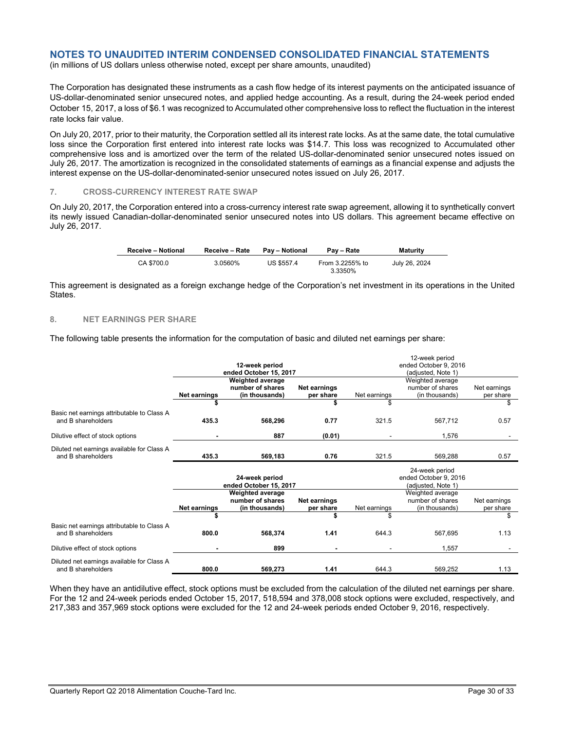## NOTES TO UNAUDITED INTERIM CONDENSED CONSOLIDATED FINANCIAL STATEMENTS

(in millions of US dollars unless otherwise noted, except per share amounts, unaudited)

The Corporation has designated these instruments as a cash flow hedge of its interest payments on the anticipated issuance of US-dollar-denominated senior unsecured notes, and applied hedge accounting. As a result, during the 24-week period ended October 15, 2017, a loss of $6.1 was recognized to Accumulated other comprehensive loss to reflect the fluctuation in the interest rate locks fair value.

On July 20, 2017, prior to their maturity, the Corporation settled all its interest rate locks. As at the same date, the total cumulative loss since the Corporation first entered into interest rate locks was $14.7. This loss was recognized to Accumulated other comprehensive loss and is amortized over the term of the related US-dollar-denominated senior unsecured notes issued on July 26, 2017. The amortization is recognized in the consolidated statements of earnings as a financial expense and adjusts the interest expense on the US-dollar-denominated-senior unsecured notes issued on July 26, 2017.

### 7. CROSS-CURRENCY INTEREST RATE SWAP

On July 20, 2017, the Corporation entered into a cross-currency interest rate swap agreement, allowing it to synthetically convert its newly issued Canadian-dollar-denominated senior unsecured notes into US dollars. This agreement became effective on July 26, 2017.

| Receive – Notional | Receive – Rate | Pay – Notional | Pay – Rate | Maturity |
|---|---|---|---|---|
| CA $700.0 | 3.0560% | US $557.4 | From 3.2255% to 3.3350% | July 26, 2024 |

This agreement is designated as a foreign exchange hedge of the Corporation's net investment in its operations in the United States.

### 8. NET EARNINGS PER SHARE

The following table presents the information for the computation of basic and diluted net earnings per share:

| | 12-week period ended October 15, 2017 | | | 12-week period ended October 9, 2016 (adjusted, Note 1) | | |
|---|---|---|---|---|---|---|
| | **Net earnings** | **Weighted average number of shares (in thousands)** | **Net earnings per share** | Net earnings | Weighted average number of shares (in thousands) | Net earnings per share |
| | **$** | | **$** | $ | | $ |
| Basic net earnings attributable to Class A and B shareholders | **435.3** | **568,296** | **0.77** | 321.5 | 567,712 | 0.57 |
| Dilutive effect of stock options | **-** | **887** | **(0.01)** | - | 1,576 | - |
| Diluted net earnings available for Class A and B shareholders | **435.3** | **569,183** | **0.76** | 321.5 | 569,288 | 0.57 |

| | 24-week period ended October 15, 2017 | | | 24-week period ended October 9, 2016 (adjusted, Note 1) | | |
|---|---|---|---|---|---|---|
| | **Net earnings** | **Weighted average number of shares (in thousands)** | **Net earnings per share** | Net earnings | Weighted average number of shares (in thousands) | Net earnings per share |
| | **$** | | **$** | $ | | $ |
| Basic net earnings attributable to Class A and B shareholders | **800.0** | **568,374** | **1.41** | 644.3 | 567,695 | 1.13 |
| Dilutive effect of stock options | **-** | **899** | **-** | - | 1,557 | - |
| Diluted net earnings available for Class A and B shareholders | **800.0** | **569,273** | **1.41** | 644.3 | 569,252 | 1.13 |

When they have an antidilutive effect, stock options must be excluded from the calculation of the diluted net earnings per share. For the 12 and 24-week periods ended October 15, 2017, 518,594 and 378,008 stock options were excluded, respectively, and 217,383 and 357,969 stock options were excluded for the 12 and 24-week periods ended October 9, 2016, respectively.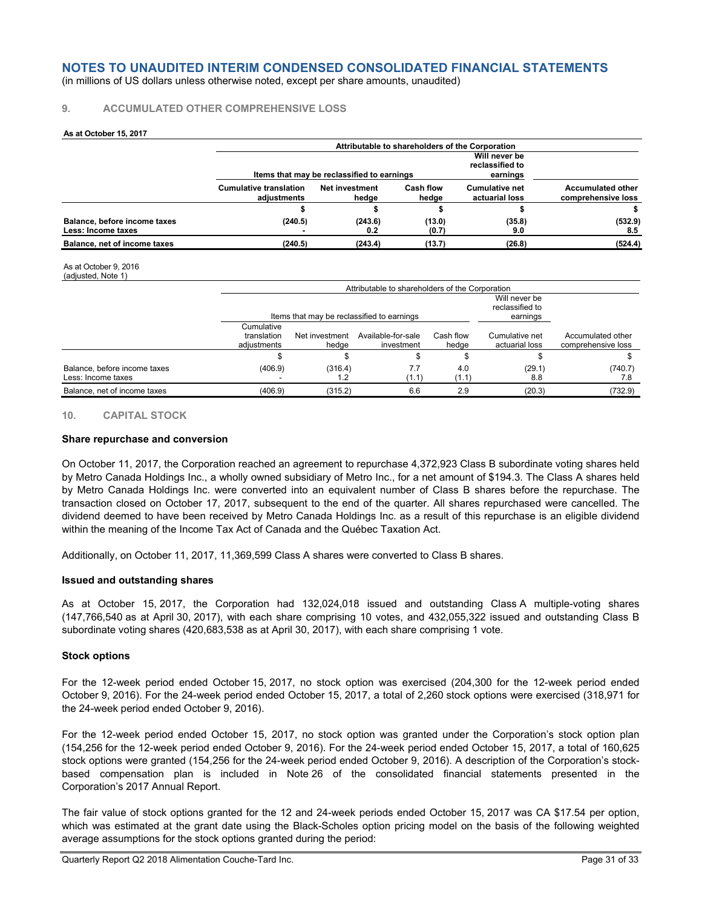# NOTES TO UNAUDITED INTERIM CONDENSED CONSOLIDATED FINANCIAL STATEMENTS

(in millions of US dollars unless otherwise noted, except per share amounts, unaudited)

## 9. ACCUMULATED OTHER COMPREHENSIVE LOSS

**As at October 15, 2017**

| | **Attributable to shareholders of the Corporation** | | | | |
|---|---|---|---|---|---|
| | **Items that may be reclassified to earnings** | | | **Will never be reclassified to earnings** | |
| | **Cumulative translation adjustments** | **Net investment hedge** | **Cash flow hedge** | **Cumulative net actuarial loss** | **Accumulated other comprehensive loss** |
| | **$** | **$** | **$** | **$** | **$** |
| **Balance, before income taxes** | **(240.5)** | **(243.6)** | **(13.0)** | **(35.8)** | **(532.9)** |
| **Less: Income taxes** | **-** | **0.2** | **(0.7)** | **9.0** | **8.5** |
| **Balance, net of income taxes** | **(240.5)** | **(243.4)** | **(13.7)** | **(26.8)** | **(524.4)** |

As at October 9, 2016
(adjusted, Note 1)

| | Attributable to shareholders of the Corporation | | | | | |
|---|---|---|---|---|---|---|
| | Items that may be reclassified to earnings | | | | Will never be reclassified to earnings | |
| | Cumulative translation adjustments | Net investment hedge | Available-for-sale investment | Cash flow hedge | Cumulative net actuarial loss | Accumulated other comprehensive loss |
| | $ | $ | $ | $ | $ | $ |
| Balance, before income taxes | (406.9) | (316.4) | 7.7 | 4.0 | (29.1) | (740.7) |
| Less: Income taxes | - | 1.2 | (1.1) | (1.1) | 8.8 | 7.8 |
| Balance, net of income taxes | (406.9) | (315.2) | 6.6 | 2.9 | (20.3) | (732.9) |

## 10. CAPITAL STOCK

### Share repurchase and conversion

On October 11, 2017, the Corporation reached an agreement to repurchase 4,372,923 Class B subordinate voting shares held by Metro Canada Holdings Inc., a wholly owned subsidiary of Metro Inc., for a net amount of $194.3. The Class A shares held by Metro Canada Holdings Inc. were converted into an equivalent number of Class B shares before the repurchase. The transaction closed on October 17, 2017, subsequent to the end of the quarter. All shares repurchased were cancelled. The dividend deemed to have been received by Metro Canada Holdings Inc. as a result of this repurchase is an eligible dividend within the meaning of the Income Tax Act of Canada and the Québec Taxation Act.

Additionally, on October 11, 2017, 11,369,599 Class A shares were converted to Class B shares.

### Issued and outstanding shares

As at October 15, 2017, the Corporation had 132,024,018 issued and outstanding Class A multiple-voting shares (147,766,540 as at April 30, 2017), with each share comprising 10 votes, and 432,055,322 issued and outstanding Class B subordinate voting shares (420,683,538 as at April 30, 2017), with each share comprising 1 vote.

### Stock options

For the 12-week period ended October 15, 2017, no stock option was exercised (204,300 for the 12-week period ended October 9, 2016). For the 24-week period ended October 15, 2017, a total of 2,260 stock options were exercised (318,971 for the 24-week period ended October 9, 2016).

For the 12-week period ended October 15, 2017, no stock option was granted under the Corporation's stock option plan (154,256 for the 12-week period ended October 9, 2016). For the 24-week period ended October 15, 2017, a total of 160,625 stock options were granted (154,256 for the 24-week period ended October 9, 2016). A description of the Corporation's stock-based compensation plan is included in Note 26 of the consolidated financial statements presented in the Corporation's 2017 Annual Report.

The fair value of stock options granted for the 12 and 24-week periods ended October 15, 2017 was CA $17.54 per option, which was estimated at the grant date using the Black-Scholes option pricing model on the basis of the following weighted average assumptions for the stock options granted during the period: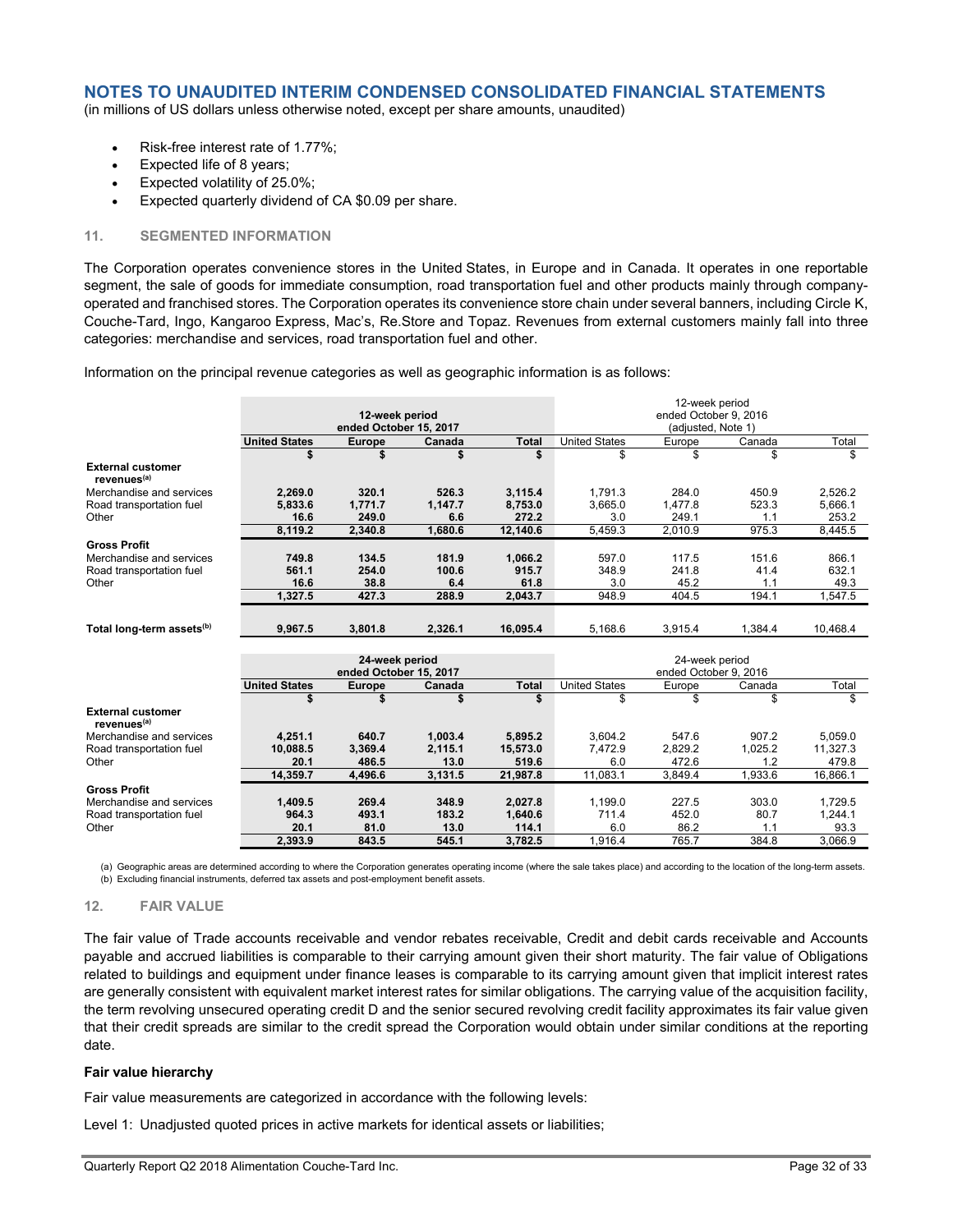## NOTES TO UNAUDITED INTERIM CONDENSED CONSOLIDATED FINANCIAL STATEMENTS

(in millions of US dollars unless otherwise noted, except per share amounts, unaudited)

- Risk-free interest rate of 1.77%;
- Expected life of 8 years;
- Expected volatility of 25.0%;
- Expected quarterly dividend of CA $0.09 per share.

### 11. SEGMENTED INFORMATION

The Corporation operates convenience stores in the United States, in Europe and in Canada. It operates in one reportable segment, the sale of goods for immediate consumption, road transportation fuel and other products mainly through company-operated and franchised stores. The Corporation operates its convenience store chain under several banners, including Circle K, Couche-Tard, Ingo, Kangaroo Express, Mac's, Re.Store and Topaz. Revenues from external customers mainly fall into three categories: merchandise and services, road transportation fuel and other.

Information on the principal revenue categories as well as geographic information is as follows:

| | 12-week period ended October 15, 2017 | | | | 12-week period ended October 9, 2016 (adjusted, Note 1) | | | |
|---|---|---|---|---|---|---|---|---|
| | **United States** | **Europe** | **Canada** | **Total** | United States | Europe | Canada | Total |
| | **$** | **$** | **$** | **$** | $ | $ | $ | $ |
| **External customer revenues[(a)]** | | | | | | | | |
| Merchandise and services | **2,269.0** | **320.1** | **526.3** | **3,115.4** | 1,791.3 | 284.0 | 450.9 | 2,526.2 |
| Road transportation fuel | **5,833.6** | **1,771.7** | **1,147.7** | **8,753.0** | 3,665.0 | 1,477.8 | 523.3 | 5,666.1 |
| Other | **16.6** | **249.0** | **6.6** | **272.2** | 3.0 | 249.1 | 1.1 | 253.2 |
| | **8,119.2** | **2,340.8** | **1,680.6** | **12,140.6** | 5,459.3 | 2,010.9 | 975.3 | 8,445.5 |
| **Gross Profit** | | | | | | | | |
| Merchandise and services | **749.8** | **134.5** | **181.9** | **1,066.2** | 597.0 | 117.5 | 151.6 | 866.1 |
| Road transportation fuel | **561.1** | **254.0** | **100.6** | **915.7** | 348.9 | 241.8 | 41.4 | 632.1 |
| Other | **16.6** | **38.8** | **6.4** | **61.8** | 3.0 | 45.2 | 1.1 | 49.3 |
| | **1,327.5** | **427.3** | **288.9** | **2,043.7** | 948.9 | 404.5 | 194.1 | 1,547.5 |
| **Total long-term assets[(b)]** | **9,967.5** | **3,801.8** | **2,326.1** | **16,095.4** | 5,168.6 | 3,915.4 | 1,384.4 | 10,468.4 |

| | 24-week period ended October 15, 2017 | | | | 24-week period ended October 9, 2016 | | | |
|---|---|---|---|---|---|---|---|---|
| | **United States** | **Europe** | **Canada** | **Total** | United States | Europe | Canada | Total |
| | **$** | **$** | **$** | **$** | $ | $ | $ | $ |
| **External customer revenues[(a)]** | | | | | | | | |
| Merchandise and services | **4,251.1** | **640.7** | **1,003.4** | **5,895.2** | 3,604.2 | 547.6 | 907.2 | 5,059.0 |
| Road transportation fuel | **10,088.5** | **3,369.4** | **2,115.1** | **15,573.0** | 7,472.9 | 2,829.2 | 1,025.2 | 11,327.3 |
| Other | **20.1** | **486.5** | **13.0** | **519.6** | 6.0 | 472.6 | 1.2 | 479.8 |
| | **14,359.7** | **4,496.6** | **3,131.5** | **21,987.8** | 11,083.1 | 3,849.4 | 1,933.6 | 16,866.1 |
| **Gross Profit** | | | | | | | | |
| Merchandise and services | **1,409.5** | **269.4** | **348.9** | **2,027.8** | 1,199.0 | 227.5 | 303.0 | 1,729.5 |
| Road transportation fuel | **964.3** | **493.1** | **183.2** | **1,640.6** | 711.4 | 452.0 | 80.7 | 1,244.1 |
| Other | **20.1** | **81.0** | **13.0** | **114.1** | 6.0 | 86.2 | 1.1 | 93.3 |
| | **2,393.9** | **843.5** | **545.1** | **3,782.5** | 1,916.4 | 765.7 | 384.8 | 3,066.9 |

(a) Geographic areas are determined according to where the Corporation generates operating income (where the sale takes place) and according to the location of the long-term assets.
(b) Excluding financial instruments, deferred tax assets and post-employment benefit assets.

### 12. FAIR VALUE

The fair value of Trade accounts receivable and vendor rebates receivable, Credit and debit cards receivable and Accounts payable and accrued liabilities is comparable to their carrying amount given their short maturity. The fair value of Obligations related to buildings and equipment under finance leases is comparable to its carrying amount given that implicit interest rates are generally consistent with equivalent market interest rates for similar obligations. The carrying value of the acquisition facility, the term revolving unsecured operating credit D and the senior secured revolving credit facility approximates its fair value given that their credit spreads are similar to the credit spread the Corporation would obtain under similar conditions at the reporting date.

**Fair value hierarchy**

Fair value measurements are categorized in accordance with the following levels:

Level 1: Unadjusted quoted prices in active markets for identical assets or liabilities;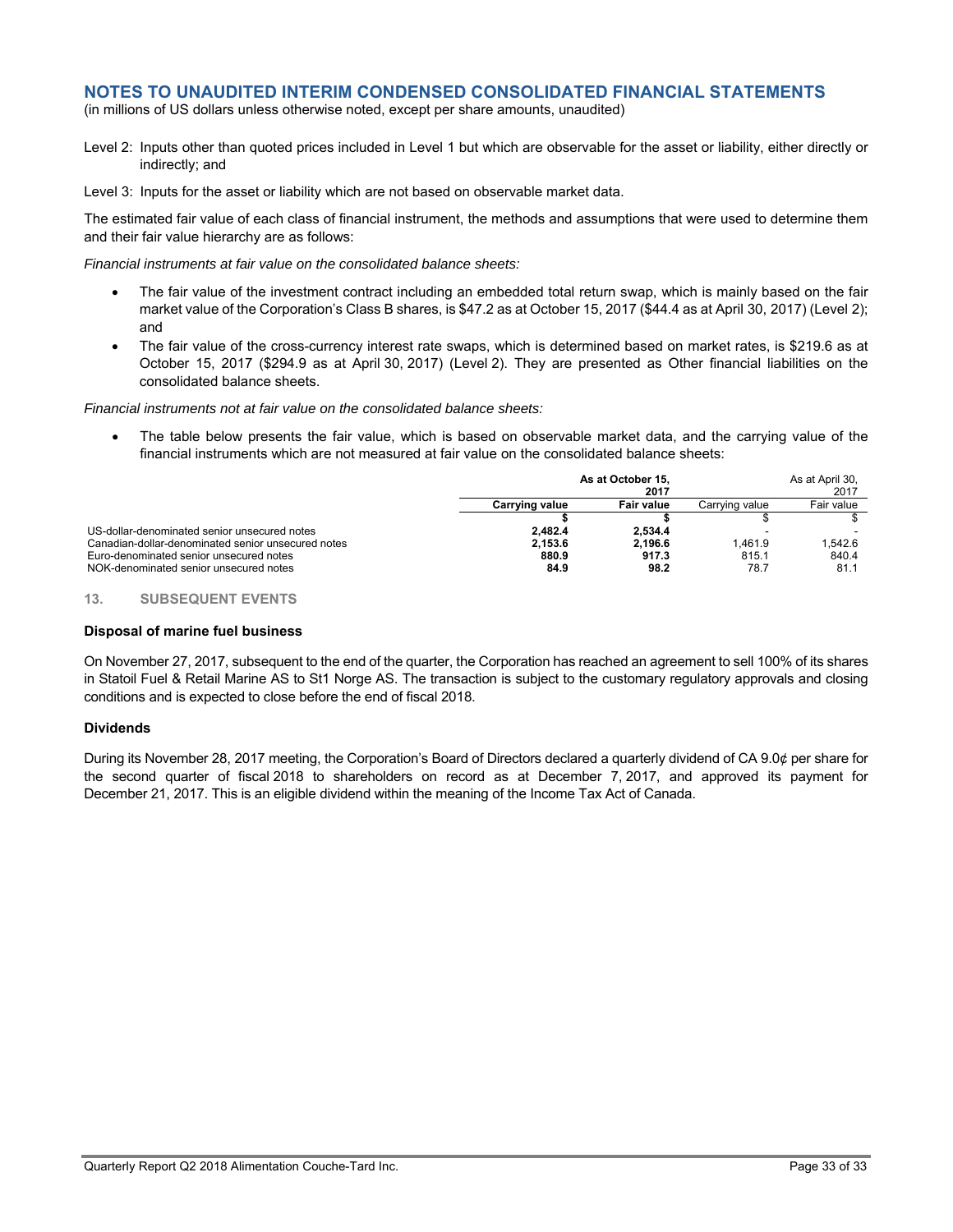## NOTES TO UNAUDITED INTERIM CONDENSED CONSOLIDATED FINANCIAL STATEMENTS

(in millions of US dollars unless otherwise noted, except per share amounts, unaudited)

Level 2: Inputs other than quoted prices included in Level 1 but which are observable for the asset or liability, either directly or indirectly; and

Level 3: Inputs for the asset or liability which are not based on observable market data.

The estimated fair value of each class of financial instrument, the methods and assumptions that were used to determine them and their fair value hierarchy are as follows:

*Financial instruments at fair value on the consolidated balance sheets:*

- The fair value of the investment contract including an embedded total return swap, which is mainly based on the fair market value of the Corporation's Class B shares, is $47.2 as at October 15, 2017 ($44.4 as at April 30, 2017) (Level 2); and
- The fair value of the cross-currency interest rate swaps, which is determined based on market rates, is $219.6 as at October 15, 2017 ($294.9 as at April 30, 2017) (Level 2). They are presented as Other financial liabilities on the consolidated balance sheets.

*Financial instruments not at fair value on the consolidated balance sheets:*

- The table below presents the fair value, which is based on observable market data, and the carrying value of the financial instruments which are not measured at fair value on the consolidated balance sheets:

| | **As at October 15, 2017** | | As at April 30, 2017 | |
|---|---|---|---|---|
| | **Carrying value** | **Fair value** | Carrying value | Fair value |
| | **$** | **$** | $ | $ |
| US-dollar-denominated senior unsecured notes | **2,482.4** | **2,534.4** | - | - |
| Canadian-dollar-denominated senior unsecured notes | **2,153.6** | **2,196.6** | 1,461.9 | 1,542.6 |
| Euro-denominated senior unsecured notes | **880.9** | **917.3** | 815.1 | 840.4 |
| NOK-denominated senior unsecured notes | **84.9** | **98.2** | 78.7 | 81.1 |

## 13. SUBSEQUENT EVENTS

### Disposal of marine fuel business

On November 27, 2017, subsequent to the end of the quarter, the Corporation has reached an agreement to sell 100% of its shares in Statoil Fuel & Retail Marine AS to St1 Norge AS. The transaction is subject to the customary regulatory approvals and closing conditions and is expected to close before the end of fiscal 2018.

### Dividends

During its November 28, 2017 meeting, the Corporation's Board of Directors declared a quarterly dividend of CA 9.0¢ per share for the second quarter of fiscal 2018 to shareholders on record as at December 7, 2017, and approved its payment for December 21, 2017. This is an eligible dividend within the meaning of the Income Tax Act of Canada.